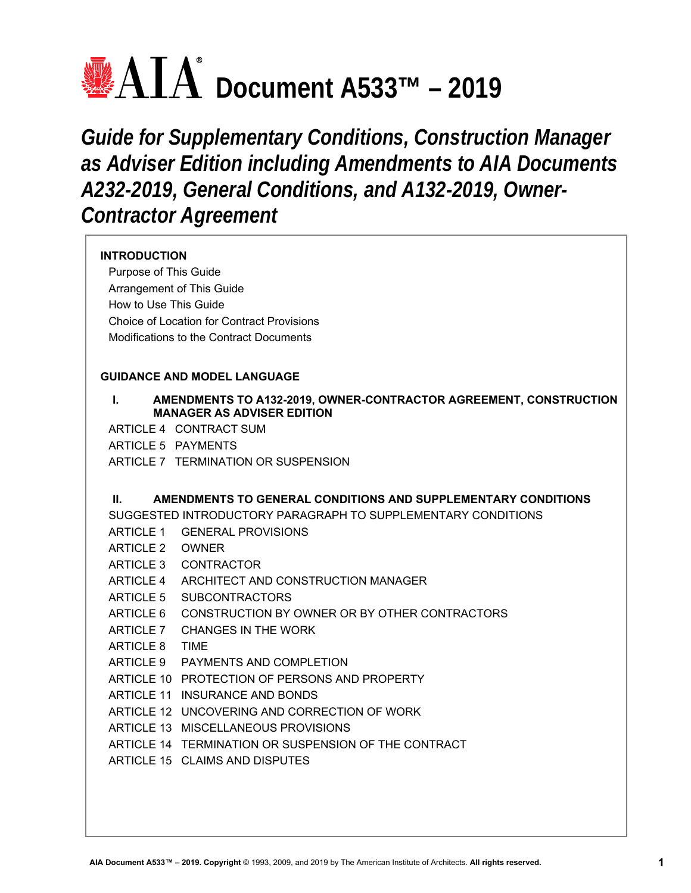# AIA® Document A533™ – 2019

## *Guide for Supplementary Conditions, Construction Manager as Adviser Edition including Amendments to AIA Documents A232-2019, General Conditions, and A132-2019, Owner-Contractor Agreement*

**INTRODUCTION**

- Purpose of This Guide
- Arrangement of This Guide
- How to Use This Guide
- Choice of Location for Contract Provisions
- Modifications to the Contract Documents

**GUIDANCE AND MODEL LANGUAGE**

**I. AMENDMENTS TO A132-2019, OWNER-CONTRACTOR AGREEMENT, CONSTRUCTION MANAGER AS ADVISER EDITION**

- ARTICLE 4 CONTRACT SUM
- ARTICLE 5 PAYMENTS
- ARTICLE 7 TERMINATION OR SUSPENSION

**II. AMENDMENTS TO GENERAL CONDITIONS AND SUPPLEMENTARY CONDITIONS**

- SUGGESTED INTRODUCTORY PARAGRAPH TO SUPPLEMENTARY CONDITIONS
- ARTICLE 1 GENERAL PROVISIONS
- ARTICLE 2 OWNER
- ARTICLE 3 CONTRACTOR
- ARTICLE 4 ARCHITECT AND CONSTRUCTION MANAGER
- ARTICLE 5 SUBCONTRACTORS
- ARTICLE 6 CONSTRUCTION BY OWNER OR BY OTHER CONTRACTORS
- ARTICLE 7 CHANGES IN THE WORK
- ARTICLE 8 TIME
- ARTICLE 9 PAYMENTS AND COMPLETION
- ARTICLE 10 PROTECTION OF PERSONS AND PROPERTY
- ARTICLE 11 INSURANCE AND BONDS
- ARTICLE 12 UNCOVERING AND CORRECTION OF WORK
- ARTICLE 13 MISCELLANEOUS PROVISIONS
- ARTICLE 14 TERMINATION OR SUSPENSION OF THE CONTRACT
- ARTICLE 15 CLAIMS AND DISPUTES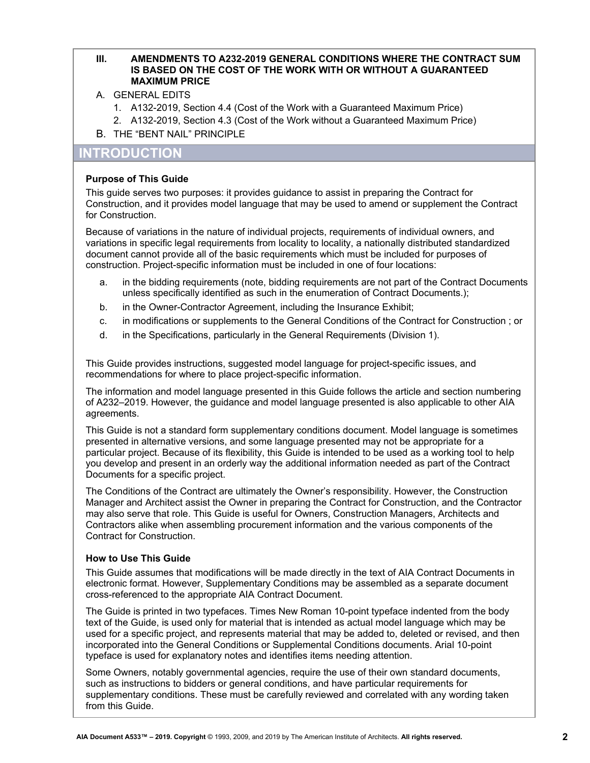**III. AMENDMENTS TO A232-2019 GENERAL CONDITIONS WHERE THE CONTRACT SUM IS BASED ON THE COST OF THE WORK WITH OR WITHOUT A GUARANTEED MAXIMUM PRICE**

A. GENERAL EDITS
   1. A132-2019, Section 4.4 (Cost of the Work with a Guaranteed Maximum Price)
   2. A132-2019, Section 4.3 (Cost of the Work without a Guaranteed Maximum Price)

B. THE "BENT NAIL" PRINCIPLE

## INTRODUCTION

### Purpose of This Guide

This guide serves two purposes: it provides guidance to assist in preparing the Contract for Construction, and it provides model language that may be used to amend or supplement the Contract for Construction.

Because of variations in the nature of individual projects, requirements of individual owners, and variations in specific legal requirements from locality to locality, a nationally distributed standardized document cannot provide all of the basic requirements which must be included for purposes of construction. Project-specific information must be included in one of four locations:

a. in the bidding requirements (note, bidding requirements are not part of the Contract Documents unless specifically identified as such in the enumeration of Contract Documents.);
b. in the Owner-Contractor Agreement, including the Insurance Exhibit;
c. in modifications or supplements to the General Conditions of the Contract for Construction ; or
d. in the Specifications, particularly in the General Requirements (Division 1).

This Guide provides instructions, suggested model language for project-specific issues, and recommendations for where to place project-specific information.

The information and model language presented in this Guide follows the article and section numbering of A232–2019. However, the guidance and model language presented is also applicable to other AIA agreements.

This Guide is not a standard form supplementary conditions document. Model language is sometimes presented in alternative versions, and some language presented may not be appropriate for a particular project. Because of its flexibility, this Guide is intended to be used as a working tool to help you develop and present in an orderly way the additional information needed as part of the Contract Documents for a specific project.

The Conditions of the Contract are ultimately the Owner's responsibility. However, the Construction Manager and Architect assist the Owner in preparing the Contract for Construction, and the Contractor may also serve that role. This Guide is useful for Owners, Construction Managers, Architects and Contractors alike when assembling procurement information and the various components of the Contract for Construction.

### How to Use This Guide

This Guide assumes that modifications will be made directly in the text of AIA Contract Documents in electronic format. However, Supplementary Conditions may be assembled as a separate document cross-referenced to the appropriate AIA Contract Document.

The Guide is printed in two typefaces. Times New Roman 10-point typeface indented from the body text of the Guide, is used only for material that is intended as actual model language which may be used for a specific project, and represents material that may be added to, deleted or revised, and then incorporated into the General Conditions or Supplemental Conditions documents. Arial 10-point typeface is used for explanatory notes and identifies items needing attention.

Some Owners, notably governmental agencies, require the use of their own standard documents, such as instructions to bidders or general conditions, and have particular requirements for supplementary conditions. These must be carefully reviewed and correlated with any wording taken from this Guide.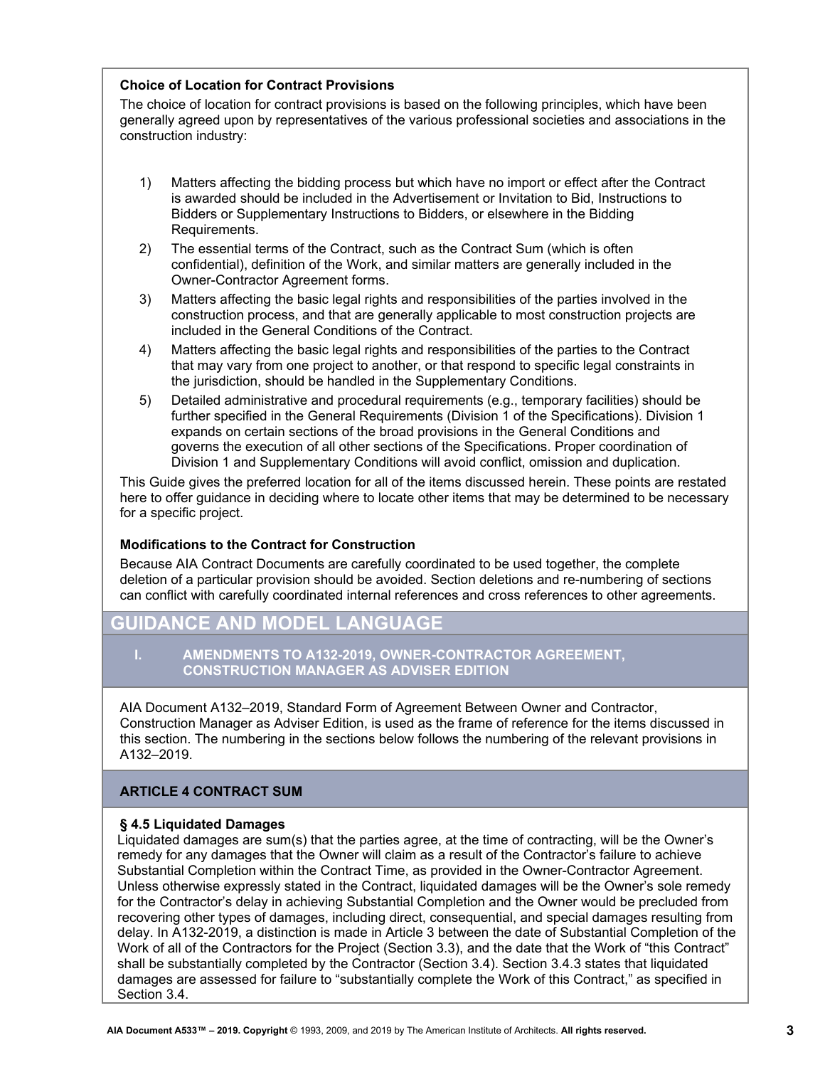### Choice of Location for Contract Provisions

The choice of location for contract provisions is based on the following principles, which have been generally agreed upon by representatives of the various professional societies and associations in the construction industry:

1) Matters affecting the bidding process but which have no import or effect after the Contract is awarded should be included in the Advertisement or Invitation to Bid, Instructions to Bidders or Supplementary Instructions to Bidders, or elsewhere in the Bidding Requirements.
2) The essential terms of the Contract, such as the Contract Sum (which is often confidential), definition of the Work, and similar matters are generally included in the Owner-Contractor Agreement forms.
3) Matters affecting the basic legal rights and responsibilities of the parties involved in the construction process, and that are generally applicable to most construction projects are included in the General Conditions of the Contract.
4) Matters affecting the basic legal rights and responsibilities of the parties to the Contract that may vary from one project to another, or that respond to specific legal constraints in the jurisdiction, should be handled in the Supplementary Conditions.
5) Detailed administrative and procedural requirements (e.g., temporary facilities) should be further specified in the General Requirements (Division 1 of the Specifications). Division 1 expands on certain sections of the broad provisions in the General Conditions and governs the execution of all other sections of the Specifications. Proper coordination of Division 1 and Supplementary Conditions will avoid conflict, omission and duplication.

This Guide gives the preferred location for all of the items discussed herein. These points are restated here to offer guidance in deciding where to locate other items that may be determined to be necessary for a specific project.

### Modifications to the Contract for Construction

Because AIA Contract Documents are carefully coordinated to be used together, the complete deletion of a particular provision should be avoided. Section deletions and re-numbering of sections can conflict with carefully coordinated internal references and cross references to other agreements.

# GUIDANCE AND MODEL LANGUAGE

## I. AMENDMENTS TO A132-2019, OWNER-CONTRACTOR AGREEMENT, CONSTRUCTION MANAGER AS ADVISER EDITION

AIA Document A132–2019, Standard Form of Agreement Between Owner and Contractor, Construction Manager as Adviser Edition, is used as the frame of reference for the items discussed in this section. The numbering in the sections below follows the numbering of the relevant provisions in A132–2019.

## ARTICLE 4 CONTRACT SUM

### § 4.5 Liquidated Damages

Liquidated damages are sum(s) that the parties agree, at the time of contracting, will be the Owner's remedy for any damages that the Owner will claim as a result of the Contractor's failure to achieve Substantial Completion within the Contract Time, as provided in the Owner-Contractor Agreement. Unless otherwise expressly stated in the Contract, liquidated damages will be the Owner's sole remedy for the Contractor's delay in achieving Substantial Completion and the Owner would be precluded from recovering other types of damages, including direct, consequential, and special damages resulting from delay. In A132-2019, a distinction is made in Article 3 between the date of Substantial Completion of the Work of all of the Contractors for the Project (Section 3.3), and the date that the Work of "this Contract" shall be substantially completed by the Contractor (Section 3.4). Section 3.4.3 states that liquidated damages are assessed for failure to "substantially complete the Work of this Contract," as specified in Section 3.4.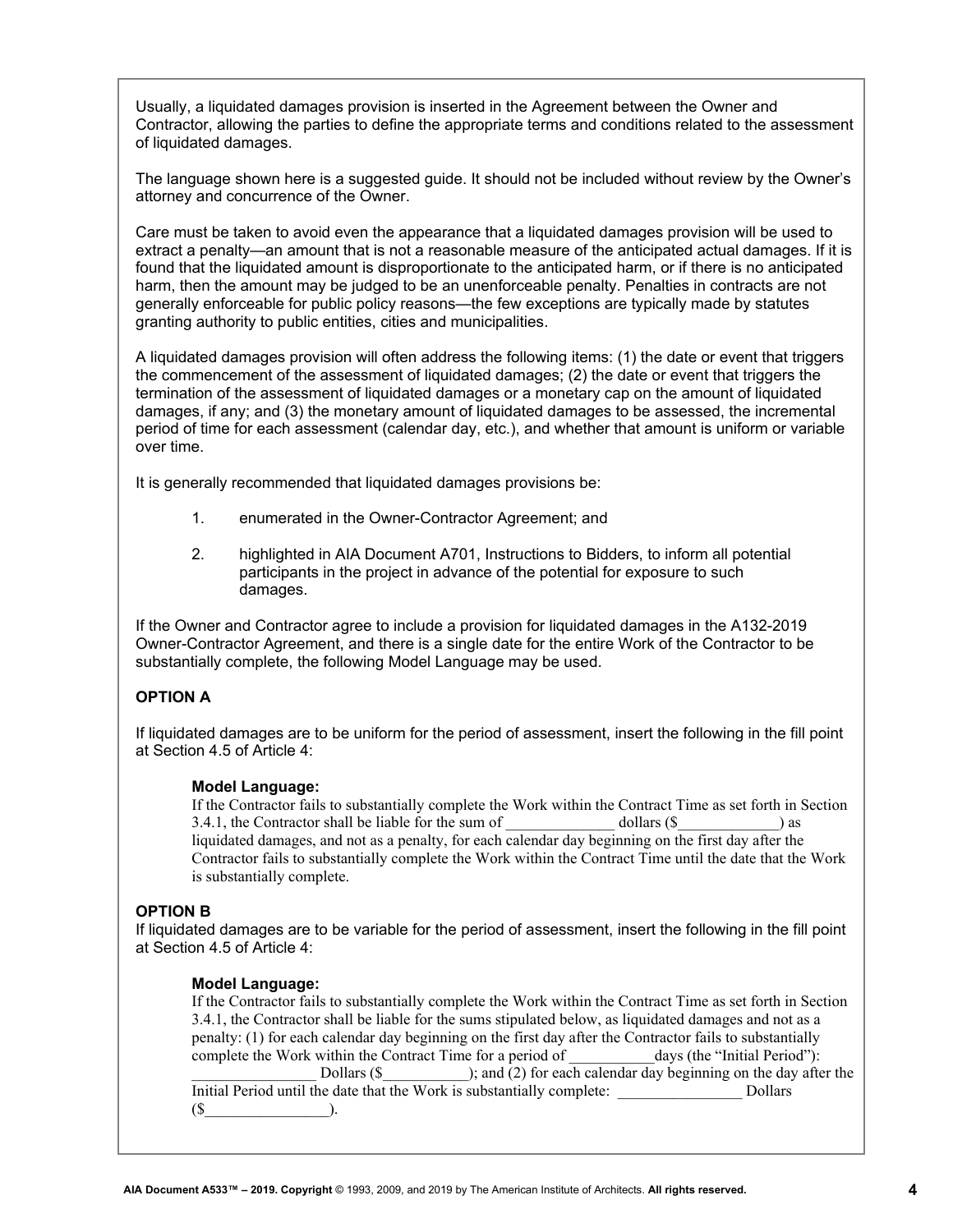Usually, a liquidated damages provision is inserted in the Agreement between the Owner and Contractor, allowing the parties to define the appropriate terms and conditions related to the assessment of liquidated damages.

The language shown here is a suggested guide. It should not be included without review by the Owner's attorney and concurrence of the Owner.

Care must be taken to avoid even the appearance that a liquidated damages provision will be used to extract a penalty—an amount that is not a reasonable measure of the anticipated actual damages. If it is found that the liquidated amount is disproportionate to the anticipated harm, or if there is no anticipated harm, then the amount may be judged to be an unenforceable penalty. Penalties in contracts are not generally enforceable for public policy reasons—the few exceptions are typically made by statutes granting authority to public entities, cities and municipalities.

A liquidated damages provision will often address the following items: (1) the date or event that triggers the commencement of the assessment of liquidated damages; (2) the date or event that triggers the termination of the assessment of liquidated damages or a monetary cap on the amount of liquidated damages, if any; and (3) the monetary amount of liquidated damages to be assessed, the incremental period of time for each assessment (calendar day, etc.), and whether that amount is uniform or variable over time.

It is generally recommended that liquidated damages provisions be:

1. enumerated in the Owner-Contractor Agreement; and
2. highlighted in AIA Document A701, Instructions to Bidders, to inform all potential participants in the project in advance of the potential for exposure to such damages.

If the Owner and Contractor agree to include a provision for liquidated damages in the A132-2019 Owner-Contractor Agreement, and there is a single date for the entire Work of the Contractor to be substantially complete, the following Model Language may be used.

**OPTION A**

If liquidated damages are to be uniform for the period of assessment, insert the following in the fill point at Section 4.5 of Article 4:

> **Model Language:**
> If the Contractor fails to substantially complete the Work within the Contract Time as set forth in Section 3.4.1, the Contractor shall be liable for the sum of ______________ dollars ($_____________) as liquidated damages, and not as a penalty, for each calendar day beginning on the first day after the Contractor fails to substantially complete the Work within the Contract Time until the date that the Work is substantially complete.

**OPTION B**

If liquidated damages are to be variable for the period of assessment, insert the following in the fill point at Section 4.5 of Article 4:

> **Model Language:**
> If the Contractor fails to substantially complete the Work within the Contract Time as set forth in Section 3.4.1, the Contractor shall be liable for the sums stipulated below, as liquidated damages and not as a penalty: (1) for each calendar day beginning on the first day after the Contractor fails to substantially complete the Work within the Contract Time for a period of ___________days (the "Initial Period"): ________________ Dollars ($___________); and (2) for each calendar day beginning on the day after the Initial Period until the date that the Work is substantially complete: ________________ Dollars ($________________).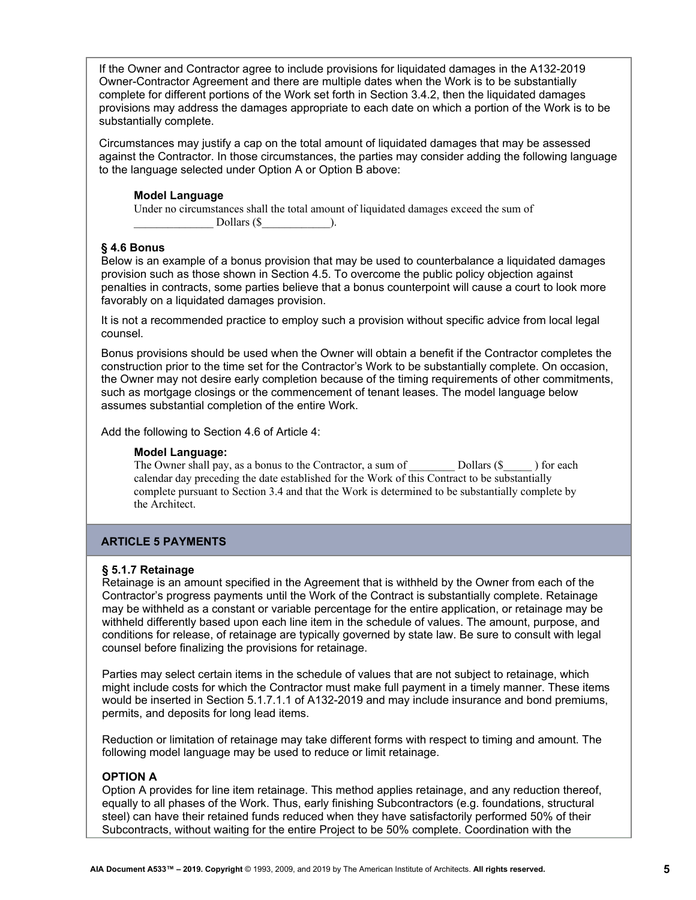If the Owner and Contractor agree to include provisions for liquidated damages in the A132-2019 Owner-Contractor Agreement and there are multiple dates when the Work is to be substantially complete for different portions of the Work set forth in Section 3.4.2, then the liquidated damages provisions may address the damages appropriate to each date on which a portion of the Work is to be substantially complete.

Circumstances may justify a cap on the total amount of liquidated damages that may be assessed against the Contractor. In those circumstances, the parties may consider adding the following language to the language selected under Option A or Option B above:

**Model Language**

Under no circumstances shall the total amount of liquidated damages exceed the sum of ______________ Dollars ($____________).

### § 4.6 Bonus

Below is an example of a bonus provision that may be used to counterbalance a liquidated damages provision such as those shown in Section 4.5. To overcome the public policy objection against penalties in contracts, some parties believe that a bonus counterpoint will cause a court to look more favorably on a liquidated damages provision.

It is not a recommended practice to employ such a provision without specific advice from local legal counsel.

Bonus provisions should be used when the Owner will obtain a benefit if the Contractor completes the construction prior to the time set for the Contractor's Work to be substantially complete. On occasion, the Owner may not desire early completion because of the timing requirements of other commitments, such as mortgage closings or the commencement of tenant leases. The model language below assumes substantial completion of the entire Work.

Add the following to Section 4.6 of Article 4:

**Model Language:**

The Owner shall pay, as a bonus to the Contractor, a sum of ________ Dollars ($_____ ) for each calendar day preceding the date established for the Work of this Contract to be substantially complete pursuant to Section 3.4 and that the Work is determined to be substantially complete by the Architect.

## ARTICLE 5 PAYMENTS

### § 5.1.7 Retainage

Retainage is an amount specified in the Agreement that is withheld by the Owner from each of the Contractor's progress payments until the Work of the Contract is substantially complete. Retainage may be withheld as a constant or variable percentage for the entire application, or retainage may be withheld differently based upon each line item in the schedule of values. The amount, purpose, and conditions for release, of retainage are typically governed by state law. Be sure to consult with legal counsel before finalizing the provisions for retainage.

Parties may select certain items in the schedule of values that are not subject to retainage, which might include costs for which the Contractor must make full payment in a timely manner. These items would be inserted in Section 5.1.7.1.1 of A132-2019 and may include insurance and bond premiums, permits, and deposits for long lead items.

Reduction or limitation of retainage may take different forms with respect to timing and amount. The following model language may be used to reduce or limit retainage.

**OPTION A**

Option A provides for line item retainage. This method applies retainage, and any reduction thereof, equally to all phases of the Work. Thus, early finishing Subcontractors (e.g. foundations, structural steel) can have their retained funds reduced when they have satisfactorily performed 50% of their Subcontracts, without waiting for the entire Project to be 50% complete. Coordination with the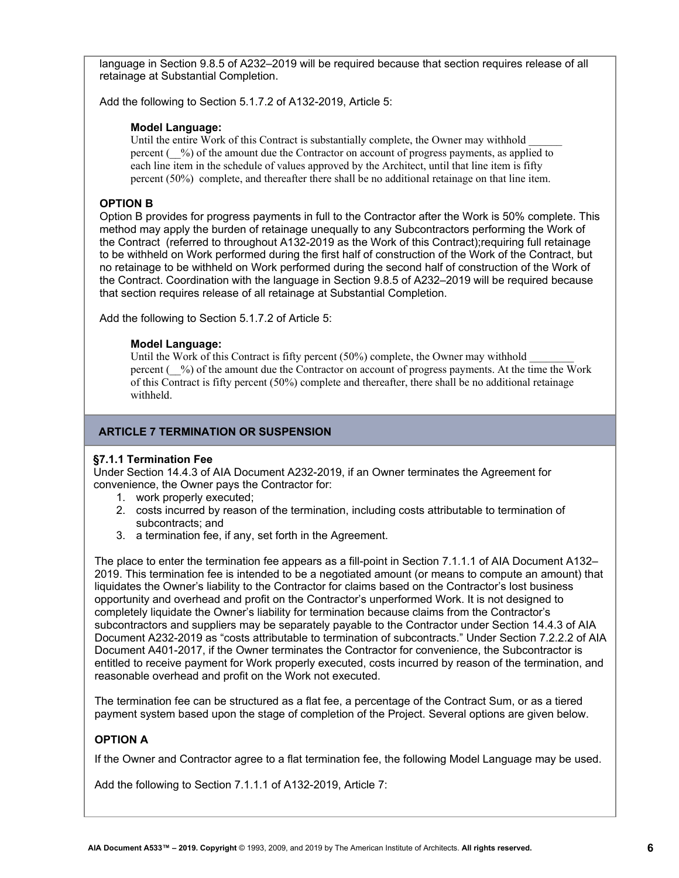language in Section 9.8.5 of A232–2019 will be required because that section requires release of all retainage at Substantial Completion.

Add the following to Section 5.1.7.2 of A132-2019, Article 5:

**Model Language:**
Until the entire Work of this Contract is substantially complete, the Owner may withhold ______ percent (__%) of the amount due the Contractor on account of progress payments, as applied to each line item in the schedule of values approved by the Architect, until that line item is fifty percent (50%) complete, and thereafter there shall be no additional retainage on that line item.

**OPTION B**

Option B provides for progress payments in full to the Contractor after the Work is 50% complete. This method may apply the burden of retainage unequally to any Subcontractors performing the Work of the Contract (referred to throughout A132-2019 as the Work of this Contract);requiring full retainage to be withheld on Work performed during the first half of construction of the Work of the Contract, but no retainage to be withheld on Work performed during the second half of construction of the Work of the Contract. Coordination with the language in Section 9.8.5 of A232–2019 will be required because that section requires release of all retainage at Substantial Completion.

Add the following to Section 5.1.7.2 of Article 5:

**Model Language:**
Until the Work of this Contract is fifty percent (50%) complete, the Owner may withhold ________ percent (__%) of the amount due the Contractor on account of progress payments. At the time the Work of this Contract is fifty percent (50%) complete and thereafter, there shall be no additional retainage withheld.

## ARTICLE 7 TERMINATION OR SUSPENSION

**§7.1.1 Termination Fee**

Under Section 14.4.3 of AIA Document A232-2019, if an Owner terminates the Agreement for convenience, the Owner pays the Contractor for:

1. work properly executed;
2. costs incurred by reason of the termination, including costs attributable to termination of subcontracts; and
3. a termination fee, if any, set forth in the Agreement.

The place to enter the termination fee appears as a fill-point in Section 7.1.1.1 of AIA Document A132–2019. This termination fee is intended to be a negotiated amount (or means to compute an amount) that liquidates the Owner's liability to the Contractor for claims based on the Contractor's lost business opportunity and overhead and profit on the Contractor's unperformed Work. It is not designed to completely liquidate the Owner's liability for termination because claims from the Contractor's subcontractors and suppliers may be separately payable to the Contractor under Section 14.4.3 of AIA Document A232-2019 as "costs attributable to termination of subcontracts." Under Section 7.2.2.2 of AIA Document A401-2017, if the Owner terminates the Contractor for convenience, the Subcontractor is entitled to receive payment for Work properly executed, costs incurred by reason of the termination, and reasonable overhead and profit on the Work not executed.

The termination fee can be structured as a flat fee, a percentage of the Contract Sum, or as a tiered payment system based upon the stage of completion of the Project. Several options are given below.

**OPTION A**

If the Owner and Contractor agree to a flat termination fee, the following Model Language may be used.

Add the following to Section 7.1.1.1 of A132-2019, Article 7: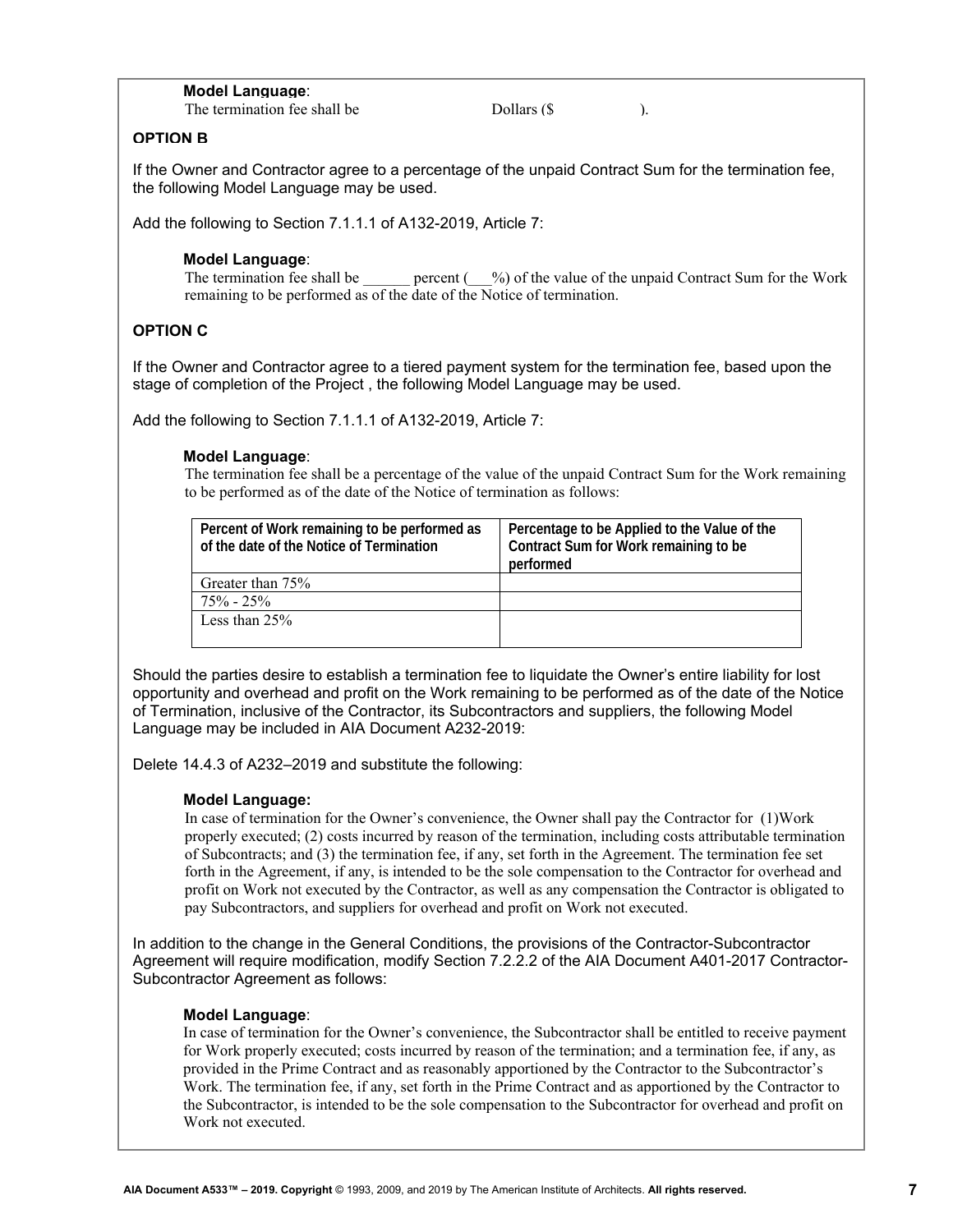**Model Language**:

The termination fee shall be Dollars ($ ).

### OPTION B

If the Owner and Contractor agree to a percentage of the unpaid Contract Sum for the termination fee, the following Model Language may be used.

Add the following to Section 7.1.1.1 of A132-2019, Article 7:

**Model Language**:

The termination fee shall be ______ percent (___%) of the value of the unpaid Contract Sum for the Work remaining to be performed as of the date of the Notice of termination.

### OPTION C

If the Owner and Contractor agree to a tiered payment system for the termination fee, based upon the stage of completion of the Project , the following Model Language may be used.

Add the following to Section 7.1.1.1 of A132-2019, Article 7:

**Model Language**:

The termination fee shall be a percentage of the value of the unpaid Contract Sum for the Work remaining to be performed as of the date of the Notice of termination as follows:

| Percent of Work remaining to be performed as of the date of the Notice of Termination | Percentage to be Applied to the Value of the Contract Sum for Work remaining to be performed |
|---|---|
| Greater than 75% | |
| 75% - 25% | |
| Less than 25% | |

Should the parties desire to establish a termination fee to liquidate the Owner's entire liability for lost opportunity and overhead and profit on the Work remaining to be performed as of the date of the Notice of Termination, inclusive of the Contractor, its Subcontractors and suppliers, the following Model Language may be included in AIA Document A232-2019:

Delete 14.4.3 of A232–2019 and substitute the following:

**Model Language:**

In case of termination for the Owner's convenience, the Owner shall pay the Contractor for (1)Work properly executed; (2) costs incurred by reason of the termination, including costs attributable termination of Subcontracts; and (3) the termination fee, if any, set forth in the Agreement. The termination fee set forth in the Agreement, if any, is intended to be the sole compensation to the Contractor for overhead and profit on Work not executed by the Contractor, as well as any compensation the Contractor is obligated to pay Subcontractors, and suppliers for overhead and profit on Work not executed.

In addition to the change in the General Conditions, the provisions of the Contractor-Subcontractor Agreement will require modification, modify Section 7.2.2.2 of the AIA Document A401-2017 Contractor-Subcontractor Agreement as follows:

**Model Language**:

In case of termination for the Owner's convenience, the Subcontractor shall be entitled to receive payment for Work properly executed; costs incurred by reason of the termination; and a termination fee, if any, as provided in the Prime Contract and as reasonably apportioned by the Contractor to the Subcontractor's Work. The termination fee, if any, set forth in the Prime Contract and as apportioned by the Contractor to the Subcontractor, is intended to be the sole compensation to the Subcontractor for overhead and profit on Work not executed.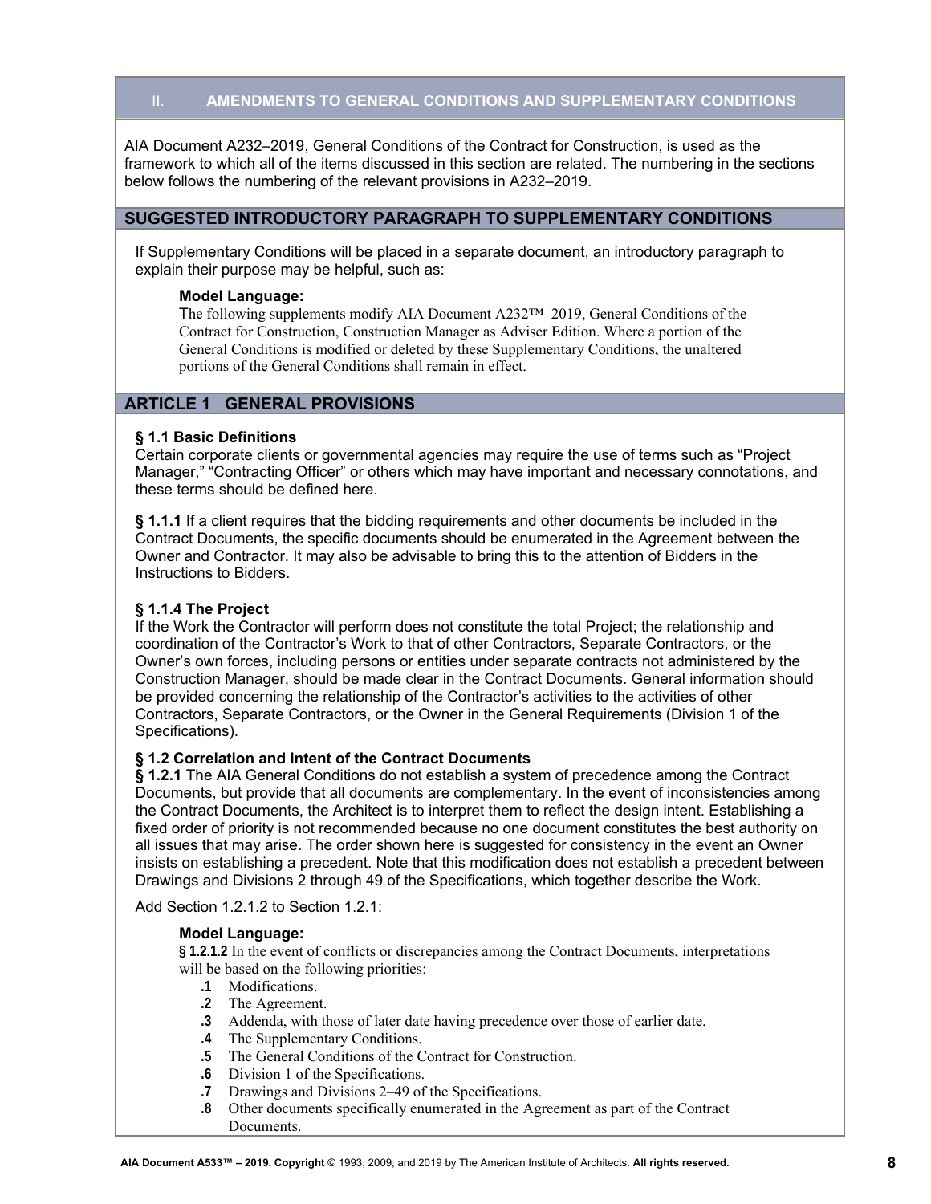## II. AMENDMENTS TO GENERAL CONDITIONS AND SUPPLEMENTARY CONDITIONS

AIA Document A232–2019, General Conditions of the Contract for Construction, is used as the framework to which all of the items discussed in this section are related. The numbering in the sections below follows the numbering of the relevant provisions in A232–2019.

## SUGGESTED INTRODUCTORY PARAGRAPH TO SUPPLEMENTARY CONDITIONS

If Supplementary Conditions will be placed in a separate document, an introductory paragraph to explain their purpose may be helpful, such as:

> **Model Language:**
> The following supplements modify AIA Document A232™–2019, General Conditions of the Contract for Construction, Construction Manager as Adviser Edition. Where a portion of the General Conditions is modified or deleted by these Supplementary Conditions, the unaltered portions of the General Conditions shall remain in effect.

## ARTICLE 1 GENERAL PROVISIONS

**§ 1.1 Basic Definitions**
Certain corporate clients or governmental agencies may require the use of terms such as "Project Manager," "Contracting Officer" or others which may have important and necessary connotations, and these terms should be defined here.

**§ 1.1.1** If a client requires that the bidding requirements and other documents be included in the Contract Documents, the specific documents should be enumerated in the Agreement between the Owner and Contractor. It may also be advisable to bring this to the attention of Bidders in the Instructions to Bidders.

**§ 1.1.4 The Project**
If the Work the Contractor will perform does not constitute the total Project; the relationship and coordination of the Contractor's Work to that of other Contractors, Separate Contractors, or the Owner's own forces, including persons or entities under separate contracts not administered by the Construction Manager, should be made clear in the Contract Documents. General information should be provided concerning the relationship of the Contractor's activities to the activities of other Contractors, Separate Contractors, or the Owner in the General Requirements (Division 1 of the Specifications).

**§ 1.2 Correlation and Intent of the Contract Documents**
**§ 1.2.1** The AIA General Conditions do not establish a system of precedence among the Contract Documents, but provide that all documents are complementary. In the event of inconsistencies among the Contract Documents, the Architect is to interpret them to reflect the design intent. Establishing a fixed order of priority is not recommended because no one document constitutes the best authority on all issues that may arise. The order shown here is suggested for consistency in the event an Owner insists on establishing a precedent. Note that this modification does not establish a precedent between Drawings and Divisions 2 through 49 of the Specifications, which together describe the Work.

Add Section 1.2.1.2 to Section 1.2.1:

> **Model Language:**
> **§ 1.2.1.2** In the event of conflicts or discrepancies among the Contract Documents, interpretations will be based on the following priorities:
>
> **.1** Modifications.
> **.2** The Agreement.
> **.3** Addenda, with those of later date having precedence over those of earlier date.
> **.4** The Supplementary Conditions.
> **.5** The General Conditions of the Contract for Construction.
> **.6** Division 1 of the Specifications.
> **.7** Drawings and Divisions 2–49 of the Specifications.
> **.8** Other documents specifically enumerated in the Agreement as part of the Contract Documents.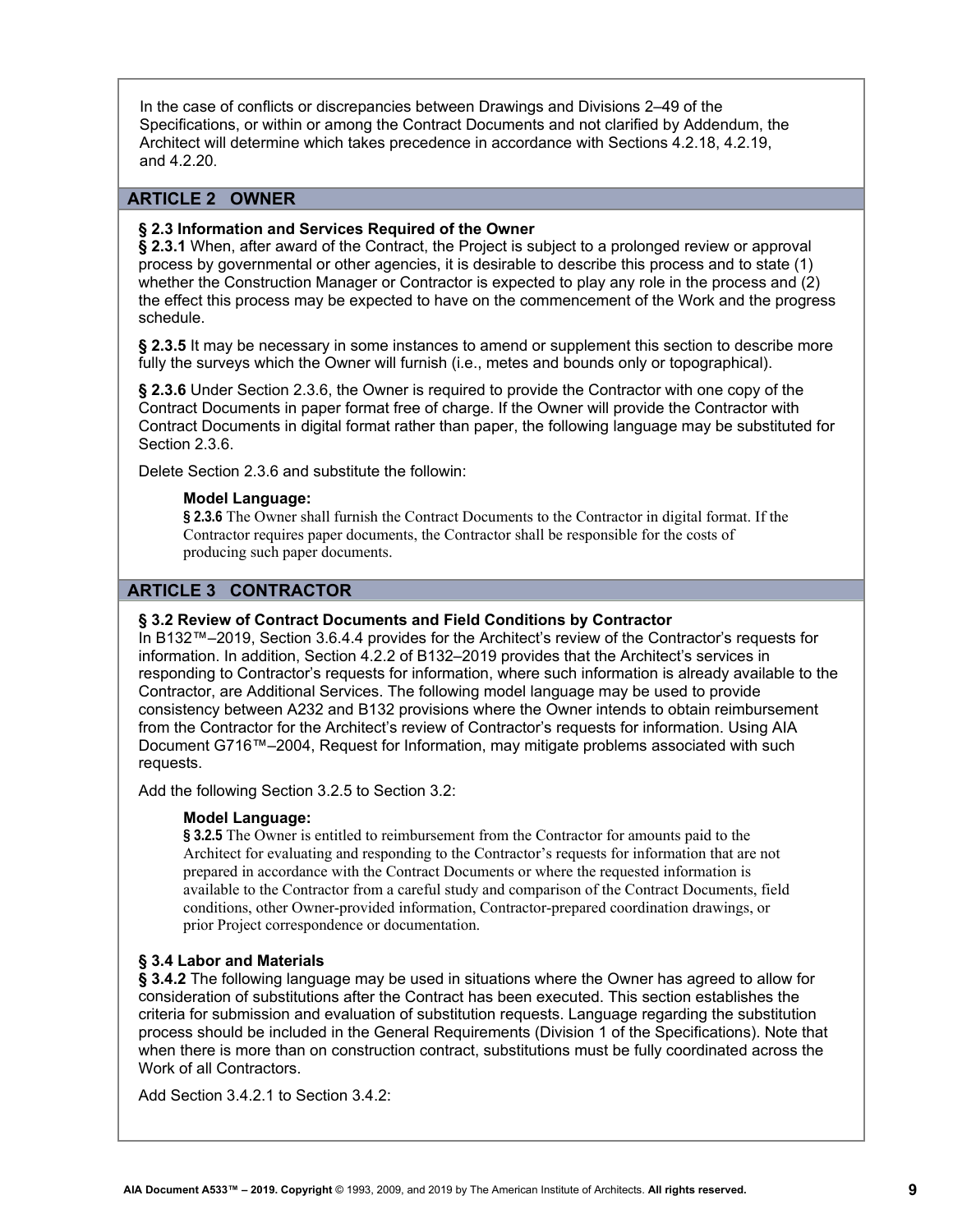In the case of conflicts or discrepancies between Drawings and Divisions 2–49 of the Specifications, or within or among the Contract Documents and not clarified by Addendum, the Architect will determine which takes precedence in accordance with Sections 4.2.18, 4.2.19, and 4.2.20.

## ARTICLE 2 OWNER

**§ 2.3 Information and Services Required of the Owner**

**§ 2.3.1** When, after award of the Contract, the Project is subject to a prolonged review or approval process by governmental or other agencies, it is desirable to describe this process and to state (1) whether the Construction Manager or Contractor is expected to play any role in the process and (2) the effect this process may be expected to have on the commencement of the Work and the progress schedule.

**§ 2.3.5** It may be necessary in some instances to amend or supplement this section to describe more fully the surveys which the Owner will furnish (i.e., metes and bounds only or topographical).

**§ 2.3.6** Under Section 2.3.6, the Owner is required to provide the Contractor with one copy of the Contract Documents in paper format free of charge. If the Owner will provide the Contractor with Contract Documents in digital format rather than paper, the following language may be substituted for Section 2.3.6.

Delete Section 2.3.6 and substitute the followin:

> **Model Language:**
> **§ 2.3.6** The Owner shall furnish the Contract Documents to the Contractor in digital format. If the Contractor requires paper documents, the Contractor shall be responsible for the costs of producing such paper documents.

## ARTICLE 3 CONTRACTOR

**§ 3.2 Review of Contract Documents and Field Conditions by Contractor**

In B132™–2019, Section 3.6.4.4 provides for the Architect's review of the Contractor's requests for information. In addition, Section 4.2.2 of B132–2019 provides that the Architect's services in responding to Contractor's requests for information, where such information is already available to the Contractor, are Additional Services. The following model language may be used to provide consistency between A232 and B132 provisions where the Owner intends to obtain reimbursement from the Contractor for the Architect's review of Contractor's requests for information. Using AIA Document G716™–2004, Request for Information, may mitigate problems associated with such requests.

Add the following Section 3.2.5 to Section 3.2:

> **Model Language:**
> **§ 3.2.5** The Owner is entitled to reimbursement from the Contractor for amounts paid to the Architect for evaluating and responding to the Contractor's requests for information that are not prepared in accordance with the Contract Documents or where the requested information is available to the Contractor from a careful study and comparison of the Contract Documents, field conditions, other Owner-provided information, Contractor-prepared coordination drawings, or prior Project correspondence or documentation.

**§ 3.4 Labor and Materials**

**§ 3.4.2** The following language may be used in situations where the Owner has agreed to allow for consideration of substitutions after the Contract has been executed. This section establishes the criteria for submission and evaluation of substitution requests. Language regarding the substitution process should be included in the General Requirements (Division 1 of the Specifications). Note that when there is more than on construction contract, substitutions must be fully coordinated across the Work of all Contractors.

Add Section 3.4.2.1 to Section 3.4.2: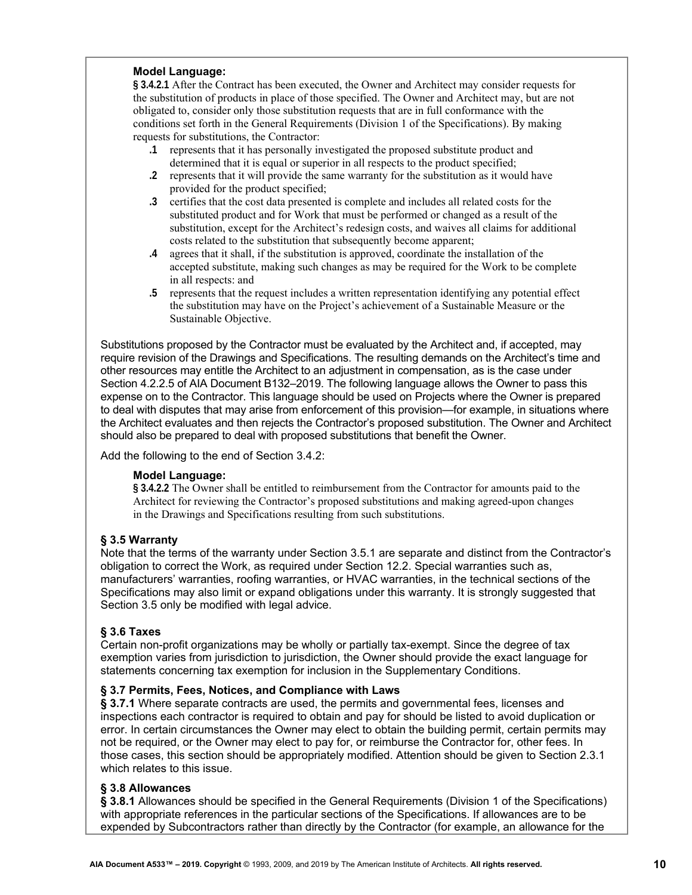**Model Language:**

**§ 3.4.2.1** After the Contract has been executed, the Owner and Architect may consider requests for the substitution of products in place of those specified. The Owner and Architect may, but are not obligated to, consider only those substitution requests that are in full conformance with the conditions set forth in the General Requirements (Division 1 of the Specifications). By making requests for substitutions, the Contractor:

- **.1** represents that it has personally investigated the proposed substitute product and determined that it is equal or superior in all respects to the product specified;
- **.2** represents that it will provide the same warranty for the substitution as it would have provided for the product specified;
- **.3** certifies that the cost data presented is complete and includes all related costs for the substituted product and for Work that must be performed or changed as a result of the substitution, except for the Architect's redesign costs, and waives all claims for additional costs related to the substitution that subsequently become apparent;
- **.4** agrees that it shall, if the substitution is approved, coordinate the installation of the accepted substitute, making such changes as may be required for the Work to be complete in all respects: and
- **.5** represents that the request includes a written representation identifying any potential effect the substitution may have on the Project's achievement of a Sustainable Measure or the Sustainable Objective.

Substitutions proposed by the Contractor must be evaluated by the Architect and, if accepted, may require revision of the Drawings and Specifications. The resulting demands on the Architect's time and other resources may entitle the Architect to an adjustment in compensation, as is the case under Section 4.2.2.5 of AIA Document B132–2019. The following language allows the Owner to pass this expense on to the Contractor. This language should be used on Projects where the Owner is prepared to deal with disputes that may arise from enforcement of this provision—for example, in situations where the Architect evaluates and then rejects the Contractor's proposed substitution. The Owner and Architect should also be prepared to deal with proposed substitutions that benefit the Owner.

Add the following to the end of Section 3.4.2:

**Model Language:**

**§ 3.4.2.2** The Owner shall be entitled to reimbursement from the Contractor for amounts paid to the Architect for reviewing the Contractor's proposed substitutions and making agreed-upon changes in the Drawings and Specifications resulting from such substitutions.

### § 3.5 Warranty

Note that the terms of the warranty under Section 3.5.1 are separate and distinct from the Contractor's obligation to correct the Work, as required under Section 12.2. Special warranties such as, manufacturers' warranties, roofing warranties, or HVAC warranties, in the technical sections of the Specifications may also limit or expand obligations under this warranty. It is strongly suggested that Section 3.5 only be modified with legal advice.

### § 3.6 Taxes

Certain non-profit organizations may be wholly or partially tax-exempt. Since the degree of tax exemption varies from jurisdiction to jurisdiction, the Owner should provide the exact language for statements concerning tax exemption for inclusion in the Supplementary Conditions.

### § 3.7 Permits, Fees, Notices, and Compliance with Laws

**§ 3.7.1** Where separate contracts are used, the permits and governmental fees, licenses and inspections each contractor is required to obtain and pay for should be listed to avoid duplication or error. In certain circumstances the Owner may elect to obtain the building permit, certain permits may not be required, or the Owner may elect to pay for, or reimburse the Contractor for, other fees. In those cases, this section should be appropriately modified. Attention should be given to Section 2.3.1 which relates to this issue.

### § 3.8 Allowances

**§ 3.8.1** Allowances should be specified in the General Requirements (Division 1 of the Specifications) with appropriate references in the particular sections of the Specifications. If allowances are to be expended by Subcontractors rather than directly by the Contractor (for example, an allowance for the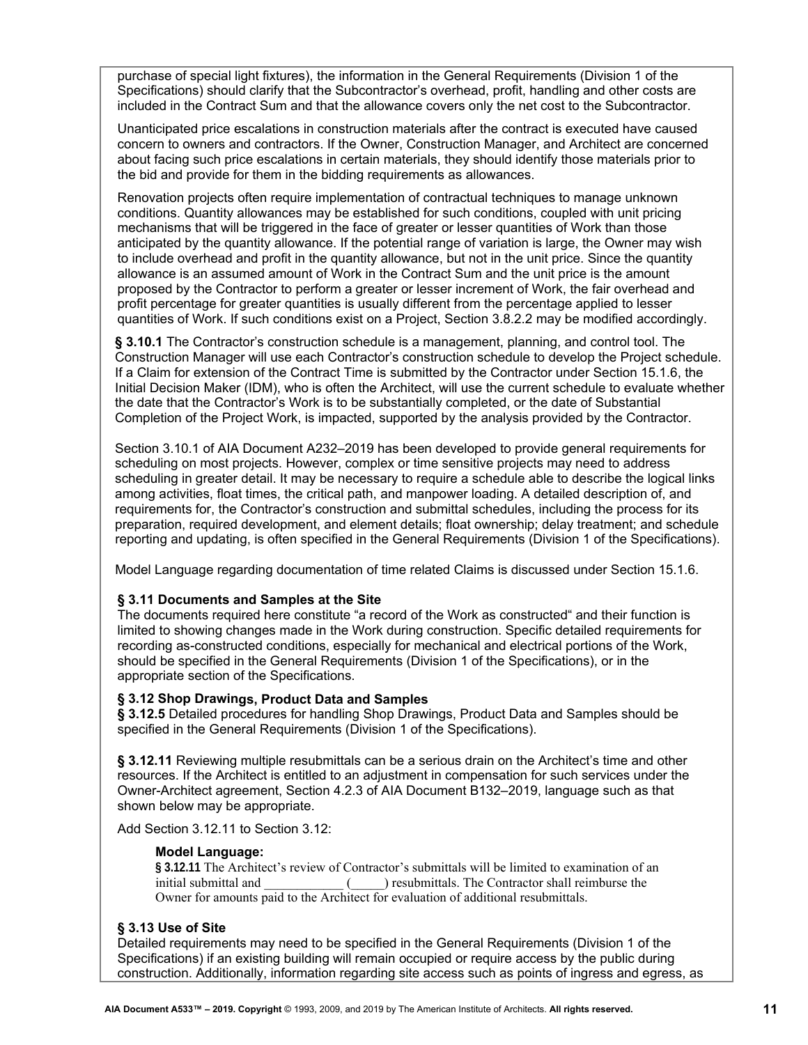purchase of special light fixtures), the information in the General Requirements (Division 1 of the Specifications) should clarify that the Subcontractor's overhead, profit, handling and other costs are included in the Contract Sum and that the allowance covers only the net cost to the Subcontractor.

Unanticipated price escalations in construction materials after the contract is executed have caused concern to owners and contractors. If the Owner, Construction Manager, and Architect are concerned about facing such price escalations in certain materials, they should identify those materials prior to the bid and provide for them in the bidding requirements as allowances.

Renovation projects often require implementation of contractual techniques to manage unknown conditions. Quantity allowances may be established for such conditions, coupled with unit pricing mechanisms that will be triggered in the face of greater or lesser quantities of Work than those anticipated by the quantity allowance. If the potential range of variation is large, the Owner may wish to include overhead and profit in the quantity allowance, but not in the unit price. Since the quantity allowance is an assumed amount of Work in the Contract Sum and the unit price is the amount proposed by the Contractor to perform a greater or lesser increment of Work, the fair overhead and profit percentage for greater quantities is usually different from the percentage applied to lesser quantities of Work. If such conditions exist on a Project, Section 3.8.2.2 may be modified accordingly.

**§ 3.10.1** The Contractor's construction schedule is a management, planning, and control tool. The Construction Manager will use each Contractor's construction schedule to develop the Project schedule. If a Claim for extension of the Contract Time is submitted by the Contractor under Section 15.1.6, the Initial Decision Maker (IDM), who is often the Architect, will use the current schedule to evaluate whether the date that the Contractor's Work is to be substantially completed, or the date of Substantial Completion of the Project Work, is impacted, supported by the analysis provided by the Contractor.

Section 3.10.1 of AIA Document A232–2019 has been developed to provide general requirements for scheduling on most projects. However, complex or time sensitive projects may need to address scheduling in greater detail. It may be necessary to require a schedule able to describe the logical links among activities, float times, the critical path, and manpower loading. A detailed description of, and requirements for, the Contractor's construction and submittal schedules, including the process for its preparation, required development, and element details; float ownership; delay treatment; and schedule reporting and updating, is often specified in the General Requirements (Division 1 of the Specifications).

Model Language regarding documentation of time related Claims is discussed under Section 15.1.6.

### § 3.11 Documents and Samples at the Site

The documents required here constitute "a record of the Work as constructed" and their function is limited to showing changes made in the Work during construction. Specific detailed requirements for recording as-constructed conditions, especially for mechanical and electrical portions of the Work, should be specified in the General Requirements (Division 1 of the Specifications), or in the appropriate section of the Specifications.

### § 3.12 Shop Drawings, Product Data and Samples

**§ 3.12.5** Detailed procedures for handling Shop Drawings, Product Data and Samples should be specified in the General Requirements (Division 1 of the Specifications).

**§ 3.12.11** Reviewing multiple resubmittals can be a serious drain on the Architect's time and other resources. If the Architect is entitled to an adjustment in compensation for such services under the Owner-Architect agreement, Section 4.2.3 of AIA Document B132–2019, language such as that shown below may be appropriate.

Add Section 3.12.11 to Section 3.12:

> **Model Language:**
> **§ 3.12.11** The Architect's review of Contractor's submittals will be limited to examination of an initial submittal and ____________ (_____) resubmittals. The Contractor shall reimburse the Owner for amounts paid to the Architect for evaluation of additional resubmittals.

### § 3.13 Use of Site

Detailed requirements may need to be specified in the General Requirements (Division 1 of the Specifications) if an existing building will remain occupied or require access by the public during construction. Additionally, information regarding site access such as points of ingress and egress, as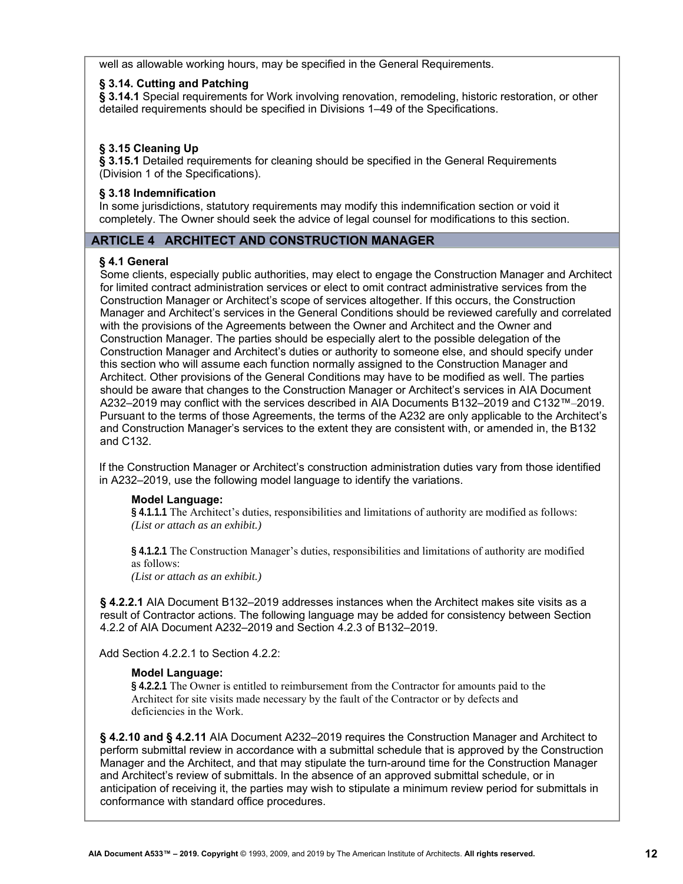well as allowable working hours, may be specified in the General Requirements.

**§ 3.14. Cutting and Patching**
**§ 3.14.1** Special requirements for Work involving renovation, remodeling, historic restoration, or other detailed requirements should be specified in Divisions 1–49 of the Specifications.

**§ 3.15 Cleaning Up**
**§ 3.15.1** Detailed requirements for cleaning should be specified in the General Requirements (Division 1 of the Specifications).

**§ 3.18 Indemnification**
In some jurisdictions, statutory requirements may modify this indemnification section or void it completely. The Owner should seek the advice of legal counsel for modifications to this section.

## ARTICLE 4 ARCHITECT AND CONSTRUCTION MANAGER

**§ 4.1 General**
Some clients, especially public authorities, may elect to engage the Construction Manager and Architect for limited contract administration services or elect to omit contract administrative services from the Construction Manager or Architect's scope of services altogether. If this occurs, the Construction Manager and Architect's services in the General Conditions should be reviewed carefully and correlated with the provisions of the Agreements between the Owner and Architect and the Owner and Construction Manager. The parties should be especially alert to the possible delegation of the Construction Manager and Architect's duties or authority to someone else, and should specify under this section who will assume each function normally assigned to the Construction Manager and Architect. Other provisions of the General Conditions may have to be modified as well. The parties should be aware that changes to the Construction Manager or Architect's services in AIA Document A232–2019 may conflict with the services described in AIA Documents B132–2019 and C132™–2019. Pursuant to the terms of those Agreements, the terms of the A232 are only applicable to the Architect's and Construction Manager's services to the extent they are consistent with, or amended in, the B132 and C132.

If the Construction Manager or Architect's construction administration duties vary from those identified in A232–2019, use the following model language to identify the variations.

**Model Language:**
**§ 4.1.1.1** The Architect's duties, responsibilities and limitations of authority are modified as follows:
*(List or attach as an exhibit.)*

**§ 4.1.2.1** The Construction Manager's duties, responsibilities and limitations of authority are modified as follows:
*(List or attach as an exhibit.)*

**§ 4.2.2.1** AIA Document B132–2019 addresses instances when the Architect makes site visits as a result of Contractor actions. The following language may be added for consistency between Section 4.2.2 of AIA Document A232–2019 and Section 4.2.3 of B132–2019.

Add Section 4.2.2.1 to Section 4.2.2:

**Model Language:**
**§ 4.2.2.1** The Owner is entitled to reimbursement from the Contractor for amounts paid to the Architect for site visits made necessary by the fault of the Contractor or by defects and deficiencies in the Work.

**§ 4.2.10 and § 4.2.11** AIA Document A232–2019 requires the Construction Manager and Architect to perform submittal review in accordance with a submittal schedule that is approved by the Construction Manager and the Architect, and that may stipulate the turn-around time for the Construction Manager and Architect's review of submittals. In the absence of an approved submittal schedule, or in anticipation of receiving it, the parties may wish to stipulate a minimum review period for submittals in conformance with standard office procedures.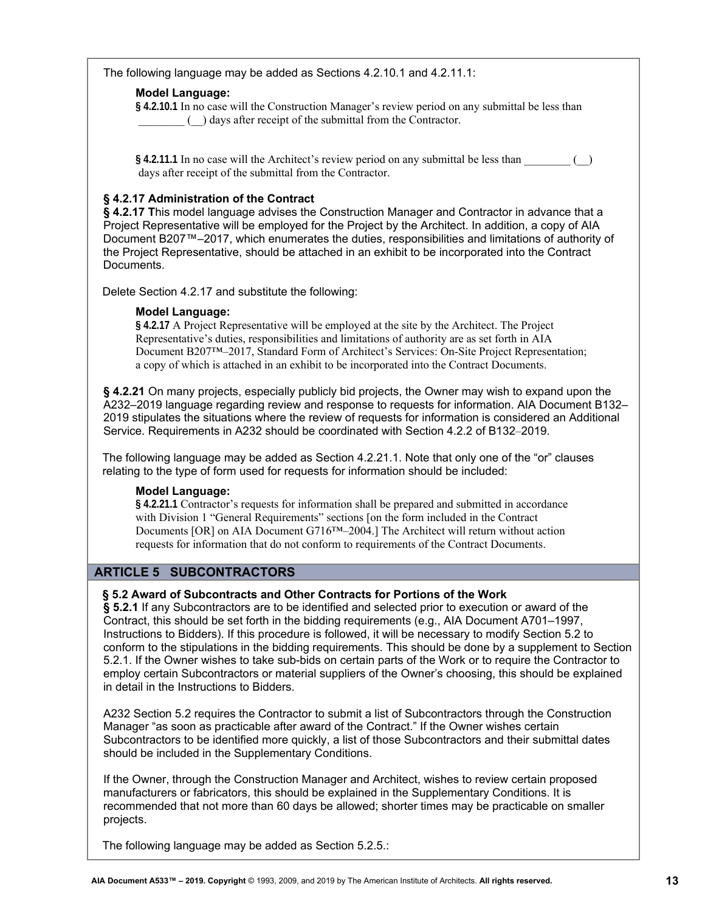The following language may be added as Sections 4.2.10.1 and 4.2.11.1:

**Model Language:**

**§ 4.2.10.1** In no case will the Construction Manager's review period on any submittal be less than ________ (__) days after receipt of the submittal from the Contractor.

**§ 4.2.11.1** In no case will the Architect's review period on any submittal be less than ________ (__) days after receipt of the submittal from the Contractor.

### § 4.2.17 Administration of the Contract

**§ 4.2.17 T**his model language advises the Construction Manager and Contractor in advance that a Project Representative will be employed for the Project by the Architect. In addition, a copy of AIA Document B207™–2017, which enumerates the duties, responsibilities and limitations of authority of the Project Representative, should be attached in an exhibit to be incorporated into the Contract Documents.

Delete Section 4.2.17 and substitute the following:

**Model Language:**

**§ 4.2.17** A Project Representative will be employed at the site by the Architect. The Project Representative's duties, responsibilities and limitations of authority are as set forth in AIA Document B207™–2017, Standard Form of Architect's Services: On-Site Project Representation; a copy of which is attached in an exhibit to be incorporated into the Contract Documents.

**§ 4.2.21** On many projects, especially publicly bid projects, the Owner may wish to expand upon the A232–2019 language regarding review and response to requests for information. AIA Document B132–2019 stipulates the situations where the review of requests for information is considered an Additional Service. Requirements in A232 should be coordinated with Section 4.2.2 of B132–2019.

The following language may be added as Section 4.2.21.1. Note that only one of the "or" clauses relating to the type of form used for requests for information should be included:

**Model Language:**

**§ 4.2.21.1** Contractor's requests for information shall be prepared and submitted in accordance with Division 1 "General Requirements" sections [on the form included in the Contract Documents [OR] on AIA Document G716™–2004.] The Architect will return without action requests for information that do not conform to requirements of the Contract Documents.

## ARTICLE 5 SUBCONTRACTORS

### § 5.2 Award of Subcontracts and Other Contracts for Portions of the Work

**§ 5.2.1** If any Subcontractors are to be identified and selected prior to execution or award of the Contract, this should be set forth in the bidding requirements (e.g., AIA Document A701–1997, Instructions to Bidders). If this procedure is followed, it will be necessary to modify Section 5.2 to conform to the stipulations in the bidding requirements. This should be done by a supplement to Section 5.2.1. If the Owner wishes to take sub-bids on certain parts of the Work or to require the Contractor to employ certain Subcontractors or material suppliers of the Owner's choosing, this should be explained in detail in the Instructions to Bidders.

A232 Section 5.2 requires the Contractor to submit a list of Subcontractors through the Construction Manager "as soon as practicable after award of the Contract." If the Owner wishes certain Subcontractors to be identified more quickly, a list of those Subcontractors and their submittal dates should be included in the Supplementary Conditions.

If the Owner, through the Construction Manager and Architect, wishes to review certain proposed manufacturers or fabricators, this should be explained in the Supplementary Conditions. It is recommended that not more than 60 days be allowed; shorter times may be practicable on smaller projects.

The following language may be added as Section 5.2.5.: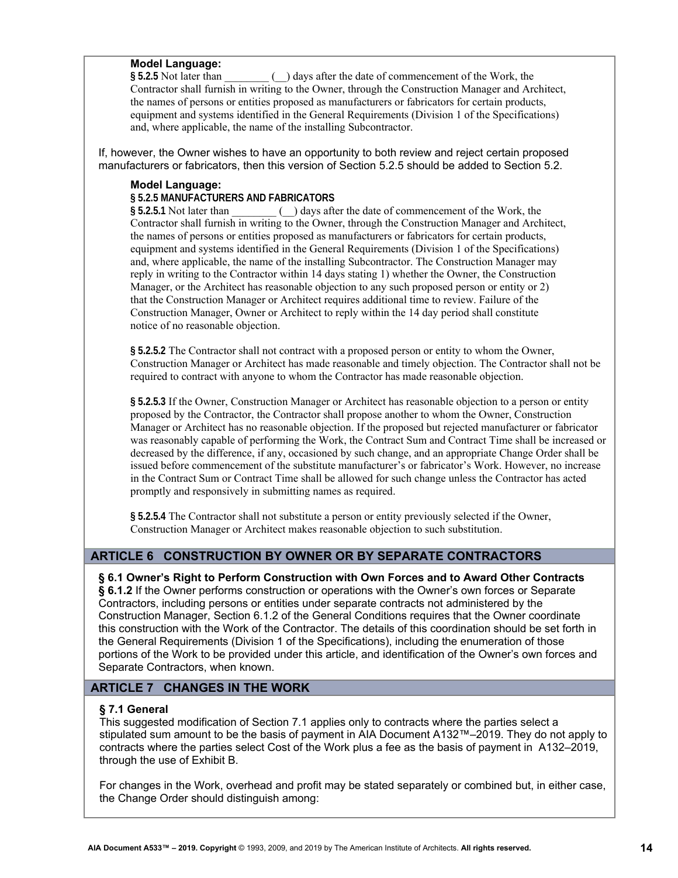**Model Language:**

**§ 5.2.5** Not later than ________ (__) days after the date of commencement of the Work, the Contractor shall furnish in writing to the Owner, through the Construction Manager and Architect, the names of persons or entities proposed as manufacturers or fabricators for certain products, equipment and systems identified in the General Requirements (Division 1 of the Specifications) and, where applicable, the name of the installing Subcontractor.

If, however, the Owner wishes to have an opportunity to both review and reject certain proposed manufacturers or fabricators, then this version of Section 5.2.5 should be added to Section 5.2.

**Model Language:**

**§ 5.2.5 MANUFACTURERS AND FABRICATORS**

**§ 5.2.5.1** Not later than ________ (__) days after the date of commencement of the Work, the Contractor shall furnish in writing to the Owner, through the Construction Manager and Architect, the names of persons or entities proposed as manufacturers or fabricators for certain products, equipment and systems identified in the General Requirements (Division 1 of the Specifications) and, where applicable, the name of the installing Subcontractor. The Construction Manager may reply in writing to the Contractor within 14 days stating 1) whether the Owner, the Construction Manager, or the Architect has reasonable objection to any such proposed person or entity or 2) that the Construction Manager or Architect requires additional time to review. Failure of the Construction Manager, Owner or Architect to reply within the 14 day period shall constitute notice of no reasonable objection.

**§ 5.2.5.2** The Contractor shall not contract with a proposed person or entity to whom the Owner, Construction Manager or Architect has made reasonable and timely objection. The Contractor shall not be required to contract with anyone to whom the Contractor has made reasonable objection.

**§ 5.2.5.3** If the Owner, Construction Manager or Architect has reasonable objection to a person or entity proposed by the Contractor, the Contractor shall propose another to whom the Owner, Construction Manager or Architect has no reasonable objection. If the proposed but rejected manufacturer or fabricator was reasonably capable of performing the Work, the Contract Sum and Contract Time shall be increased or decreased by the difference, if any, occasioned by such change, and an appropriate Change Order shall be issued before commencement of the substitute manufacturer's or fabricator's Work. However, no increase in the Contract Sum or Contract Time shall be allowed for such change unless the Contractor has acted promptly and responsively in submitting names as required.

**§ 5.2.5.4** The Contractor shall not substitute a person or entity previously selected if the Owner, Construction Manager or Architect makes reasonable objection to such substitution.

## ARTICLE 6 CONSTRUCTION BY OWNER OR BY SEPARATE CONTRACTORS

**§ 6.1 Owner's Right to Perform Construction with Own Forces and to Award Other Contracts**

**§ 6.1.2** If the Owner performs construction or operations with the Owner's own forces or Separate Contractors, including persons or entities under separate contracts not administered by the Construction Manager, Section 6.1.2 of the General Conditions requires that the Owner coordinate this construction with the Work of the Contractor. The details of this coordination should be set forth in the General Requirements (Division 1 of the Specifications), including the enumeration of those portions of the Work to be provided under this article, and identification of the Owner's own forces and Separate Contractors, when known.

## ARTICLE 7 CHANGES IN THE WORK

**§ 7.1 General**

This suggested modification of Section 7.1 applies only to contracts where the parties select a stipulated sum amount to be the basis of payment in AIA Document A132™–2019. They do not apply to contracts where the parties select Cost of the Work plus a fee as the basis of payment in A132–2019, through the use of Exhibit B.

For changes in the Work, overhead and profit may be stated separately or combined but, in either case, the Change Order should distinguish among: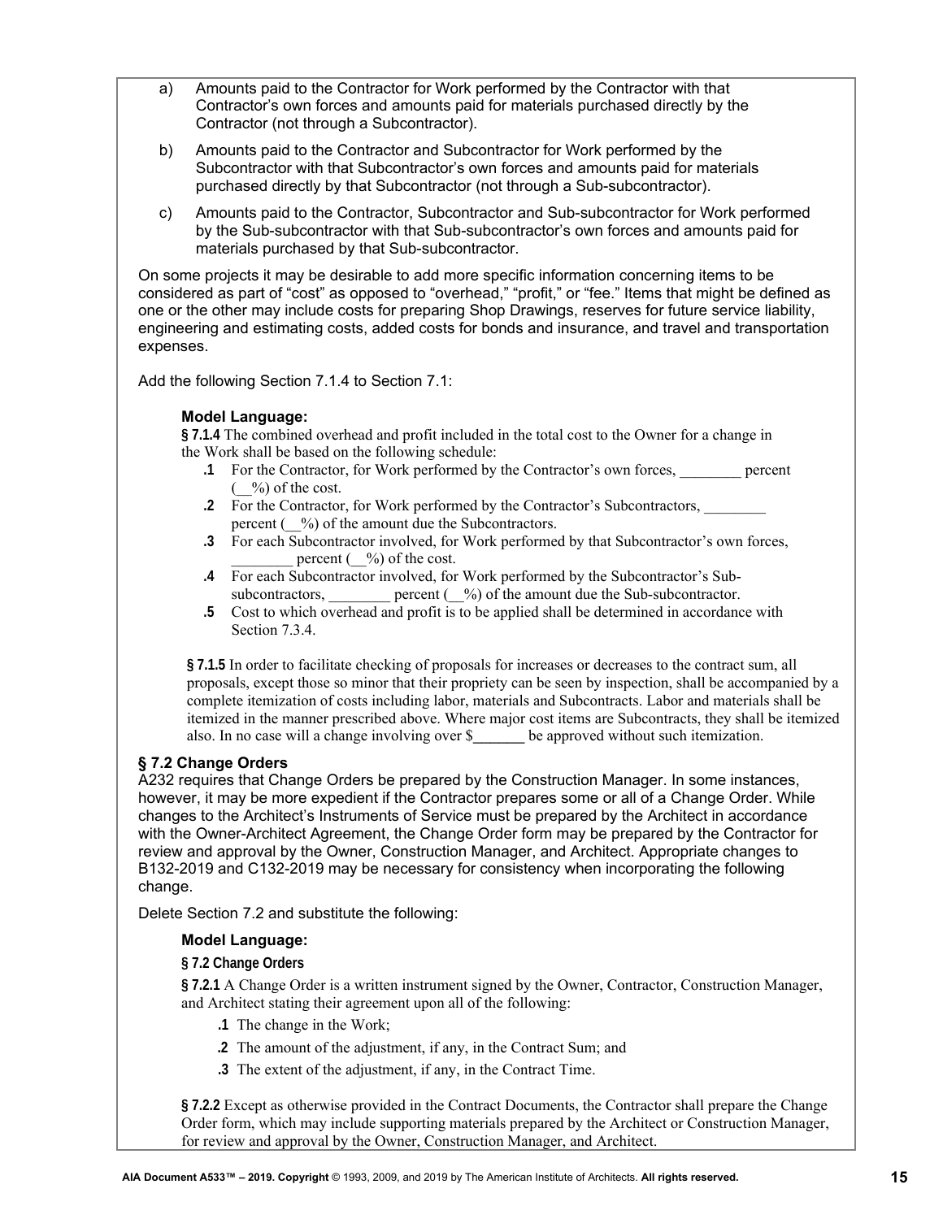a) Amounts paid to the Contractor for Work performed by the Contractor with that Contractor's own forces and amounts paid for materials purchased directly by the Contractor (not through a Subcontractor).

b) Amounts paid to the Contractor and Subcontractor for Work performed by the Subcontractor with that Subcontractor's own forces and amounts paid for materials purchased directly by that Subcontractor (not through a Sub-subcontractor).

c) Amounts paid to the Contractor, Subcontractor and Sub-subcontractor for Work performed by the Sub-subcontractor with that Sub-subcontractor's own forces and amounts paid for materials purchased by that Sub-subcontractor.

On some projects it may be desirable to add more specific information concerning items to be considered as part of "cost" as opposed to "overhead," "profit," or "fee." Items that might be defined as one or the other may include costs for preparing Shop Drawings, reserves for future service liability, engineering and estimating costs, added costs for bonds and insurance, and travel and transportation expenses.

Add the following Section 7.1.4 to Section 7.1:

**Model Language:**

**§ 7.1.4** The combined overhead and profit included in the total cost to the Owner for a change in the Work shall be based on the following schedule:

**.1** For the Contractor, for Work performed by the Contractor's own forces, ________ percent (__%) of the cost.

**.2** For the Contractor, for Work performed by the Contractor's Subcontractors, ________ percent (__%) of the amount due the Subcontractors.

**.3** For each Subcontractor involved, for Work performed by that Subcontractor's own forces, ________ percent (__%) of the cost.

**.4** For each Subcontractor involved, for Work performed by the Subcontractor's Sub-subcontractors, ________ percent (__%) of the amount due the Sub-subcontractor.

**.5** Cost to which overhead and profit is to be applied shall be determined in accordance with Section 7.3.4.

**§ 7.1.5** In order to facilitate checking of proposals for increases or decreases to the contract sum, all proposals, except those so minor that their propriety can be seen by inspection, shall be accompanied by a complete itemization of costs including labor, materials and Subcontracts. Labor and materials shall be itemized in the manner prescribed above. Where major cost items are Subcontracts, they shall be itemized also. In no case will a change involving over $_______ be approved without such itemization.

## § 7.2 Change Orders

A232 requires that Change Orders be prepared by the Construction Manager. In some instances, however, it may be more expedient if the Contractor prepares some or all of a Change Order. While changes to the Architect's Instruments of Service must be prepared by the Architect in accordance with the Owner-Architect Agreement, the Change Order form may be prepared by the Contractor for review and approval by the Owner, Construction Manager, and Architect. Appropriate changes to B132-2019 and C132-2019 may be necessary for consistency when incorporating the following change.

Delete Section 7.2 and substitute the following:

**Model Language:**

**§ 7.2 Change Orders**

**§ 7.2.1** A Change Order is a written instrument signed by the Owner, Contractor, Construction Manager, and Architect stating their agreement upon all of the following:

**.1** The change in the Work;

**.2** The amount of the adjustment, if any, in the Contract Sum; and

**.3** The extent of the adjustment, if any, in the Contract Time.

**§ 7.2.2** Except as otherwise provided in the Contract Documents, the Contractor shall prepare the Change Order form, which may include supporting materials prepared by the Architect or Construction Manager, for review and approval by the Owner, Construction Manager, and Architect.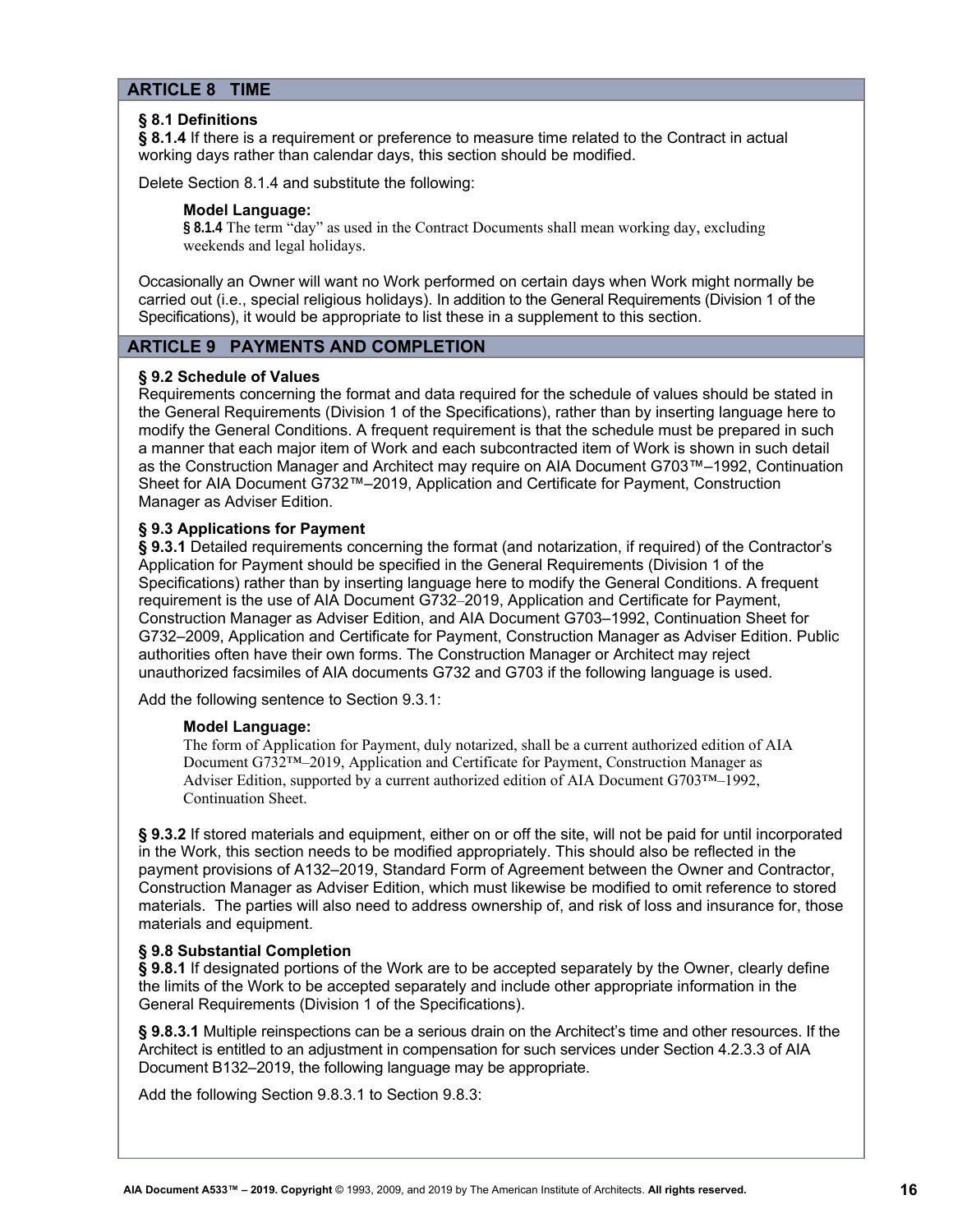## ARTICLE 8 TIME

### § 8.1 Definitions

**§ 8.1.4** If there is a requirement or preference to measure time related to the Contract in actual working days rather than calendar days, this section should be modified.

Delete Section 8.1.4 and substitute the following:

> **Model Language:**
> **§ 8.1.4** The term "day" as used in the Contract Documents shall mean working day, excluding weekends and legal holidays.

Occasionally an Owner will want no Work performed on certain days when Work might normally be carried out (i.e., special religious holidays). In addition to the General Requirements (Division 1 of the Specifications), it would be appropriate to list these in a supplement to this section.

## ARTICLE 9 PAYMENTS AND COMPLETION

### § 9.2 Schedule of Values

Requirements concerning the format and data required for the schedule of values should be stated in the General Requirements (Division 1 of the Specifications), rather than by inserting language here to modify the General Conditions. A frequent requirement is that the schedule must be prepared in such a manner that each major item of Work and each subcontracted item of Work is shown in such detail as the Construction Manager and Architect may require on AIA Document G703™–1992, Continuation Sheet for AIA Document G732™–2019, Application and Certificate for Payment, Construction Manager as Adviser Edition.

### § 9.3 Applications for Payment

**§ 9.3.1** Detailed requirements concerning the format (and notarization, if required) of the Contractor's Application for Payment should be specified in the General Requirements (Division 1 of the Specifications) rather than by inserting language here to modify the General Conditions. A frequent requirement is the use of AIA Document G732–2019, Application and Certificate for Payment, Construction Manager as Adviser Edition, and AIA Document G703–1992, Continuation Sheet for G732–2009, Application and Certificate for Payment, Construction Manager as Adviser Edition. Public authorities often have their own forms. The Construction Manager or Architect may reject unauthorized facsimiles of AIA documents G732 and G703 if the following language is used.

Add the following sentence to Section 9.3.1:

> **Model Language:**
> The form of Application for Payment, duly notarized, shall be a current authorized edition of AIA Document G732™–2019, Application and Certificate for Payment, Construction Manager as Adviser Edition, supported by a current authorized edition of AIA Document G703™–1992, Continuation Sheet.

**§ 9.3.2** If stored materials and equipment, either on or off the site, will not be paid for until incorporated in the Work, this section needs to be modified appropriately. This should also be reflected in the payment provisions of A132–2019, Standard Form of Agreement between the Owner and Contractor, Construction Manager as Adviser Edition, which must likewise be modified to omit reference to stored materials. The parties will also need to address ownership of, and risk of loss and insurance for, those materials and equipment.

### § 9.8 Substantial Completion

**§ 9.8.1** If designated portions of the Work are to be accepted separately by the Owner, clearly define the limits of the Work to be accepted separately and include other appropriate information in the General Requirements (Division 1 of the Specifications).

**§ 9.8.3.1** Multiple reinspections can be a serious drain on the Architect's time and other resources. If the Architect is entitled to an adjustment in compensation for such services under Section 4.2.3.3 of AIA Document B132–2019, the following language may be appropriate.

Add the following Section 9.8.3.1 to Section 9.8.3: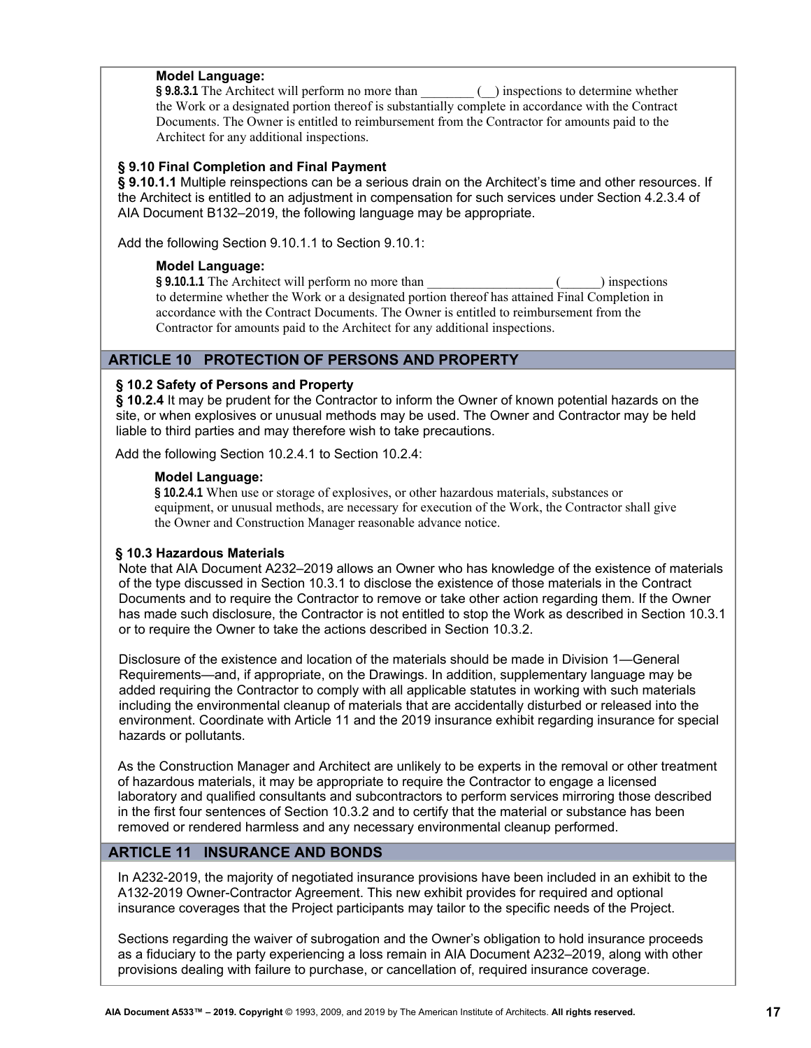**Model Language:**
**§ 9.8.3.1** The Architect will perform no more than ________ (__) inspections to determine whether the Work or a designated portion thereof is substantially complete in accordance with the Contract Documents. The Owner is entitled to reimbursement from the Contractor for amounts paid to the Architect for any additional inspections.

**§ 9.10 Final Completion and Final Payment**
**§ 9.10.1.1** Multiple reinspections can be a serious drain on the Architect's time and other resources. If the Architect is entitled to an adjustment in compensation for such services under Section 4.2.3.4 of AIA Document B132–2019, the following language may be appropriate.

Add the following Section 9.10.1.1 to Section 9.10.1:

**Model Language:**
**§ 9.10.1.1** The Architect will perform no more than __________________ (______) inspections to determine whether the Work or a designated portion thereof has attained Final Completion in accordance with the Contract Documents. The Owner is entitled to reimbursement from the Contractor for amounts paid to the Architect for any additional inspections.

## ARTICLE 10 PROTECTION OF PERSONS AND PROPERTY

**§ 10.2 Safety of Persons and Property**
**§ 10.2.4** It may be prudent for the Contractor to inform the Owner of known potential hazards on the site, or when explosives or unusual methods may be used. The Owner and Contractor may be held liable to third parties and may therefore wish to take precautions.

Add the following Section 10.2.4.1 to Section 10.2.4:

**Model Language:**
**§ 10.2.4.1** When use or storage of explosives, or other hazardous materials, substances or equipment, or unusual methods, are necessary for execution of the Work, the Contractor shall give the Owner and Construction Manager reasonable advance notice.

**§ 10.3 Hazardous Materials**
Note that AIA Document A232–2019 allows an Owner who has knowledge of the existence of materials of the type discussed in Section 10.3.1 to disclose the existence of those materials in the Contract Documents and to require the Contractor to remove or take other action regarding them. If the Owner has made such disclosure, the Contractor is not entitled to stop the Work as described in Section 10.3.1 or to require the Owner to take the actions described in Section 10.3.2.

Disclosure of the existence and location of the materials should be made in Division 1—General Requirements—and, if appropriate, on the Drawings. In addition, supplementary language may be added requiring the Contractor to comply with all applicable statutes in working with such materials including the environmental cleanup of materials that are accidentally disturbed or released into the environment. Coordinate with Article 11 and the 2019 insurance exhibit regarding insurance for special hazards or pollutants.

As the Construction Manager and Architect are unlikely to be experts in the removal or other treatment of hazardous materials, it may be appropriate to require the Contractor to engage a licensed laboratory and qualified consultants and subcontractors to perform services mirroring those described in the first four sentences of Section 10.3.2 and to certify that the material or substance has been removed or rendered harmless and any necessary environmental cleanup performed.

## ARTICLE 11 INSURANCE AND BONDS

In A232-2019, the majority of negotiated insurance provisions have been included in an exhibit to the A132-2019 Owner-Contractor Agreement. This new exhibit provides for required and optional insurance coverages that the Project participants may tailor to the specific needs of the Project.

Sections regarding the waiver of subrogation and the Owner's obligation to hold insurance proceeds as a fiduciary to the party experiencing a loss remain in AIA Document A232–2019, along with other provisions dealing with failure to purchase, or cancellation of, required insurance coverage.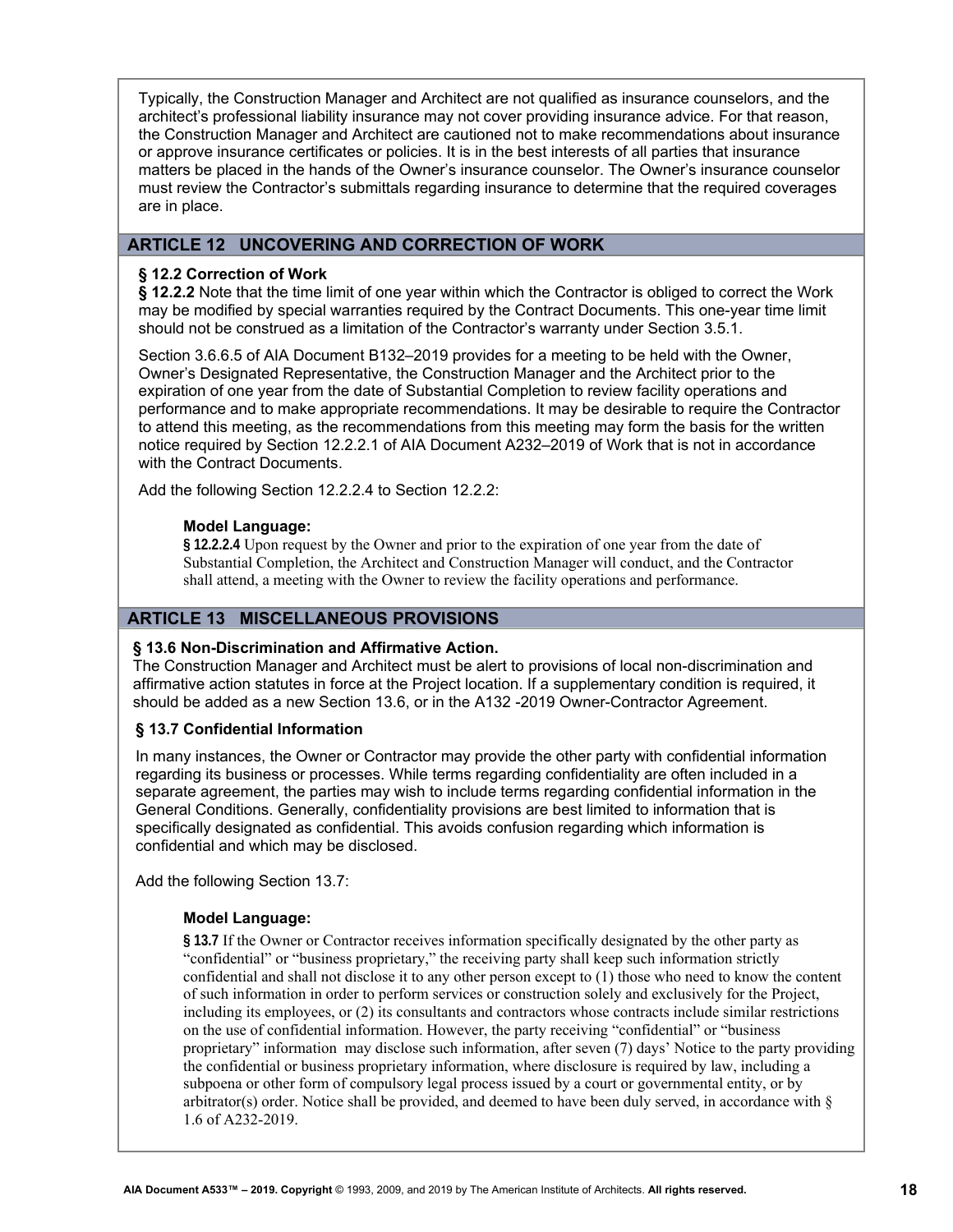Typically, the Construction Manager and Architect are not qualified as insurance counselors, and the architect's professional liability insurance may not cover providing insurance advice. For that reason, the Construction Manager and Architect are cautioned not to make recommendations about insurance or approve insurance certificates or policies. It is in the best interests of all parties that insurance matters be placed in the hands of the Owner's insurance counselor. The Owner's insurance counselor must review the Contractor's submittals regarding insurance to determine that the required coverages are in place.

## ARTICLE 12 UNCOVERING AND CORRECTION OF WORK

**§ 12.2 Correction of Work**

**§ 12.2.2** Note that the time limit of one year within which the Contractor is obliged to correct the Work may be modified by special warranties required by the Contract Documents. This one-year time limit should not be construed as a limitation of the Contractor's warranty under Section 3.5.1.

Section 3.6.6.5 of AIA Document B132–2019 provides for a meeting to be held with the Owner, Owner's Designated Representative, the Construction Manager and the Architect prior to the expiration of one year from the date of Substantial Completion to review facility operations and performance and to make appropriate recommendations. It may be desirable to require the Contractor to attend this meeting, as the recommendations from this meeting may form the basis for the written notice required by Section 12.2.2.1 of AIA Document A232–2019 of Work that is not in accordance with the Contract Documents.

Add the following Section 12.2.2.4 to Section 12.2.2:

> **Model Language:**
>
> **§ 12.2.2.4** Upon request by the Owner and prior to the expiration of one year from the date of Substantial Completion, the Architect and Construction Manager will conduct, and the Contractor shall attend, a meeting with the Owner to review the facility operations and performance.

## ARTICLE 13 MISCELLANEOUS PROVISIONS

**§ 13.6 Non-Discrimination and Affirmative Action.**

The Construction Manager and Architect must be alert to provisions of local non-discrimination and affirmative action statutes in force at the Project location. If a supplementary condition is required, it should be added as a new Section 13.6, or in the A132 -2019 Owner-Contractor Agreement.

**§ 13.7 Confidential Information**

In many instances, the Owner or Contractor may provide the other party with confidential information regarding its business or processes. While terms regarding confidentiality are often included in a separate agreement, the parties may wish to include terms regarding confidential information in the General Conditions. Generally, confidentiality provisions are best limited to information that is specifically designated as confidential. This avoids confusion regarding which information is confidential and which may be disclosed.

Add the following Section 13.7:

> **Model Language:**
>
> **§ 13.7** If the Owner or Contractor receives information specifically designated by the other party as "confidential" or "business proprietary," the receiving party shall keep such information strictly confidential and shall not disclose it to any other person except to (1) those who need to know the content of such information in order to perform services or construction solely and exclusively for the Project, including its employees, or (2) its consultants and contractors whose contracts include similar restrictions on the use of confidential information. However, the party receiving "confidential" or "business proprietary" information may disclose such information, after seven (7) days' Notice to the party providing the confidential or business proprietary information, where disclosure is required by law, including a subpoena or other form of compulsory legal process issued by a court or governmental entity, or by arbitrator(s) order. Notice shall be provided, and deemed to have been duly served, in accordance with § 1.6 of A232-2019.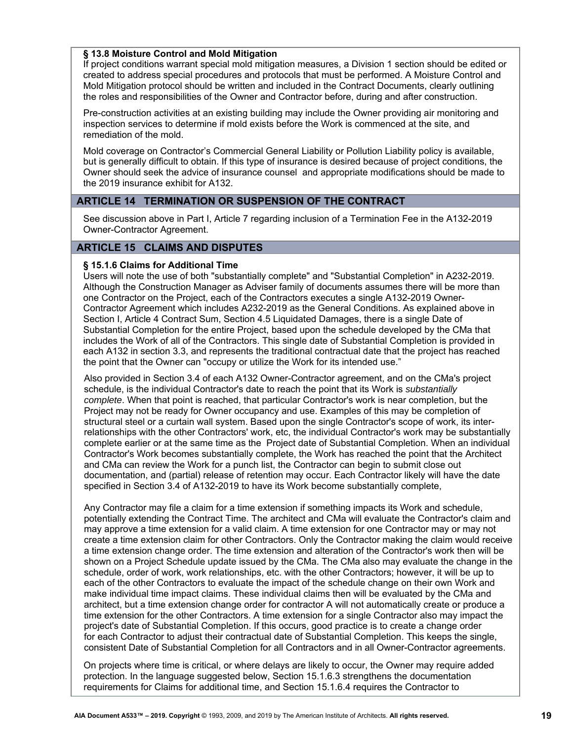### § 13.8 Moisture Control and Mold Mitigation

If project conditions warrant special mold mitigation measures, a Division 1 section should be edited or created to address special procedures and protocols that must be performed. A Moisture Control and Mold Mitigation protocol should be written and included in the Contract Documents, clearly outlining the roles and responsibilities of the Owner and Contractor before, during and after construction.

Pre-construction activities at an existing building may include the Owner providing air monitoring and inspection services to determine if mold exists before the Work is commenced at the site, and remediation of the mold.

Mold coverage on Contractor's Commercial General Liability or Pollution Liability policy is available, but is generally difficult to obtain. If this type of insurance is desired because of project conditions, the Owner should seek the advice of insurance counsel and appropriate modifications should be made to the 2019 insurance exhibit for A132.

## ARTICLE 14 TERMINATION OR SUSPENSION OF THE CONTRACT

See discussion above in Part I, Article 7 regarding inclusion of a Termination Fee in the A132-2019 Owner-Contractor Agreement.

## ARTICLE 15 CLAIMS AND DISPUTES

### § 15.1.6 Claims for Additional Time

Users will note the use of both "substantially complete" and "Substantial Completion" in A232-2019. Although the Construction Manager as Adviser family of documents assumes there will be more than one Contractor on the Project, each of the Contractors executes a single A132-2019 Owner-Contractor Agreement which includes A232-2019 as the General Conditions. As explained above in Section I, Article 4 Contract Sum, Section 4.5 Liquidated Damages, there is a single Date of Substantial Completion for the entire Project, based upon the schedule developed by the CMa that includes the Work of all of the Contractors. This single date of Substantial Completion is provided in each A132 in section 3.3, and represents the traditional contractual date that the project has reached the point that the Owner can "occupy or utilize the Work for its intended use."

Also provided in Section 3.4 of each A132 Owner-Contractor agreement, and on the CMa's project schedule, is the individual Contractor's date to reach the point that its Work is *substantially complete*. When that point is reached, that particular Contractor's work is near completion, but the Project may not be ready for Owner occupancy and use. Examples of this may be completion of structural steel or a curtain wall system. Based upon the single Contractor's scope of work, its inter-relationships with the other Contractors' work, etc, the individual Contractor's work may be substantially complete earlier or at the same time as the Project date of Substantial Completion. When an individual Contractor's Work becomes substantially complete, the Work has reached the point that the Architect and CMa can review the Work for a punch list, the Contractor can begin to submit close out documentation, and (partial) release of retention may occur. Each Contractor likely will have the date specified in Section 3.4 of A132-2019 to have its Work become substantially complete,

Any Contractor may file a claim for a time extension if something impacts its Work and schedule, potentially extending the Contract Time. The architect and CMa will evaluate the Contractor's claim and may approve a time extension for a valid claim. A time extension for one Contractor may or may not create a time extension claim for other Contractors. Only the Contractor making the claim would receive a time extension change order. The time extension and alteration of the Contractor's work then will be shown on a Project Schedule update issued by the CMa. The CMa also may evaluate the change in the schedule, order of work, work relationships, etc. with the other Contractors; however, it will be up to each of the other Contractors to evaluate the impact of the schedule change on their own Work and make individual time impact claims. These individual claims then will be evaluated by the CMa and architect, but a time extension change order for contractor A will not automatically create or produce a time extension for the other Contractors. A time extension for a single Contractor also may impact the project's date of Substantial Completion. If this occurs, good practice is to create a change order for each Contractor to adjust their contractual date of Substantial Completion. This keeps the single, consistent Date of Substantial Completion for all Contractors and in all Owner-Contractor agreements.

On projects where time is critical, or where delays are likely to occur, the Owner may require added protection. In the language suggested below, Section 15.1.6.3 strengthens the documentation requirements for Claims for additional time, and Section 15.1.6.4 requires the Contractor to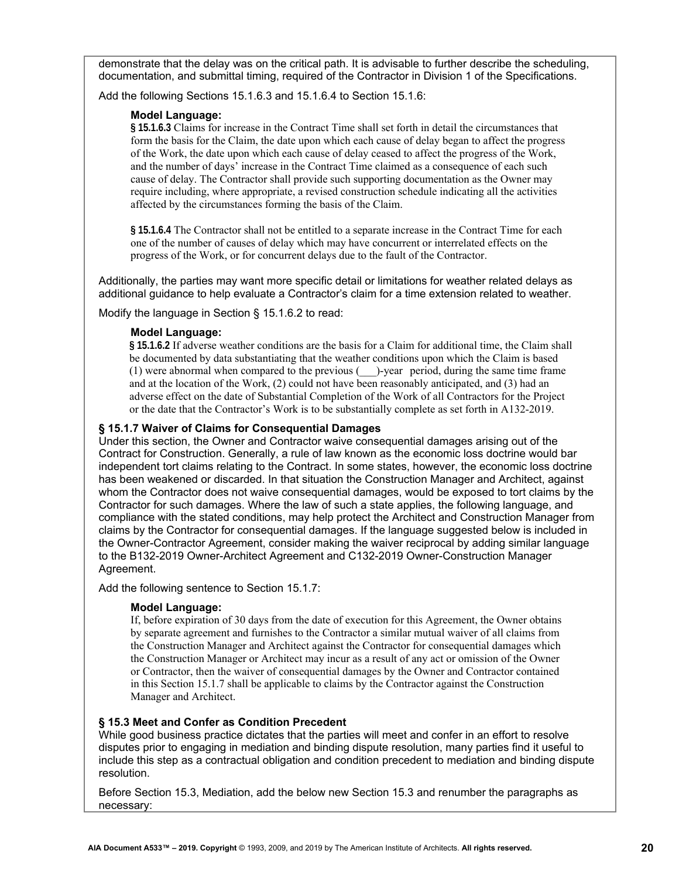demonstrate that the delay was on the critical path. It is advisable to further describe the scheduling, documentation, and submittal timing, required of the Contractor in Division 1 of the Specifications.

Add the following Sections 15.1.6.3 and 15.1.6.4 to Section 15.1.6:

> **Model Language:**
> **§ 15.1.6.3** Claims for increase in the Contract Time shall set forth in detail the circumstances that form the basis for the Claim, the date upon which each cause of delay began to affect the progress of the Work, the date upon which each cause of delay ceased to affect the progress of the Work, and the number of days' increase in the Contract Time claimed as a consequence of each such cause of delay. The Contractor shall provide such supporting documentation as the Owner may require including, where appropriate, a revised construction schedule indicating all the activities affected by the circumstances forming the basis of the Claim.
>
> **§ 15.1.6.4** The Contractor shall not be entitled to a separate increase in the Contract Time for each one of the number of causes of delay which may have concurrent or interrelated effects on the progress of the Work, or for concurrent delays due to the fault of the Contractor.

Additionally, the parties may want more specific detail or limitations for weather related delays as additional guidance to help evaluate a Contractor's claim for a time extension related to weather.

Modify the language in Section § 15.1.6.2 to read:

> **Model Language:**
> **§ 15.1.6.2** If adverse weather conditions are the basis for a Claim for additional time, the Claim shall be documented by data substantiating that the weather conditions upon which the Claim is based (1) were abnormal when compared to the previous (___)-year period, during the same time frame and at the location of the Work, (2) could not have been reasonably anticipated, and (3) had an adverse effect on the date of Substantial Completion of the Work of all Contractors for the Project or the date that the Contractor's Work is to be substantially complete as set forth in A132-2019.

### § 15.1.7 Waiver of Claims for Consequential Damages

Under this section, the Owner and Contractor waive consequential damages arising out of the Contract for Construction. Generally, a rule of law known as the economic loss doctrine would bar independent tort claims relating to the Contract. In some states, however, the economic loss doctrine has been weakened or discarded. In that situation the Construction Manager and Architect, against whom the Contractor does not waive consequential damages, would be exposed to tort claims by the Contractor for such damages. Where the law of such a state applies, the following language, and compliance with the stated conditions, may help protect the Architect and Construction Manager from claims by the Contractor for consequential damages. If the language suggested below is included in the Owner-Contractor Agreement, consider making the waiver reciprocal by adding similar language to the B132-2019 Owner-Architect Agreement and C132-2019 Owner-Construction Manager Agreement.

Add the following sentence to Section 15.1.7:

> **Model Language:**
> If, before expiration of 30 days from the date of execution for this Agreement, the Owner obtains by separate agreement and furnishes to the Contractor a similar mutual waiver of all claims from the Construction Manager and Architect against the Contractor for consequential damages which the Construction Manager or Architect may incur as a result of any act or omission of the Owner or Contractor, then the waiver of consequential damages by the Owner and Contractor contained in this Section 15.1.7 shall be applicable to claims by the Contractor against the Construction Manager and Architect.

### § 15.3 Meet and Confer as Condition Precedent

While good business practice dictates that the parties will meet and confer in an effort to resolve disputes prior to engaging in mediation and binding dispute resolution, many parties find it useful to include this step as a contractual obligation and condition precedent to mediation and binding dispute resolution.

Before Section 15.3, Mediation, add the below new Section 15.3 and renumber the paragraphs as necessary: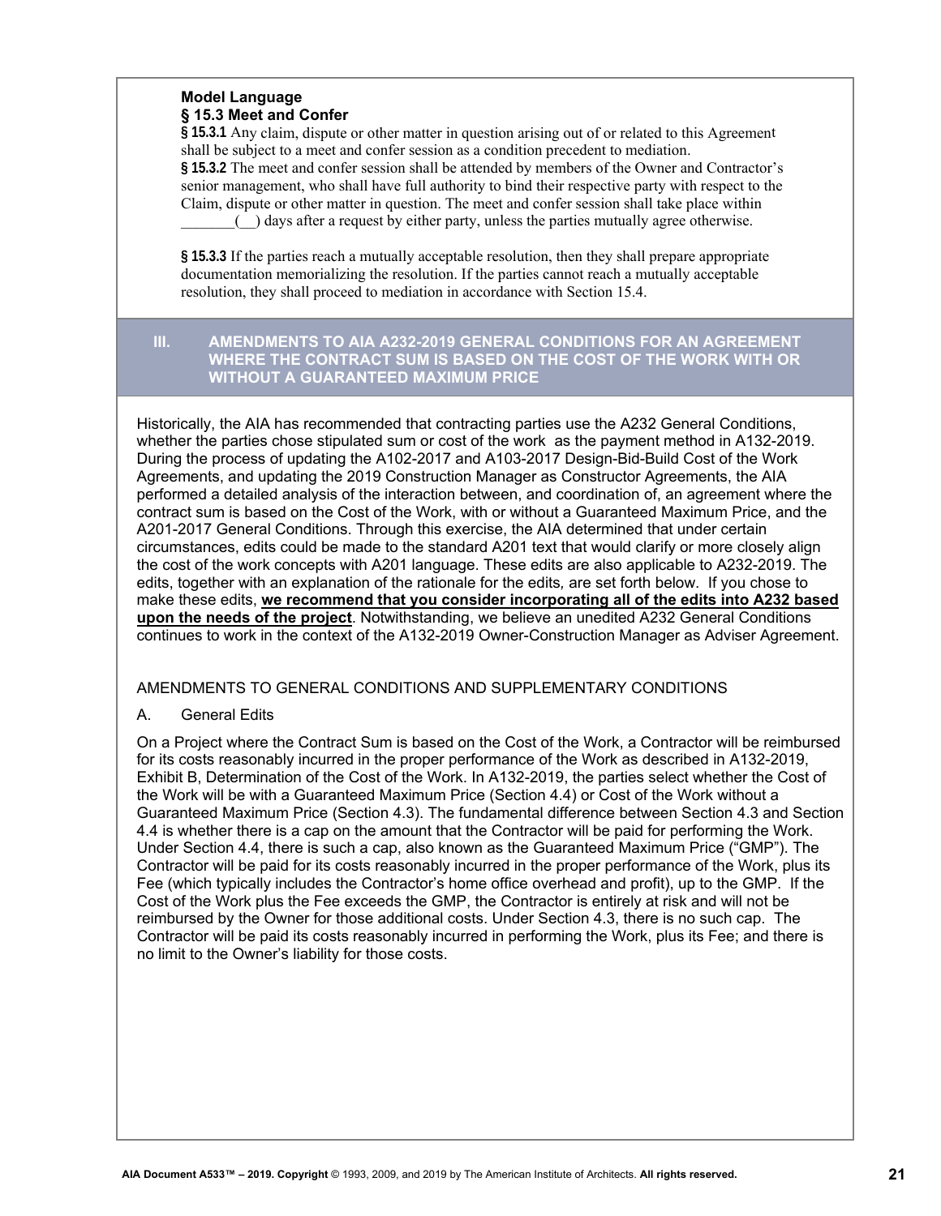**Model Language**
**§ 15.3 Meet and Confer**

**§ 15.3.1** Any claim, dispute or other matter in question arising out of or related to this Agreement shall be subject to a meet and confer session as a condition precedent to mediation.

**§ 15.3.2** The meet and confer session shall be attended by members of the Owner and Contractor's senior management, who shall have full authority to bind their respective party with respect to the Claim, dispute or other matter in question. The meet and confer session shall take place within _______(__) days after a request by either party, unless the parties mutually agree otherwise.

**§ 15.3.3** If the parties reach a mutually acceptable resolution, then they shall prepare appropriate documentation memorializing the resolution. If the parties cannot reach a mutually acceptable resolution, they shall proceed to mediation in accordance with Section 15.4.

## III. AMENDMENTS TO AIA A232-2019 GENERAL CONDITIONS FOR AN AGREEMENT WHERE THE CONTRACT SUM IS BASED ON THE COST OF THE WORK WITH OR WITHOUT A GUARANTEED MAXIMUM PRICE

Historically, the AIA has recommended that contracting parties use the A232 General Conditions, whether the parties chose stipulated sum or cost of the work as the payment method in A132-2019. During the process of updating the A102-2017 and A103-2017 Design-Bid-Build Cost of the Work Agreements, and updating the 2019 Construction Manager as Constructor Agreements, the AIA performed a detailed analysis of the interaction between, and coordination of, an agreement where the contract sum is based on the Cost of the Work, with or without a Guaranteed Maximum Price, and the A201-2017 General Conditions. Through this exercise, the AIA determined that under certain circumstances, edits could be made to the standard A201 text that would clarify or more closely align the cost of the work concepts with A201 language. These edits are also applicable to A232-2019. The edits, together with an explanation of the rationale for the edits, are set forth below. If you chose to make these edits, **we recommend that you consider incorporating all of the edits into A232 based upon the needs of the project**. Notwithstanding, we believe an unedited A232 General Conditions continues to work in the context of the A132-2019 Owner-Construction Manager as Adviser Agreement.

AMENDMENTS TO GENERAL CONDITIONS AND SUPPLEMENTARY CONDITIONS

A. General Edits

On a Project where the Contract Sum is based on the Cost of the Work, a Contractor will be reimbursed for its costs reasonably incurred in the proper performance of the Work as described in A132-2019, Exhibit B, Determination of the Cost of the Work. In A132-2019, the parties select whether the Cost of the Work will be with a Guaranteed Maximum Price (Section 4.4) or Cost of the Work without a Guaranteed Maximum Price (Section 4.3). The fundamental difference between Section 4.3 and Section 4.4 is whether there is a cap on the amount that the Contractor will be paid for performing the Work. Under Section 4.4, there is such a cap, also known as the Guaranteed Maximum Price ("GMP"). The Contractor will be paid for its costs reasonably incurred in the proper performance of the Work, plus its Fee (which typically includes the Contractor's home office overhead and profit), up to the GMP. If the Cost of the Work plus the Fee exceeds the GMP, the Contractor is entirely at risk and will not be reimbursed by the Owner for those additional costs. Under Section 4.3, there is no such cap. The Contractor will be paid its costs reasonably incurred in performing the Work, plus its Fee; and there is no limit to the Owner's liability for those costs.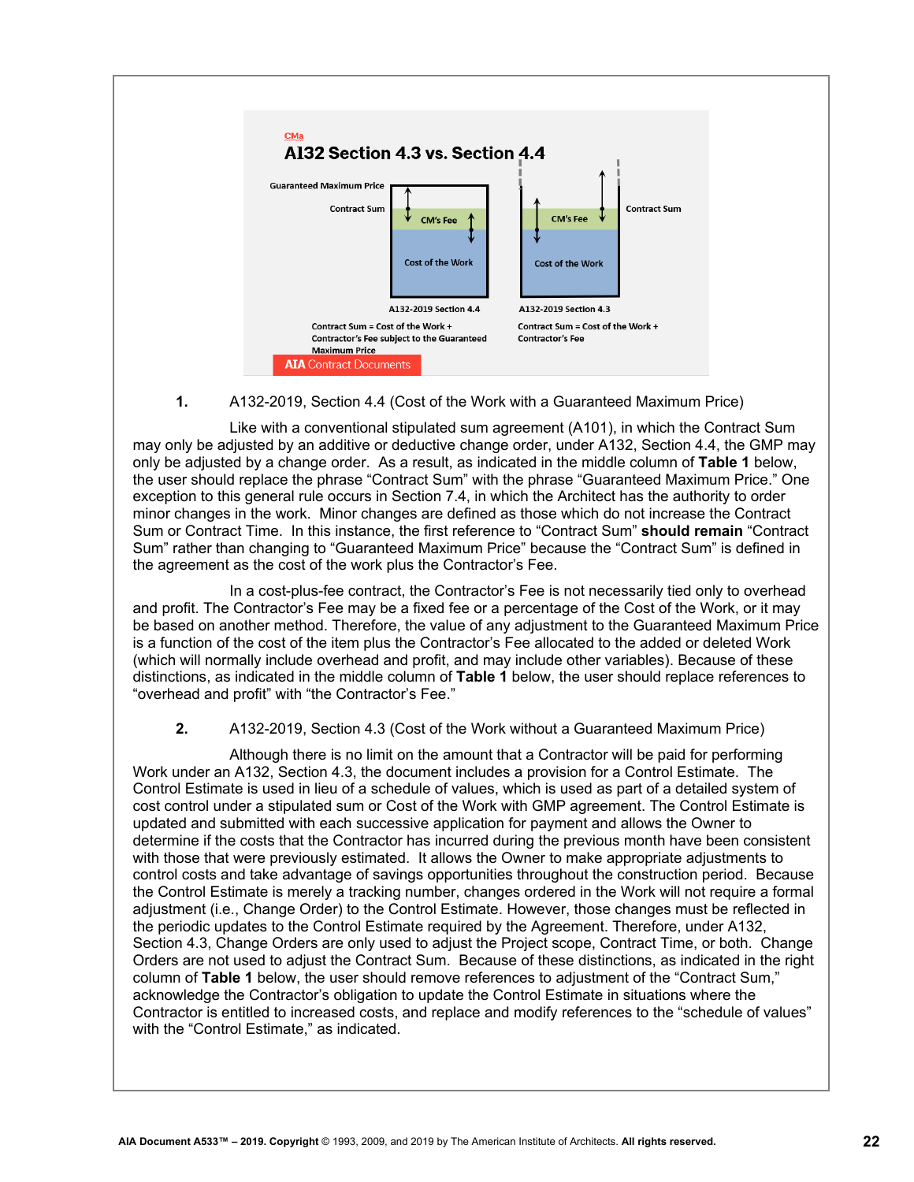**A132 Section 4.3 vs. Section 4.4**

Guaranteed Maximum Price

Contract Sum

CM's Fee

Cost of the Work

A132-2019 Section 4.4

Contract Sum = Cost of the Work + Contractor's Fee subject to the Guaranteed Maximum Price

A132-2019 Section 4.3

Contract Sum = Cost of the Work + Contractor's Fee

AIA Contract Documents

**1.** A132-2019, Section 4.4 (Cost of the Work with a Guaranteed Maximum Price)

Like with a conventional stipulated sum agreement (A101), in which the Contract Sum may only be adjusted by an additive or deductive change order, under A132, Section 4.4, the GMP may only be adjusted by a change order. As a result, as indicated in the middle column of **Table 1** below, the user should replace the phrase "Contract Sum" with the phrase "Guaranteed Maximum Price." One exception to this general rule occurs in Section 7.4, in which the Architect has the authority to order minor changes in the work. Minor changes are defined as those which do not increase the Contract Sum or Contract Time. In this instance, the first reference to "Contract Sum" **should remain** "Contract Sum" rather than changing to "Guaranteed Maximum Price" because the "Contract Sum" is defined in the agreement as the cost of the work plus the Contractor's Fee.

In a cost-plus-fee contract, the Contractor's Fee is not necessarily tied only to overhead and profit. The Contractor's Fee may be a fixed fee or a percentage of the Cost of the Work, or it may be based on another method. Therefore, the value of any adjustment to the Guaranteed Maximum Price is a function of the cost of the item plus the Contractor's Fee allocated to the added or deleted Work (which will normally include overhead and profit, and may include other variables). Because of these distinctions, as indicated in the middle column of **Table 1** below, the user should replace references to "overhead and profit" with "the Contractor's Fee."

**2.** A132-2019, Section 4.3 (Cost of the Work without a Guaranteed Maximum Price)

Although there is no limit on the amount that a Contractor will be paid for performing Work under an A132, Section 4.3, the document includes a provision for a Control Estimate. The Control Estimate is used in lieu of a schedule of values, which is used as part of a detailed system of cost control under a stipulated sum or Cost of the Work with GMP agreement. The Control Estimate is updated and submitted with each successive application for payment and allows the Owner to determine if the costs that the Contractor has incurred during the previous month have been consistent with those that were previously estimated. It allows the Owner to make appropriate adjustments to control costs and take advantage of savings opportunities throughout the construction period. Because the Control Estimate is merely a tracking number, changes ordered in the Work will not require a formal adjustment (i.e., Change Order) to the Control Estimate. However, those changes must be reflected in the periodic updates to the Control Estimate required by the Agreement. Therefore, under A132, Section 4.3, Change Orders are only used to adjust the Project scope, Contract Time, or both. Change Orders are not used to adjust the Contract Sum. Because of these distinctions, as indicated in the right column of **Table 1** below, the user should remove references to adjustment of the "Contract Sum," acknowledge the Contractor's obligation to update the Control Estimate in situations where the Contractor is entitled to increased costs, and replace and modify references to the "schedule of values" with the "Control Estimate," as indicated.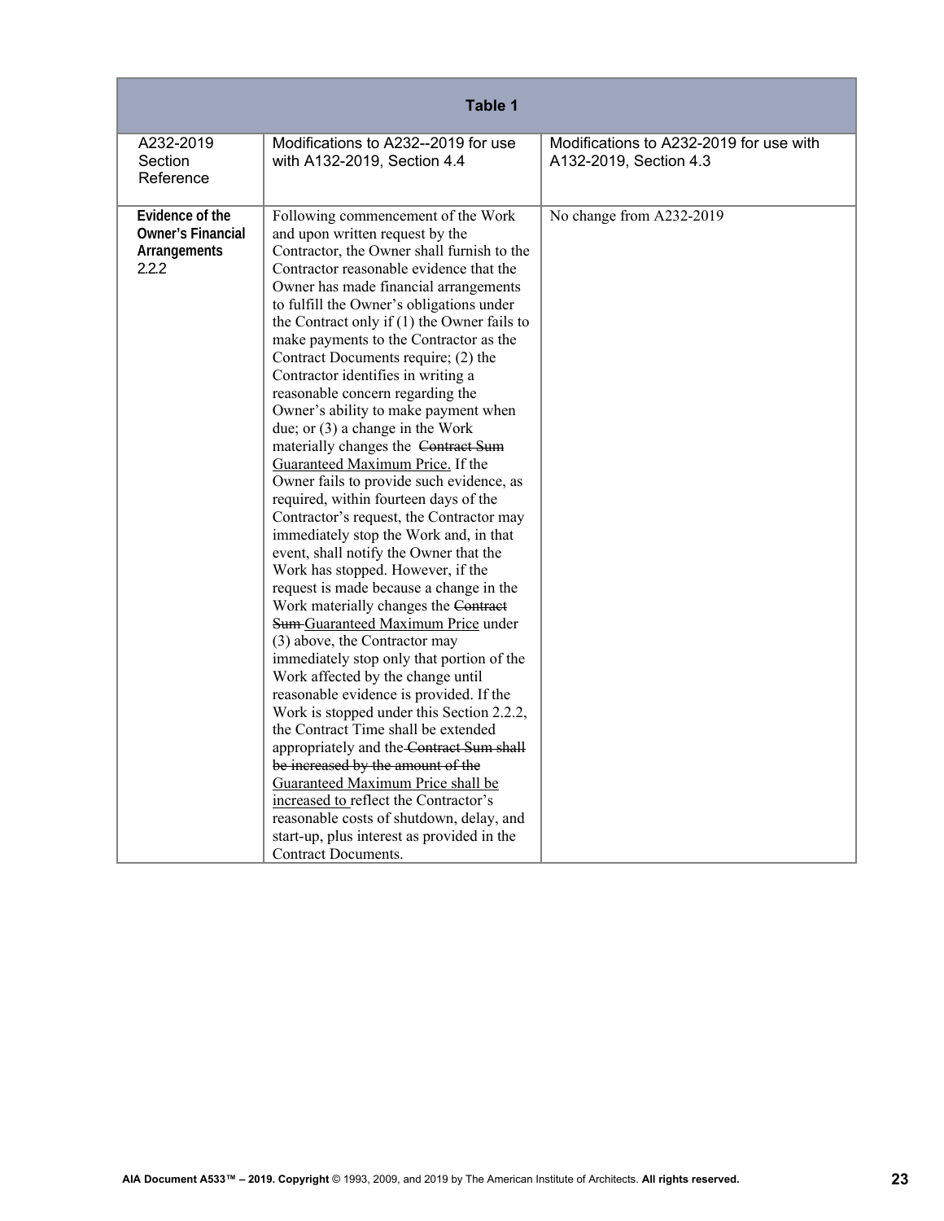| Table 1 | | |
|---|---|---|
| A232-2019 Section Reference | Modifications to A232--2019 for use with A132-2019, Section 4.4 | Modifications to A232-2019 for use with A132-2019, Section 4.3 |
| **Evidence of the Owner's Financial Arrangements** 2.2.2 | Following commencement of the Work and upon written request by the Contractor, the Owner shall furnish to the Contractor reasonable evidence that the Owner has made financial arrangements to fulfill the Owner's obligations under the Contract only if (1) the Owner fails to make payments to the Contractor as the Contract Documents require; (2) the Contractor identifies in writing a reasonable concern regarding the Owner's ability to make payment when due; or (3) a change in the Work materially changes the ~~Contract Sum~~ <u>Guaranteed Maximum Price.</u> If the Owner fails to provide such evidence, as required, within fourteen days of the Contractor's request, the Contractor may immediately stop the Work and, in that event, shall notify the Owner that the Work has stopped. However, if the request is made because a change in the Work materially changes the ~~Contract Sum~~ <u>Guaranteed Maximum Price</u> under (3) above, the Contractor may immediately stop only that portion of the Work affected by the change until reasonable evidence is provided. If the Work is stopped under this Section 2.2.2, the Contract Time shall be extended appropriately and the ~~Contract Sum shall be increased by the amount of the~~ <u>Guaranteed Maximum Price shall be increased to</u> reflect the Contractor's reasonable costs of shutdown, delay, and start-up, plus interest as provided in the Contract Documents. | No change from A232-2019 |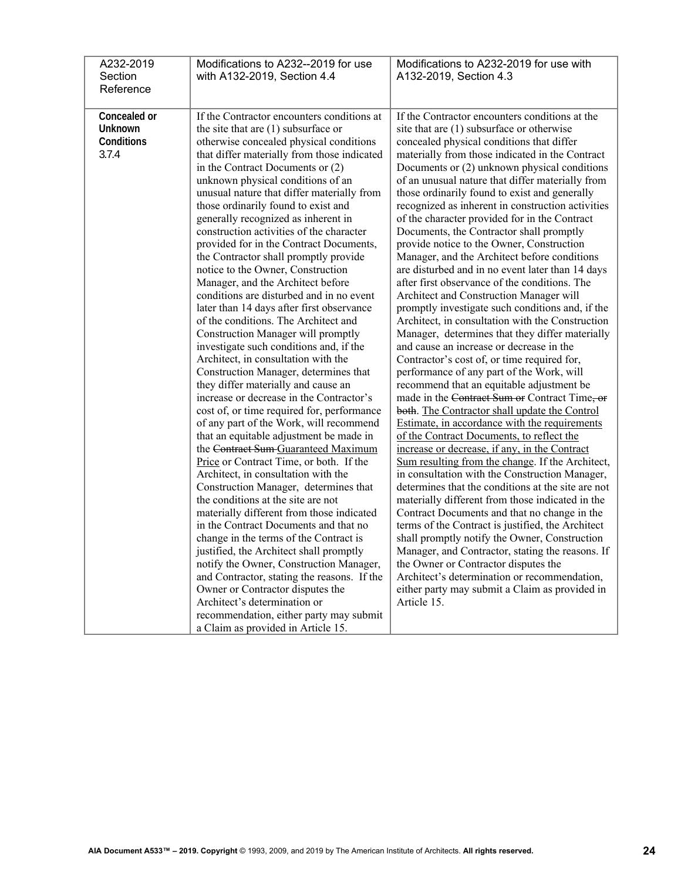| A232-2019 Section Reference | Modifications to A232--2019 for use with A132-2019, Section 4.4 | Modifications to A232-2019 for use with A132-2019, Section 4.3 |
|---|---|---|
| **Concealed or Unknown Conditions** 3.7.4 | If the Contractor encounters conditions at the site that are (1) subsurface or otherwise concealed physical conditions that differ materially from those indicated in the Contract Documents or (2) unknown physical conditions of an unusual nature that differ materially from those ordinarily found to exist and generally recognized as inherent in construction activities of the character provided for in the Contract Documents, the Contractor shall promptly provide notice to the Owner, Construction Manager, and the Architect before conditions are disturbed and in no event later than 14 days after first observance of the conditions. The Architect and Construction Manager will promptly investigate such conditions and, if the Architect, in consultation with the Construction Manager, determines that they differ materially and cause an increase or decrease in the Contractor's cost of, or time required for, performance of any part of the Work, will recommend that an equitable adjustment be made in the ~~Contract Sum~~ <u>Guaranteed Maximum Price</u> or Contract Time, or both. If the Architect, in consultation with the Construction Manager, determines that the conditions at the site are not materially different from those indicated in the Contract Documents and that no change in the terms of the Contract is justified, the Architect shall promptly notify the Owner, Construction Manager, and Contractor, stating the reasons. If the Owner or Contractor disputes the Architect's determination or recommendation, either party may submit a Claim as provided in Article 15. | If the Contractor encounters conditions at the site that are (1) subsurface or otherwise concealed physical conditions that differ materially from those indicated in the Contract Documents or (2) unknown physical conditions of an unusual nature that differ materially from those ordinarily found to exist and generally recognized as inherent in construction activities of the character provided for in the Contract Documents, the Contractor shall promptly provide notice to the Owner, Construction Manager, and the Architect before conditions are disturbed and in no event later than 14 days after first observance of the conditions. The Architect and Construction Manager will promptly investigate such conditions and, if the Architect, in consultation with the Construction Manager, determines that they differ materially and cause an increase or decrease in the Contractor's cost of, or time required for, performance of any part of the Work, will recommend that an equitable adjustment be made in the ~~Contract Sum or~~ Contract Time~~, or both~~. <u>The Contractor shall update the Control Estimate, in accordance with the requirements of the Contract Documents, to reflect the increase or decrease, if any, in the Contract Sum resulting from the change</u>. If the Architect, in consultation with the Construction Manager, determines that the conditions at the site are not materially different from those indicated in the Contract Documents and that no change in the terms of the Contract is justified, the Architect shall promptly notify the Owner, Construction Manager, and Contractor, stating the reasons. If the Owner or Contractor disputes the Architect's determination or recommendation, either party may submit a Claim as provided in Article 15. |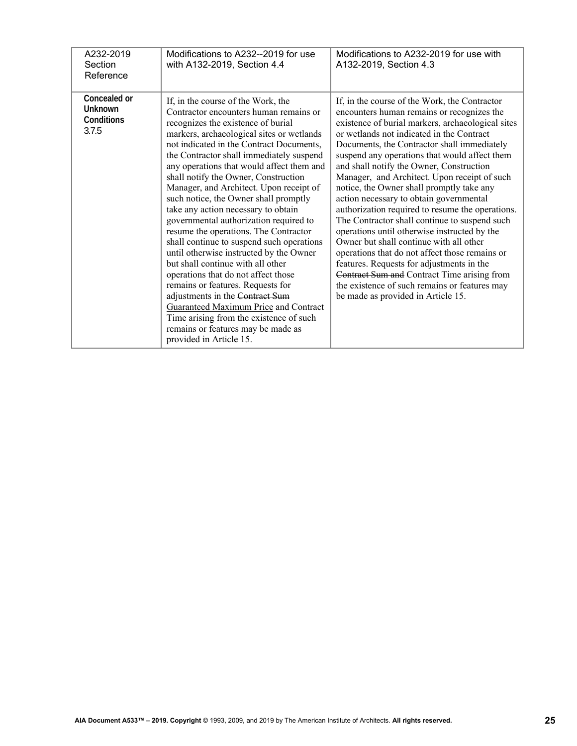| A232-2019 Section Reference | Modifications to A232--2019 for use with A132-2019, Section 4.4 | Modifications to A232-2019 for use with A132-2019, Section 4.3 |
|---|---|---|
| **Concealed or Unknown Conditions** 3.7.5 | If, in the course of the Work, the Contractor encounters human remains or recognizes the existence of burial markers, archaeological sites or wetlands not indicated in the Contract Documents, the Contractor shall immediately suspend any operations that would affect them and shall notify the Owner, Construction Manager, and Architect. Upon receipt of such notice, the Owner shall promptly take any action necessary to obtain governmental authorization required to resume the operations. The Contractor shall continue to suspend such operations until otherwise instructed by the Owner but shall continue with all other operations that do not affect those remains or features. Requests for adjustments in the ~~Contract Sum~~ <u>Guaranteed Maximum Price</u> and Contract Time arising from the existence of such remains or features may be made as provided in Article 15. | If, in the course of the Work, the Contractor encounters human remains or recognizes the existence of burial markers, archaeological sites or wetlands not indicated in the Contract Documents, the Contractor shall immediately suspend any operations that would affect them and shall notify the Owner, Construction Manager, and Architect. Upon receipt of such notice, the Owner shall promptly take any action necessary to obtain governmental authorization required to resume the operations. The Contractor shall continue to suspend such operations until otherwise instructed by the Owner but shall continue with all other operations that do not affect those remains or features. Requests for adjustments in the ~~Contract Sum and~~ Contract Time arising from the existence of such remains or features may be made as provided in Article 15. |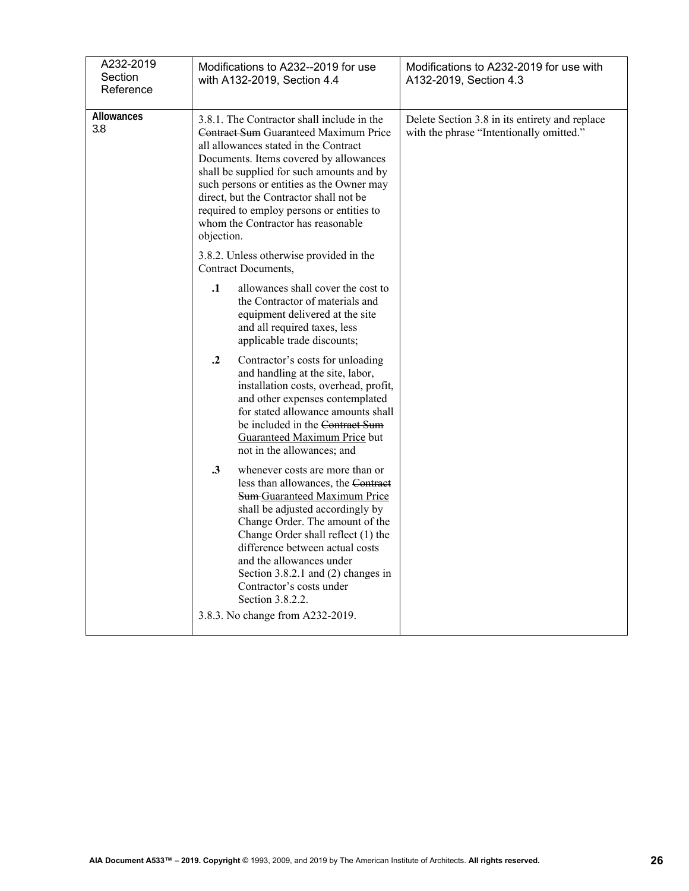| A232-2019 Section Reference | Modifications to A232--2019 for use with A132-2019, Section 4.4 | Modifications to A232-2019 for use with A132-2019, Section 4.3 |
|---|---|---|
| **Allowances** 3.8 | 3.8.1. The Contractor shall include in the ~~Contract Sum~~ Guaranteed Maximum Price all allowances stated in the Contract Documents. Items covered by allowances shall be supplied for such amounts and by such persons or entities as the Owner may direct, but the Contractor shall not be required to employ persons or entities to whom the Contractor has reasonable objection.<br><br>3.8.2. Unless otherwise provided in the Contract Documents,<br><br>**.1** allowances shall cover the cost to the Contractor of materials and equipment delivered at the site and all required taxes, less applicable trade discounts;<br><br>**.2** Contractor's costs for unloading and handling at the site, labor, installation costs, overhead, profit, and other expenses contemplated for stated allowance amounts shall be included in the ~~Contract Sum~~ <u>Guaranteed Maximum Price</u> but not in the allowances; and<br><br>**.3** whenever costs are more than or less than allowances, the ~~Contract Sum~~ <u>Guaranteed Maximum Price</u> shall be adjusted accordingly by Change Order. The amount of the Change Order shall reflect (1) the difference between actual costs and the allowances under Section 3.8.2.1 and (2) changes in Contractor's costs under Section 3.8.2.2.<br><br>3.8.3. No change from A232-2019. | Delete Section 3.8 in its entirety and replace with the phrase "Intentionally omitted." |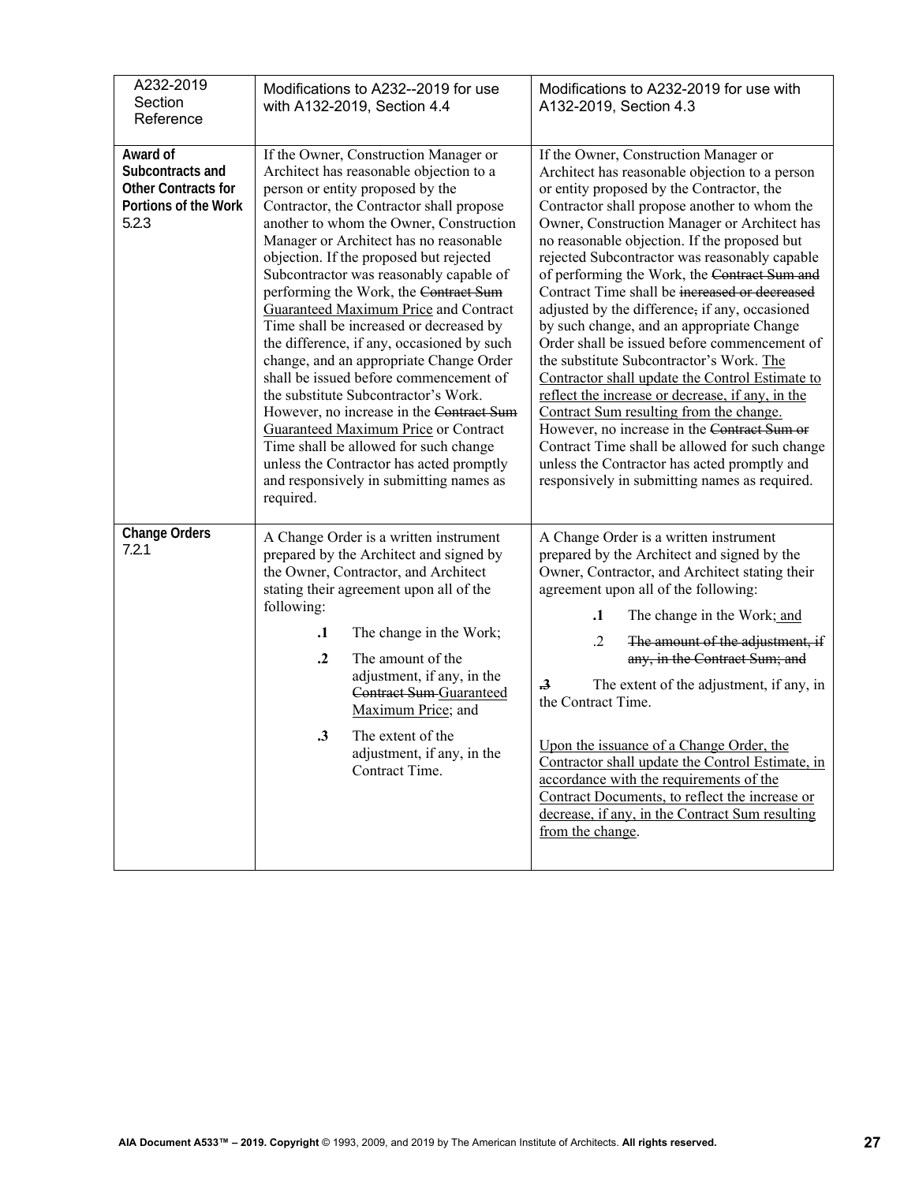| A232-2019 Section Reference | Modifications to A232--2019 for use with A132-2019, Section 4.4 | Modifications to A232-2019 for use with A132-2019, Section 4.3 |
|---|---|---|
| **Award of Subcontracts and Other Contracts for Portions of the Work** 5.2.3 | If the Owner, Construction Manager or Architect has reasonable objection to a person or entity proposed by the Contractor, the Contractor shall propose another to whom the Owner, Construction Manager or Architect has no reasonable objection. If the proposed but rejected Subcontractor was reasonably capable of performing the Work, the ~~Contract Sum~~ <u>Guaranteed Maximum Price</u> and Contract Time shall be increased or decreased by the difference, if any, occasioned by such change, and an appropriate Change Order shall be issued before commencement of the substitute Subcontractor's Work. However, no increase in the ~~Contract Sum~~ <u>Guaranteed Maximum Price</u> or Contract Time shall be allowed for such change unless the Contractor has acted promptly and responsively in submitting names as required. | If the Owner, Construction Manager or Architect has reasonable objection to a person or entity proposed by the Contractor, the Contractor shall propose another to whom the Owner, Construction Manager or Architect has no reasonable objection. If the proposed but rejected Subcontractor was reasonably capable of performing the Work, the ~~Contract Sum and~~ Contract Time shall be ~~increased or decreased~~ adjusted by the difference~~,~~ if any, occasioned by such change, and an appropriate Change Order shall be issued before commencement of the substitute Subcontractor's Work. <u>The Contractor shall update the Control Estimate to reflect the increase or decrease, if any, in the Contract Sum resulting from the change.</u> However, no increase in the ~~Contract Sum or~~ Contract Time shall be allowed for such change unless the Contractor has acted promptly and responsively in submitting names as required. |
| **Change Orders** 7.2.1 | A Change Order is a written instrument prepared by the Architect and signed by the Owner, Contractor, and Architect stating their agreement upon all of the following:<br>**.1** The change in the Work;<br>**.2** The amount of the adjustment, if any, in the ~~Contract Sum~~ <u>Guaranteed Maximum Price</u>; and<br>**.3** The extent of the adjustment, if any, in the Contract Time. | A Change Order is a written instrument prepared by the Architect and signed by the Owner, Contractor, and Architect stating their agreement upon all of the following:<br>**.1** The change in the Work<u>; and</u><br>.2 ~~The amount of the adjustment, if any, in the Contract Sum; and~~<br>~~.3~~ The extent of the adjustment, if any, in the Contract Time.<br><br><u>Upon the issuance of a Change Order, the Contractor shall update the Control Estimate, in accordance with the requirements of the Contract Documents, to reflect the increase or decrease, if any, in the Contract Sum resulting from the change</u>. |

**AIA Document A533™ – 2019. Copyright** © 1993, 2009, and 2019 by The American Institute of Architects. **All rights reserved.**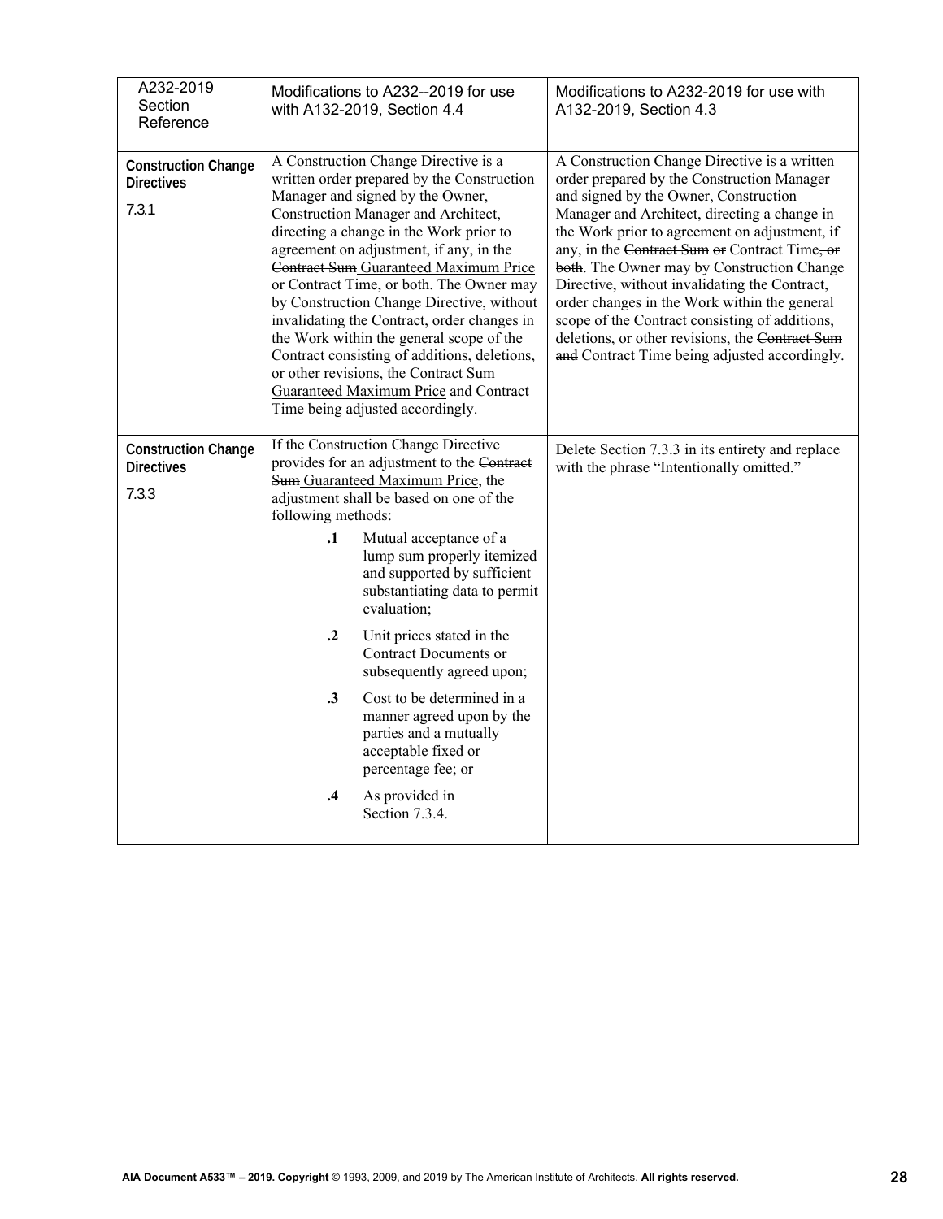| A232-2019 Section Reference | Modifications to A232--2019 for use with A132-2019, Section 4.4 | Modifications to A232-2019 for use with A132-2019, Section 4.3 |
|---|---|---|
| **Construction Change Directives** 7.3.1 | A Construction Change Directive is a written order prepared by the Construction Manager and signed by the Owner, Construction Manager and Architect, directing a change in the Work prior to agreement on adjustment, if any, in the ~~Contract Sum~~ <u>Guaranteed Maximum Price</u> or Contract Time, or both. The Owner may by Construction Change Directive, without invalidating the Contract, order changes in the Work within the general scope of the Contract consisting of additions, deletions, or other revisions, the ~~Contract Sum~~ <u>Guaranteed Maximum Price</u> and Contract Time being adjusted accordingly. | A Construction Change Directive is a written order prepared by the Construction Manager and signed by the Owner, Construction Manager and Architect, directing a change in the Work prior to agreement on adjustment, if any, in the ~~Contract Sum or~~ Contract Time~~, or both~~. The Owner may by Construction Change Directive, without invalidating the Contract, order changes in the Work within the general scope of the Contract consisting of additions, deletions, or other revisions, the ~~Contract Sum and~~ Contract Time being adjusted accordingly. |
| **Construction Change Directives** 7.3.3 | If the Construction Change Directive provides for an adjustment to the ~~Contract Sum~~ <u>Guaranteed Maximum Price</u>, the adjustment shall be based on one of the following methods:<br>**.1** Mutual acceptance of a lump sum properly itemized and supported by sufficient substantiating data to permit evaluation;<br>**.2** Unit prices stated in the Contract Documents or subsequently agreed upon;<br>**.3** Cost to be determined in a manner agreed upon by the parties and a mutually acceptable fixed or percentage fee; or<br>**.4** As provided in Section 7.3.4. | Delete Section 7.3.3 in its entirety and replace with the phrase "Intentionally omitted." |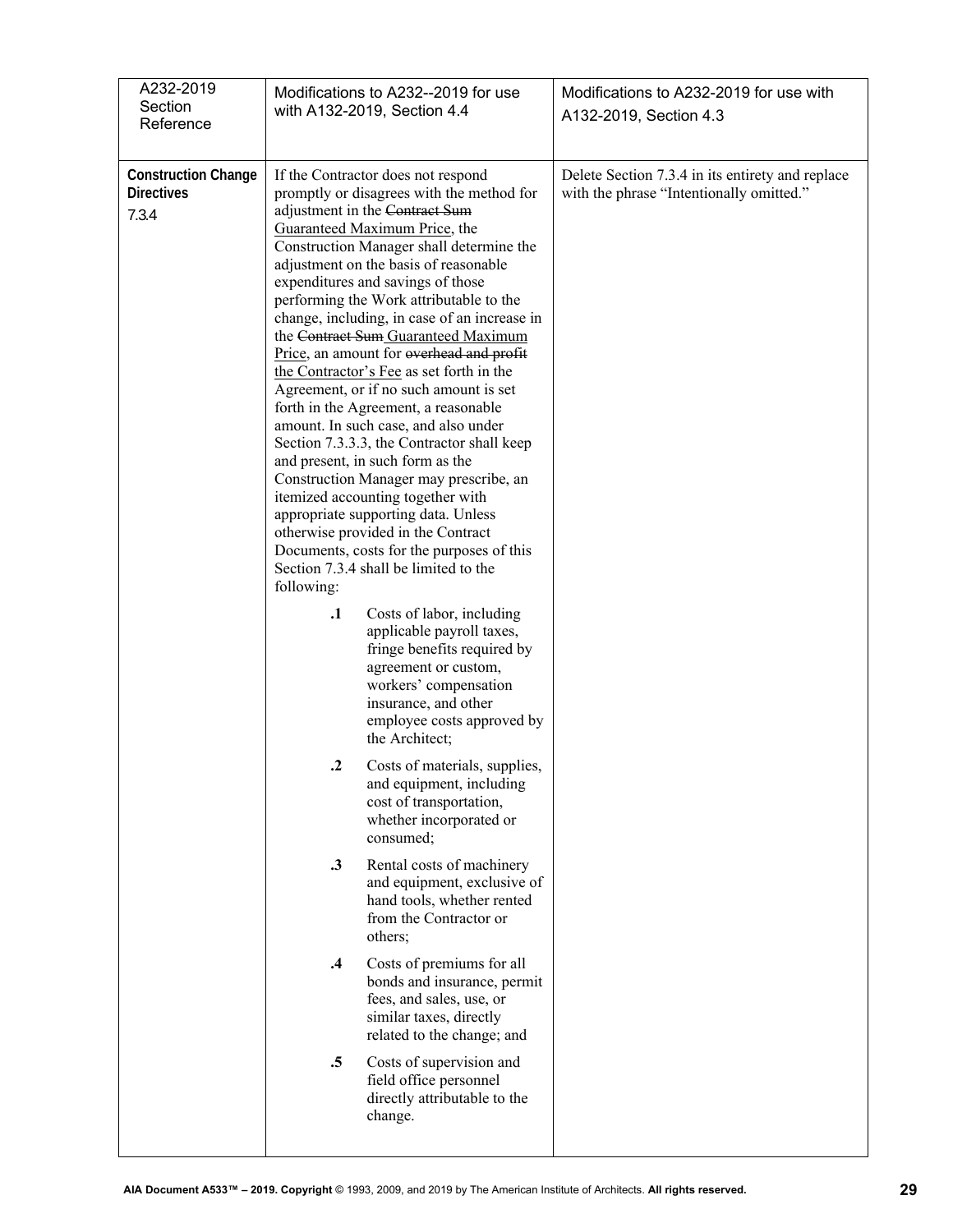| A232-2019 Section Reference | Modifications to A232--2019 for use with A132-2019, Section 4.4 | Modifications to A232-2019 for use with A132-2019, Section 4.3 |
|---|---|---|
| **Construction Change Directives** 7.3.4 | If the Contractor does not respond promptly or disagrees with the method for adjustment in the ~~Contract Sum~~ <u>Guaranteed Maximum Price</u>, the Construction Manager shall determine the adjustment on the basis of reasonable expenditures and savings of those performing the Work attributable to the change, including, in case of an increase in the ~~Contract Sum~~ <u>Guaranteed Maximum Price</u>, an amount for ~~overhead and profit~~ <u>the Contractor's Fee</u> as set forth in the Agreement, or if no such amount is set forth in the Agreement, a reasonable amount. In such case, and also under Section 7.3.3.3, the Contractor shall keep and present, in such form as the Construction Manager may prescribe, an itemized accounting together with appropriate supporting data. Unless otherwise provided in the Contract Documents, costs for the purposes of this Section 7.3.4 shall be limited to the following:<br><br>**.1** Costs of labor, including applicable payroll taxes, fringe benefits required by agreement or custom, workers' compensation insurance, and other employee costs approved by the Architect;<br><br>**.2** Costs of materials, supplies, and equipment, including cost of transportation, whether incorporated or consumed;<br><br>**.3** Rental costs of machinery and equipment, exclusive of hand tools, whether rented from the Contractor or others;<br><br>**.4** Costs of premiums for all bonds and insurance, permit fees, and sales, use, or similar taxes, directly related to the change; and<br><br>**.5** Costs of supervision and field office personnel directly attributable to the change. | Delete Section 7.3.4 in its entirety and replace with the phrase "Intentionally omitted." |

**AIA Document A533™ – 2019. Copyright** © 1993, 2009, and 2019 by The American Institute of Architects. **All rights reserved.**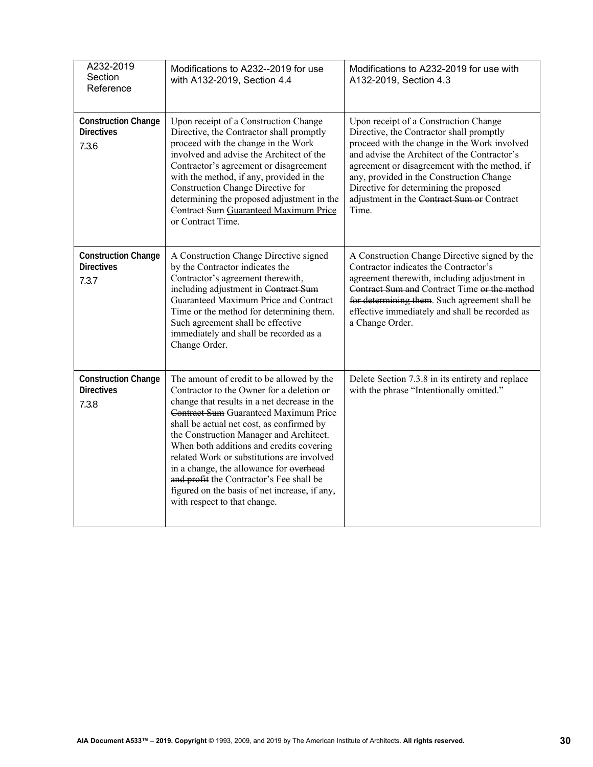| A232-2019 Section Reference | Modifications to A232--2019 for use with A132-2019, Section 4.4 | Modifications to A232-2019 for use with A132-2019, Section 4.3 |
|---|---|---|
| **Construction Change Directives** 7.3.6 | Upon receipt of a Construction Change Directive, the Contractor shall promptly proceed with the change in the Work involved and advise the Architect of the Contractor's agreement or disagreement with the method, if any, provided in the Construction Change Directive for determining the proposed adjustment in the ~~Contract Sum~~ <u>Guaranteed Maximum Price</u> or Contract Time. | Upon receipt of a Construction Change Directive, the Contractor shall promptly proceed with the change in the Work involved and advise the Architect of the Contractor's agreement or disagreement with the method, if any, provided in the Construction Change Directive for determining the proposed adjustment in the ~~Contract Sum or~~ Contract Time. |
| **Construction Change Directives** 7.3.7 | A Construction Change Directive signed by the Contractor indicates the Contractor's agreement therewith, including adjustment in ~~Contract Sum~~ <u>Guaranteed Maximum Price</u> and Contract Time or the method for determining them. Such agreement shall be effective immediately and shall be recorded as a Change Order. | A Construction Change Directive signed by the Contractor indicates the Contractor's agreement therewith, including adjustment in ~~Contract Sum and~~ Contract Time ~~or the method for determining them~~. Such agreement shall be effective immediately and shall be recorded as a Change Order. |
| **Construction Change Directives** 7.3.8 | The amount of credit to be allowed by the Contractor to the Owner for a deletion or change that results in a net decrease in the ~~Contract Sum~~ <u>Guaranteed Maximum Price</u> shall be actual net cost, as confirmed by the Construction Manager and Architect. When both additions and credits covering related Work or substitutions are involved in a change, the allowance for ~~overhead and profit~~ <u>the Contractor's Fee</u> shall be figured on the basis of net increase, if any, with respect to that change. | Delete Section 7.3.8 in its entirety and replace with the phrase "Intentionally omitted." |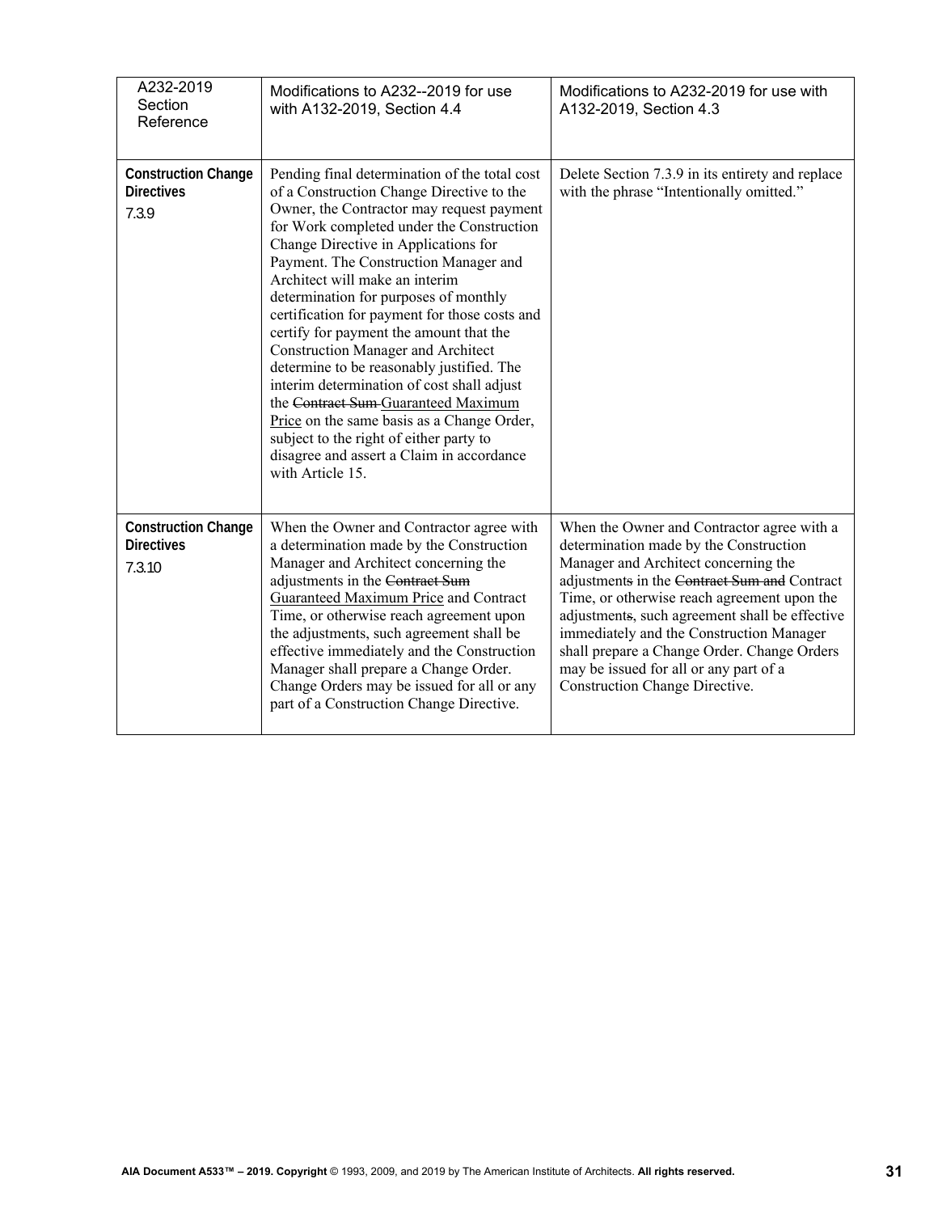| A232-2019 Section Reference | Modifications to A232--2019 for use with A132-2019, Section 4.4 | Modifications to A232-2019 for use with A132-2019, Section 4.3 |
| --- | --- | --- |
| **Construction Change Directives** 7.3.9 | Pending final determination of the total cost of a Construction Change Directive to the Owner, the Contractor may request payment for Work completed under the Construction Change Directive in Applications for Payment. The Construction Manager and Architect will make an interim determination for purposes of monthly certification for payment for those costs and certify for payment the amount that the Construction Manager and Architect determine to be reasonably justified. The interim determination of cost shall adjust the ~~Contract Sum~~ <u>Guaranteed Maximum Price</u> on the same basis as a Change Order, subject to the right of either party to disagree and assert a Claim in accordance with Article 15. | Delete Section 7.3.9 in its entirety and replace with the phrase "Intentionally omitted." |
| **Construction Change Directives** 7.3.10 | When the Owner and Contractor agree with a determination made by the Construction Manager and Architect concerning the adjustments in the ~~Contract Sum~~ <u>Guaranteed Maximum Price</u> and Contract Time, or otherwise reach agreement upon the adjustments, such agreement shall be effective immediately and the Construction Manager shall prepare a Change Order. Change Orders may be issued for all or any part of a Construction Change Directive. | When the Owner and Contractor agree with a determination made by the Construction Manager and Architect concerning the adjustment~~s~~ in the ~~Contract Sum and~~ Contract Time, or otherwise reach agreement upon the adjustment~~s~~, such agreement shall be effective immediately and the Construction Manager shall prepare a Change Order. Change Orders may be issued for all or any part of a Construction Change Directive. |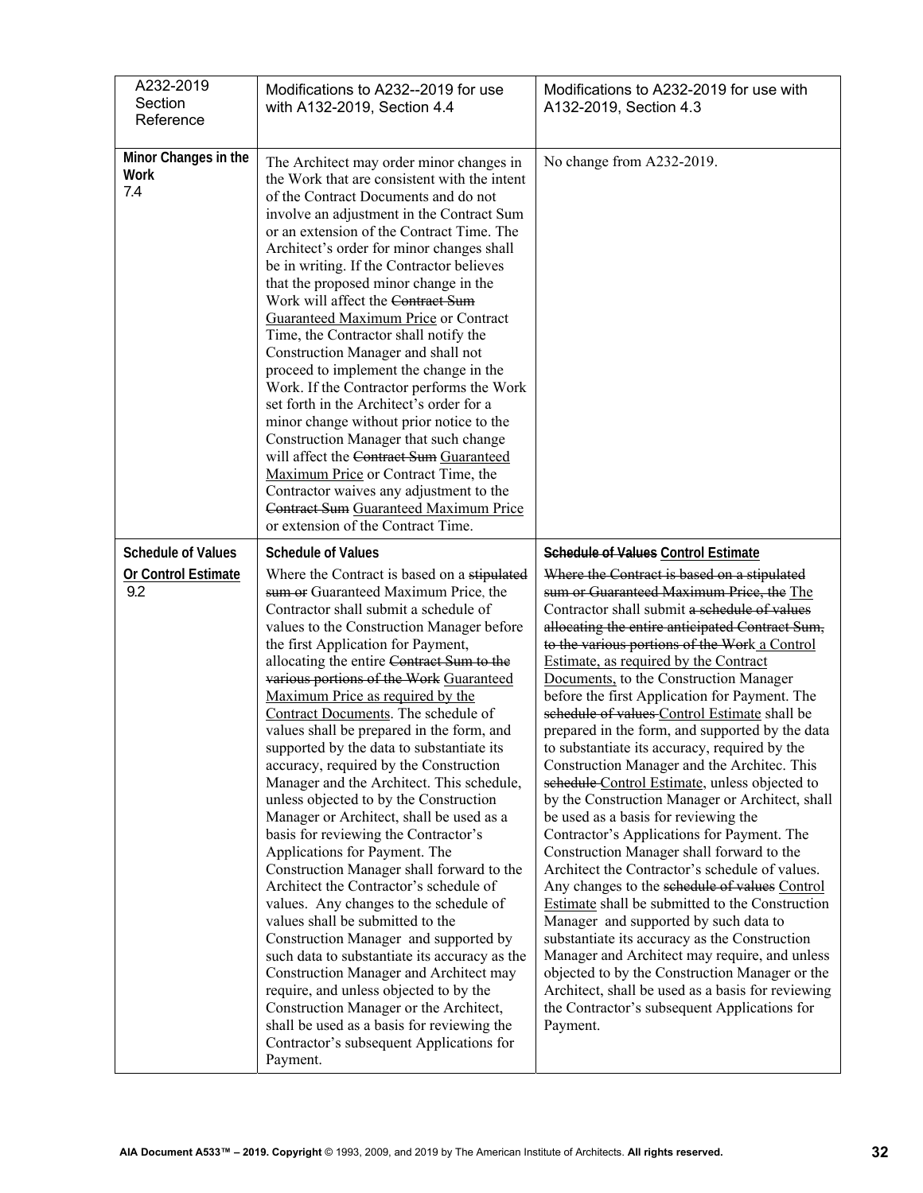| A232-2019 Section Reference | Modifications to A232--2019 for use with A132-2019, Section 4.4 | Modifications to A232-2019 for use with A132-2019, Section 4.3 |
|---|---|---|
| **Minor Changes in the Work** 7.4 | The Architect may order minor changes in the Work that are consistent with the intent of the Contract Documents and do not involve an adjustment in the Contract Sum or an extension of the Contract Time. The Architect's order for minor changes shall be in writing. If the Contractor believes that the proposed minor change in the Work will affect the ~~Contract Sum~~ <u>Guaranteed Maximum Price</u> or Contract Time, the Contractor shall notify the Construction Manager and shall not proceed to implement the change in the Work. If the Contractor performs the Work set forth in the Architect's order for a minor change without prior notice to the Construction Manager that such change will affect the ~~Contract Sum~~ <u>Guaranteed Maximum Price</u> or Contract Time, the Contractor waives any adjustment to the ~~Contract Sum~~ <u>Guaranteed Maximum Price</u> or extension of the Contract Time. | No change from A232-2019. |
| **Schedule of Values** <u>**Or Control Estimate**</u> 9.2 | **Schedule of Values** Where the Contract is based on a ~~stipulated sum or~~ Guaranteed Maximum Price, the Contractor shall submit a schedule of values to the Construction Manager before the first Application for Payment, allocating the entire ~~Contract Sum to the various portions of the Work~~ <u>Guaranteed Maximum Price as required by the Contract Documents</u>. The schedule of values shall be prepared in the form, and supported by the data to substantiate its accuracy, required by the Construction Manager and the Architect. This schedule, unless objected to by the Construction Manager or Architect, shall be used as a basis for reviewing the Contractor's Applications for Payment. The Construction Manager shall forward to the Architect the Contractor's schedule of values. Any changes to the schedule of values shall be submitted to the Construction Manager and supported by such data to substantiate its accuracy as the Construction Manager and Architect may require, and unless objected to by the Construction Manager or the Architect, shall be used as a basis for reviewing the Contractor's subsequent Applications for Payment. | ~~**Schedule of Values**~~ <u>**Control Estimate**</u> ~~Where the Contract is based on a stipulated sum or Guaranteed Maximum Price, the~~ <u>The</u> Contractor shall submit ~~a schedule of values allocating the entire anticipated Contract Sum, to the various portions of the Work~~ <u>a Control Estimate, as required by the Contract Documents,</u> to the Construction Manager before the first Application for Payment. The ~~schedule of values~~ <u>Control Estimate</u> shall be prepared in the form, and supported by the data to substantiate its accuracy, required by the Construction Manager and the Architec. This ~~schedule~~ <u>Control Estimate</u>, unless objected to by the Construction Manager or Architect, shall be used as a basis for reviewing the Contractor's Applications for Payment. The Construction Manager shall forward to the Architect the Contractor's schedule of values. Any changes to the ~~schedule of values~~ <u>Control Estimate</u> shall be submitted to the Construction Manager and supported by such data to substantiate its accuracy as the Construction Manager and Architect may require, and unless objected to by the Construction Manager or the Architect, shall be used as a basis for reviewing the Contractor's subsequent Applications for Payment. |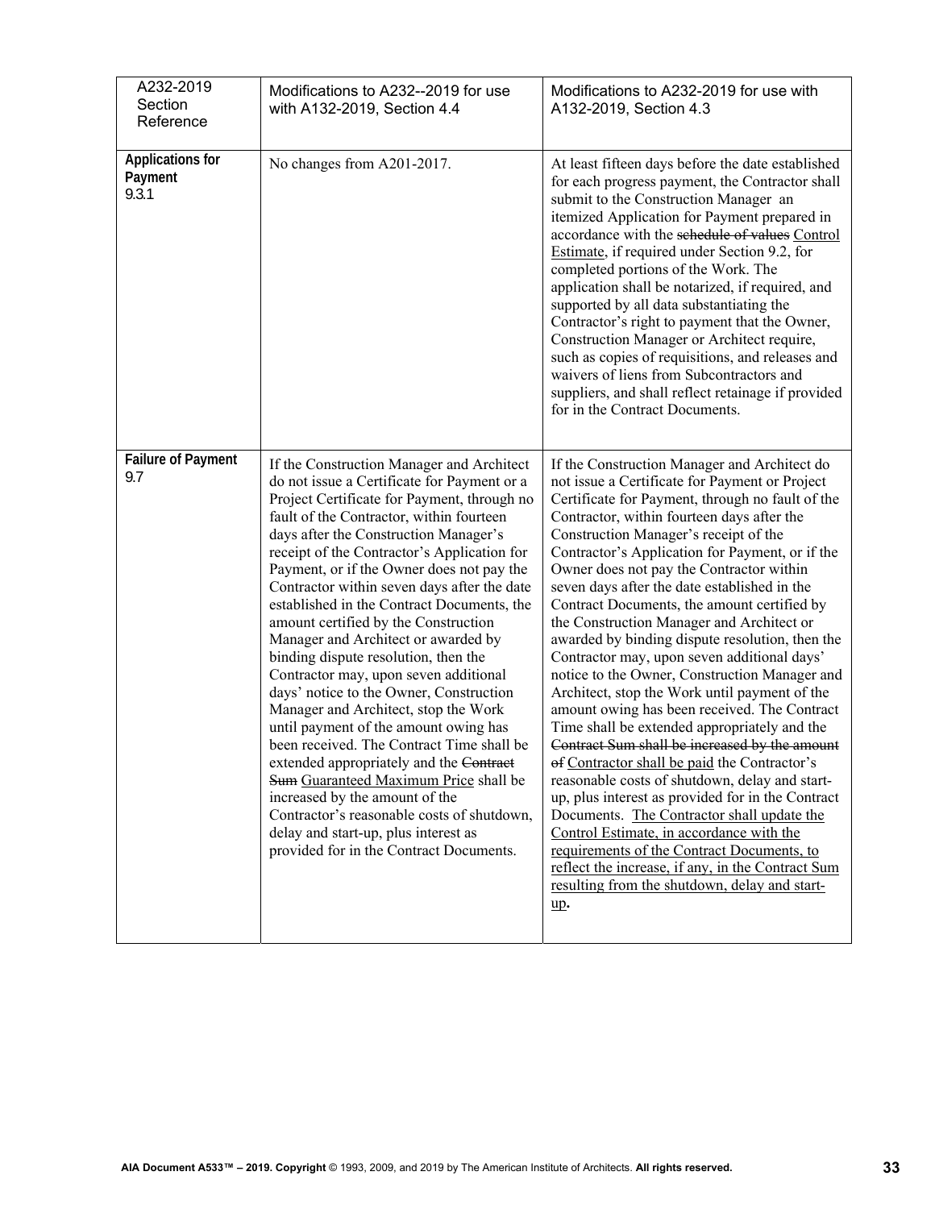| A232-2019 Section Reference | Modifications to A232--2019 for use with A132-2019, Section 4.4 | Modifications to A232-2019 for use with A132-2019, Section 4.3 |
|---|---|---|
| **Applications for Payment** 9.3.1 | No changes from A201-2017. | At least fifteen days before the date established for each progress payment, the Contractor shall submit to the Construction Manager an itemized Application for Payment prepared in accordance with the ~~schedule of values~~ <u>Control Estimate</u>, if required under Section 9.2, for completed portions of the Work. The application shall be notarized, if required, and supported by all data substantiating the Contractor's right to payment that the Owner, Construction Manager or Architect require, such as copies of requisitions, and releases and waivers of liens from Subcontractors and suppliers, and shall reflect retainage if provided for in the Contract Documents. |
| **Failure of Payment** 9.7 | If the Construction Manager and Architect do not issue a Certificate for Payment or a Project Certificate for Payment, through no fault of the Contractor, within fourteen days after the Construction Manager's receipt of the Contractor's Application for Payment, or if the Owner does not pay the Contractor within seven days after the date established in the Contract Documents, the amount certified by the Construction Manager and Architect or awarded by binding dispute resolution, then the Contractor may, upon seven additional days' notice to the Owner, Construction Manager and Architect, stop the Work until payment of the amount owing has been received. The Contract Time shall be extended appropriately and the ~~Contract Sum~~ <u>Guaranteed Maximum Price</u> shall be increased by the amount of the Contractor's reasonable costs of shutdown, delay and start-up, plus interest as provided for in the Contract Documents. | If the Construction Manager and Architect do not issue a Certificate for Payment or Project Certificate for Payment, through no fault of the Contractor, within fourteen days after the Construction Manager's receipt of the Contractor's Application for Payment, or if the Owner does not pay the Contractor within seven days after the date established in the Contract Documents, the amount certified by the Construction Manager and Architect or awarded by binding dispute resolution, then the Contractor may, upon seven additional days' notice to the Owner, Construction Manager and Architect, stop the Work until payment of the amount owing has been received. The Contract Time shall be extended appropriately and the ~~Contract Sum shall be increased by the amount of~~ <u>Contractor shall be paid</u> the Contractor's reasonable costs of shutdown, delay and start-up, plus interest as provided for in the Contract Documents. <u>The Contractor shall update the Control Estimate, in accordance with the requirements of the Contract Documents, to reflect the increase, if any, in the Contract Sum resulting from the shutdown, delay and start-up</u>. |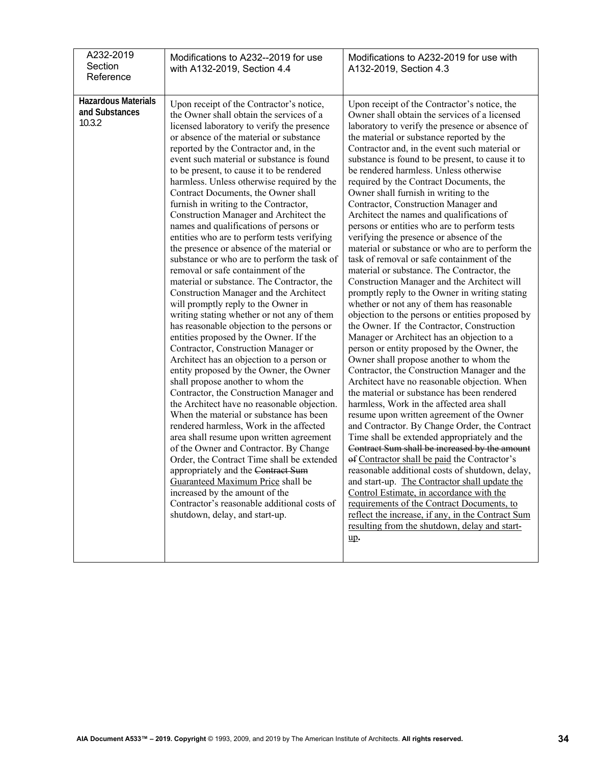| A232-2019 Section Reference | Modifications to A232--2019 for use with A132-2019, Section 4.4 | Modifications to A232-2019 for use with A132-2019, Section 4.3 |
|---|---|---|
| **Hazardous Materials and Substances** 10.3.2 | Upon receipt of the Contractor's notice, the Owner shall obtain the services of a licensed laboratory to verify the presence or absence of the material or substance reported by the Contractor and, in the event such material or substance is found to be present, to cause it to be rendered harmless. Unless otherwise required by the Contract Documents, the Owner shall furnish in writing to the Contractor, Construction Manager and Architect the names and qualifications of persons or entities who are to perform tests verifying the presence or absence of the material or substance or who are to perform the task of removal or safe containment of the material or substance. The Contractor, the Construction Manager and the Architect will promptly reply to the Owner in writing stating whether or not any of them has reasonable objection to the persons or entities proposed by the Owner. If the Contractor, Construction Manager or Architect has an objection to a person or entity proposed by the Owner, the Owner shall propose another to whom the Contractor, the Construction Manager and the Architect have no reasonable objection. When the material or substance has been rendered harmless, Work in the affected area shall resume upon written agreement of the Owner and Contractor. By Change Order, the Contract Time shall be extended appropriately and the ~~Contract Sum~~ <u>Guaranteed Maximum Price</u> shall be increased by the amount of the Contractor's reasonable additional costs of shutdown, delay, and start-up. | Upon receipt of the Contractor's notice, the Owner shall obtain the services of a licensed laboratory to verify the presence or absence of the material or substance reported by the Contractor and, in the event such material or substance is found to be present, to cause it to be rendered harmless. Unless otherwise required by the Contract Documents, the Owner shall furnish in writing to the Contractor, Construction Manager and Architect the names and qualifications of persons or entities who are to perform tests verifying the presence or absence of the material or substance or who are to perform the task of removal or safe containment of the material or substance. The Contractor, the Construction Manager and the Architect will promptly reply to the Owner in writing stating whether or not any of them has reasonable objection to the persons or entities proposed by the Owner. If the Contractor, Construction Manager or Architect has an objection to a person or entity proposed by the Owner, the Owner shall propose another to whom the Contractor, the Construction Manager and the Architect have no reasonable objection. When the material or substance has been rendered harmless, Work in the affected area shall resume upon written agreement of the Owner and Contractor. By Change Order, the Contract Time shall be extended appropriately and the ~~Contract Sum shall be increased by the amount of~~ <u>Contractor shall be paid</u> the Contractor's reasonable additional costs of shutdown, delay, and start-up. <u>The Contractor shall update the Control Estimate, in accordance with the requirements of the Contract Documents, to reflect the increase, if any, in the Contract Sum resulting from the shutdown, delay and start-up</u>. |

**AIA Document A533™ – 2019. Copyright** © 1993, 2009, and 2019 by The American Institute of Architects. **All rights reserved.**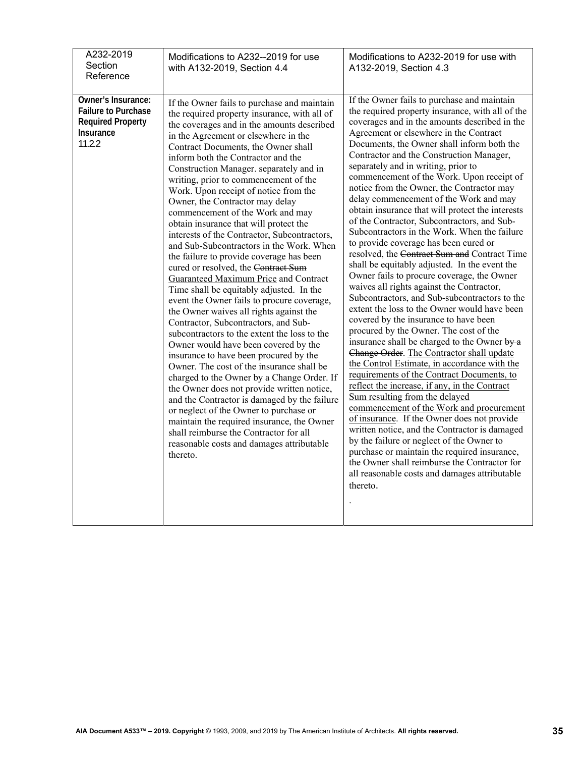| A232-2019 Section Reference | Modifications to A232--2019 for use with A132-2019, Section 4.4 | Modifications to A232-2019 for use with A132-2019, Section 4.3 |
|---|---|---|
| **Owner's Insurance: Failure to Purchase Required Property Insurance** 11.2.2 | If the Owner fails to purchase and maintain the required property insurance, with all of the coverages and in the amounts described in the Agreement or elsewhere in the Contract Documents, the Owner shall inform both the Contractor and the Construction Manager. separately and in writing, prior to commencement of the Work. Upon receipt of notice from the Owner, the Contractor may delay commencement of the Work and may obtain insurance that will protect the interests of the Contractor, Subcontractors, and Sub-Subcontractors in the Work. When the failure to provide coverage has been cured or resolved, the ~~Contract Sum~~ <u>Guaranteed Maximum Price</u> and Contract Time shall be equitably adjusted. In the event the Owner fails to procure coverage, the Owner waives all rights against the Contractor, Subcontractors, and Sub-subcontractors to the extent the loss to the Owner would have been covered by the insurance to have been procured by the Owner. The cost of the insurance shall be charged to the Owner by a Change Order. If the Owner does not provide written notice, and the Contractor is damaged by the failure or neglect of the Owner to purchase or maintain the required insurance, the Owner shall reimburse the Contractor for all reasonable costs and damages attributable thereto. | If the Owner fails to purchase and maintain the required property insurance, with all of the coverages and in the amounts described in the Agreement or elsewhere in the Contract Documents, the Owner shall inform both the Contractor and the Construction Manager, separately and in writing, prior to commencement of the Work. Upon receipt of notice from the Owner, the Contractor may delay commencement of the Work and may obtain insurance that will protect the interests of the Contractor, Subcontractors, and Sub-Subcontractors in the Work. When the failure to provide coverage has been cured or resolved, the ~~Contract Sum and~~ Contract Time shall be equitably adjusted. In the event the Owner fails to procure coverage, the Owner waives all rights against the Contractor, Subcontractors, and Sub-subcontractors to the extent the loss to the Owner would have been covered by the insurance to have been procured by the Owner. The cost of the insurance shall be charged to the Owner ~~by a Change Order~~. <u>The Contractor shall update the Control Estimate, in accordance with the requirements of the Contract Documents, to reflect the increase, if any, in the Contract Sum resulting from the delayed commencement of the Work and procurement of insurance</u>. If the Owner does not provide written notice, and the Contractor is damaged by the failure or neglect of the Owner to purchase or maintain the required insurance, the Owner shall reimburse the Contractor for all reasonable costs and damages attributable thereto. |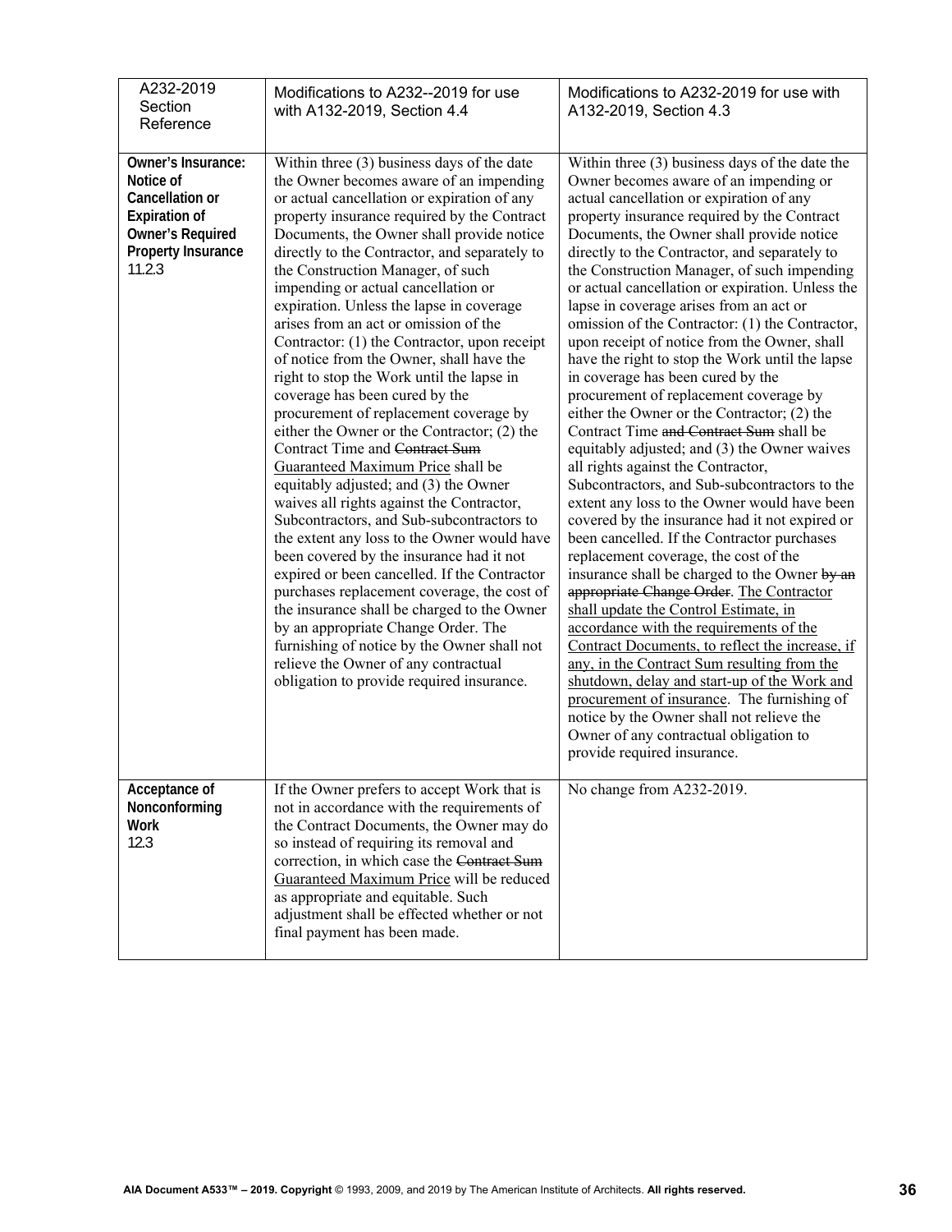| A232-2019 Section Reference | Modifications to A232--2019 for use with A132-2019, Section 4.4 | Modifications to A232-2019 for use with A132-2019, Section 4.3 |
|---|---|---|
| **Owner's Insurance: Notice of Cancellation or Expiration of Owner's Required Property Insurance** 11.2.3 | Within three (3) business days of the date the Owner becomes aware of an impending or actual cancellation or expiration of any property insurance required by the Contract Documents, the Owner shall provide notice directly to the Contractor, and separately to the Construction Manager, of such impending or actual cancellation or expiration. Unless the lapse in coverage arises from an act or omission of the Contractor: (1) the Contractor, upon receipt of notice from the Owner, shall have the right to stop the Work until the lapse in coverage has been cured by the procurement of replacement coverage by either the Owner or the Contractor; (2) the Contract Time and ~~Contract Sum~~ <u>Guaranteed Maximum Price</u> shall be equitably adjusted; and (3) the Owner waives all rights against the Contractor, Subcontractors, and Sub-subcontractors to the extent any loss to the Owner would have been covered by the insurance had it not expired or been cancelled. If the Contractor purchases replacement coverage, the cost of the insurance shall be charged to the Owner by an appropriate Change Order. The furnishing of notice by the Owner shall not relieve the Owner of any contractual obligation to provide required insurance. | Within three (3) business days of the date the Owner becomes aware of an impending or actual cancellation or expiration of any property insurance required by the Contract Documents, the Owner shall provide notice directly to the Contractor, and separately to the Construction Manager, of such impending or actual cancellation or expiration. Unless the lapse in coverage arises from an act or omission of the Contractor: (1) the Contractor, upon receipt of notice from the Owner, shall have the right to stop the Work until the lapse in coverage has been cured by the procurement of replacement coverage by either the Owner or the Contractor; (2) the Contract Time ~~and Contract Sum~~ shall be equitably adjusted; and (3) the Owner waives all rights against the Contractor, Subcontractors, and Sub-subcontractors to the extent any loss to the Owner would have been covered by the insurance had it not expired or been cancelled. If the Contractor purchases replacement coverage, the cost of the insurance shall be charged to the Owner ~~by an appropriate Change Order~~. <u>The Contractor shall update the Control Estimate, in accordance with the requirements of the Contract Documents, to reflect the increase, if any, in the Contract Sum resulting from the shutdown, delay and start-up of the Work and procurement of insurance</u>. The furnishing of notice by the Owner shall not relieve the Owner of any contractual obligation to provide required insurance. |
| **Acceptance of Nonconforming Work** 12.3 | If the Owner prefers to accept Work that is not in accordance with the requirements of the Contract Documents, the Owner may do so instead of requiring its removal and correction, in which case the ~~Contract Sum~~ <u>Guaranteed Maximum Price</u> will be reduced as appropriate and equitable. Such adjustment shall be effected whether or not final payment has been made. | No change from A232-2019. |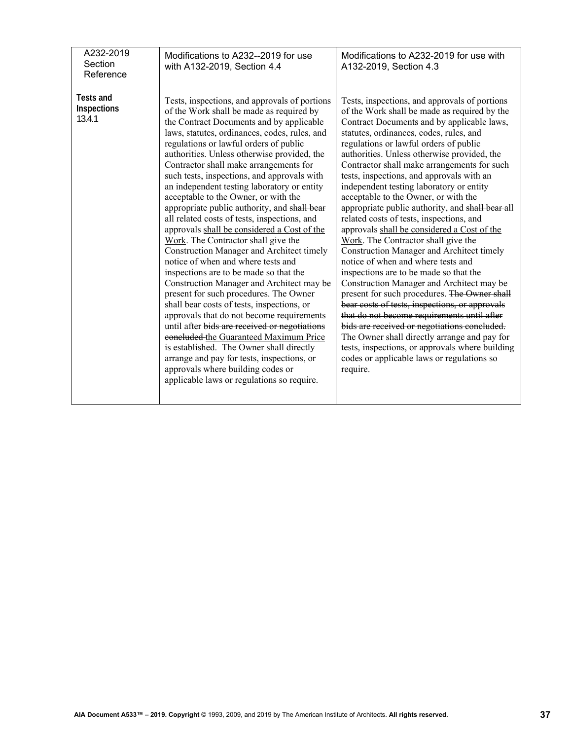| A232-2019 Section Reference | Modifications to A232--2019 for use with A132-2019, Section 4.4 | Modifications to A232-2019 for use with A132-2019, Section 4.3 |
|---|---|---|
| **Tests and Inspections** 13.4.1 | Tests, inspections, and approvals of portions of the Work shall be made as required by the Contract Documents and by applicable laws, statutes, ordinances, codes, rules, and regulations or lawful orders of public authorities. Unless otherwise provided, the Contractor shall make arrangements for such tests, inspections, and approvals with an independent testing laboratory or entity acceptable to the Owner, or with the appropriate public authority, and ~~shall bear~~ all related costs of tests, inspections, and approvals <u>shall be considered a Cost of the Work</u>. The Contractor shall give the Construction Manager and Architect timely notice of when and where tests and inspections are to be made so that the Construction Manager and Architect may be present for such procedures. The Owner shall bear costs of tests, inspections, or approvals that do not become requirements until after ~~bids are received or negotiations concluded~~ <u>the Guaranteed Maximum Price is established.</u> The Owner shall directly arrange and pay for tests, inspections, or approvals where building codes or applicable laws or regulations so require. | Tests, inspections, and approvals of portions of the Work shall be made as required by the Contract Documents and by applicable laws, statutes, ordinances, codes, rules, and regulations or lawful orders of public authorities. Unless otherwise provided, the Contractor shall make arrangements for such tests, inspections, and approvals with an independent testing laboratory or entity acceptable to the Owner, or with the appropriate public authority, and ~~shall bear~~ all related costs of tests, inspections, and approvals <u>shall be considered a Cost of the Work</u>. The Contractor shall give the Construction Manager and Architect timely notice of when and where tests and inspections are to be made so that the Construction Manager and Architect may be present for such procedures. ~~The Owner shall bear costs of tests, inspections, or approvals that do not become requirements until after bids are received or negotiations concluded.~~ The Owner shall directly arrange and pay for tests, inspections, or approvals where building codes or applicable laws or regulations so require. |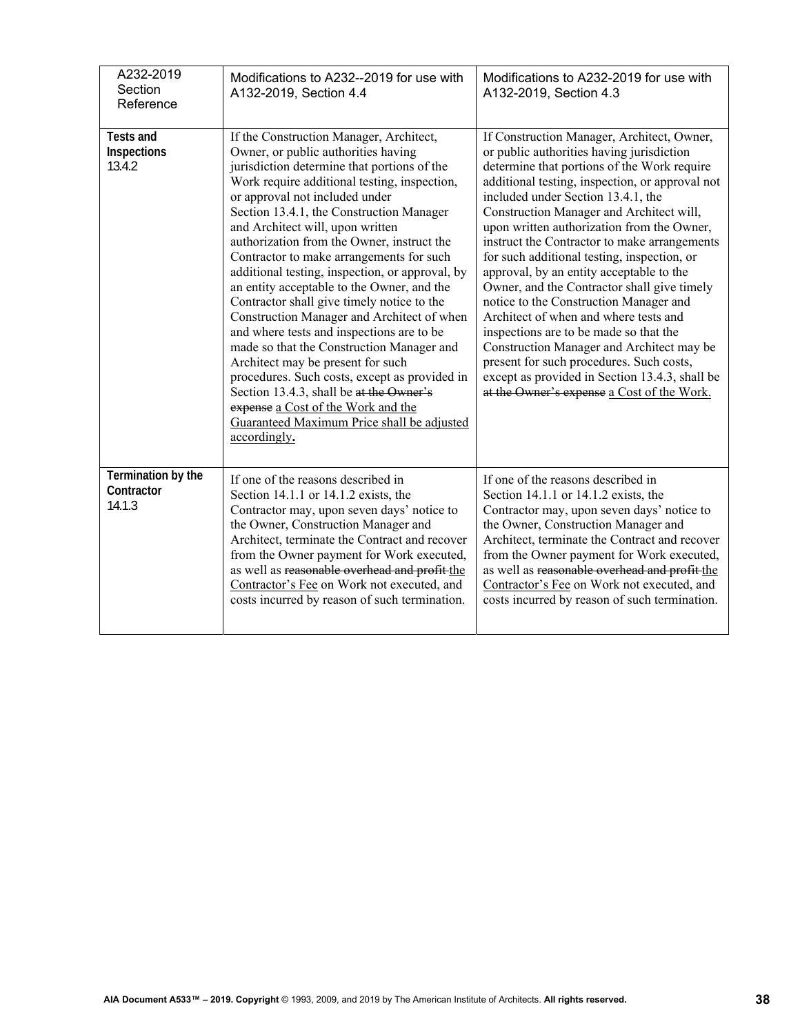| A232-2019 Section Reference | Modifications to A232--2019 for use with A132-2019, Section 4.4 | Modifications to A232-2019 for use with A132-2019, Section 4.3 |
|---|---|---|
| **Tests and Inspections** 13.4.2 | If the Construction Manager, Architect, Owner, or public authorities having jurisdiction determine that portions of the Work require additional testing, inspection, or approval not included under Section 13.4.1, the Construction Manager and Architect will, upon written authorization from the Owner, instruct the Contractor to make arrangements for such additional testing, inspection, or approval, by an entity acceptable to the Owner, and the Contractor shall give timely notice to the Construction Manager and Architect of when and where tests and inspections are to be made so that the Construction Manager and Architect may be present for such procedures. Such costs, except as provided in Section 13.4.3, shall be ~~at the Owner's expense~~ <u>a Cost of the Work and the Guaranteed Maximum Price shall be adjusted accordingly</u>**.** | If Construction Manager, Architect, Owner, or public authorities having jurisdiction determine that portions of the Work require additional testing, inspection, or approval not included under Section 13.4.1, the Construction Manager and Architect will, upon written authorization from the Owner, instruct the Contractor to make arrangements for such additional testing, inspection, or approval, by an entity acceptable to the Owner, and the Contractor shall give timely notice to the Construction Manager and Architect of when and where tests and inspections are to be made so that the Construction Manager and Architect may be present for such procedures. Such costs, except as provided in Section 13.4.3, shall be ~~at the Owner's expense~~ <u>a Cost of the Work.</u> |
| **Termination by the Contractor** 14.1.3 | If one of the reasons described in Section 14.1.1 or 14.1.2 exists, the Contractor may, upon seven days' notice to the Owner, Construction Manager and Architect, terminate the Contract and recover from the Owner payment for Work executed, as well as ~~reasonable overhead and profit~~ <u>the Contractor's Fee</u> on Work not executed, and costs incurred by reason of such termination. | If one of the reasons described in Section 14.1.1 or 14.1.2 exists, the Contractor may, upon seven days' notice to the Owner, Construction Manager and Architect, terminate the Contract and recover from the Owner payment for Work executed, as well as ~~reasonable overhead and profit~~ <u>the Contractor's Fee</u> on Work not executed, and costs incurred by reason of such termination. |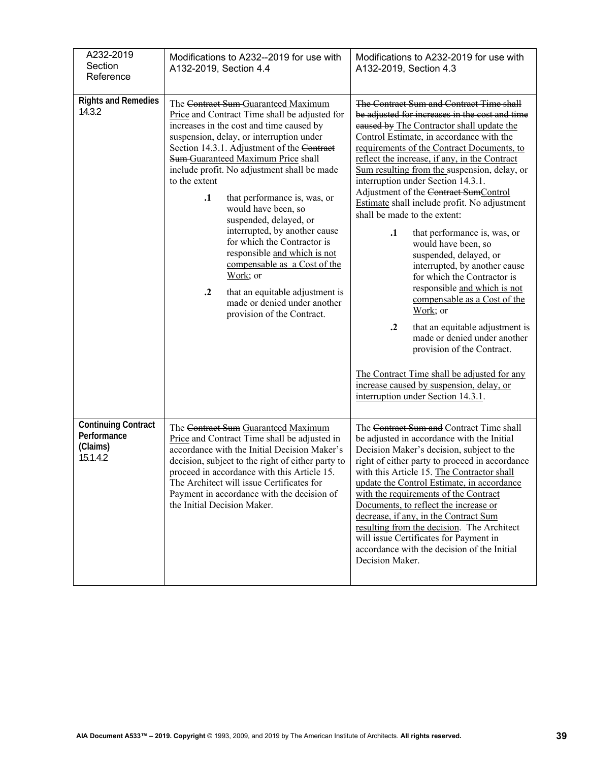| A232-2019 Section Reference | Modifications to A232--2019 for use with A132-2019, Section 4.4 | Modifications to A232-2019 for use with A132-2019, Section 4.3 |
|---|---|---|
| **Rights and Remedies** 14.3.2 | The ~~Contract Sum~~ <u>Guaranteed Maximum Price</u> and Contract Time shall be adjusted for increases in the cost and time caused by suspension, delay, or interruption under Section 14.3.1. Adjustment of the ~~Contract Sum~~ <u>Guaranteed Maximum Price</u> shall include profit. No adjustment shall be made to the extent<br><br>**.1** that performance is, was, or would have been, so suspended, delayed, or interrupted, by another cause for which the Contractor is responsible <u>and which is not compensable as a Cost of the Work</u>; or<br><br>**.2** that an equitable adjustment is made or denied under another provision of the Contract. | ~~The Contract Sum and Contract Time shall be adjusted for increases in the cost and time caused by~~ <u>The Contractor shall update the Control Estimate, in accordance with the requirements of the Contract Documents, to reflect the increase, if any, in the Contract Sum resulting from the</u> suspension, delay, or interruption under Section 14.3.1. Adjustment of the ~~Contract Sum~~<u>Control Estimate</u> shall include profit. No adjustment shall be made to the extent:<br><br>**.1** that performance is, was, or would have been, so suspended, delayed, or interrupted, by another cause for which the Contractor is responsible <u>and which is not compensable as a Cost of the Work</u>; or<br><br>**.2** that an equitable adjustment is made or denied under another provision of the Contract.<br><br><u>The Contract Time shall be adjusted for any increase caused by suspension, delay, or interruption under Section 14.3.1</u>. |
| **Continuing Contract Performance (Claims)** 15.1.4.2 | The ~~Contract Sum~~ <u>Guaranteed Maximum Price</u> and Contract Time shall be adjusted in accordance with the Initial Decision Maker's decision, subject to the right of either party to proceed in accordance with this Article 15. The Architect will issue Certificates for Payment in accordance with the decision of the Initial Decision Maker. | The ~~Contract Sum and~~ Contract Time shall be adjusted in accordance with the Initial Decision Maker's decision, subject to the right of either party to proceed in accordance with this Article 15. <u>The Contractor shall update the Control Estimate, in accordance with the requirements of the Contract Documents, to reflect the increase or decrease, if any, in the Contract Sum resulting from the decision</u>. The Architect will issue Certificates for Payment in accordance with the decision of the Initial Decision Maker. |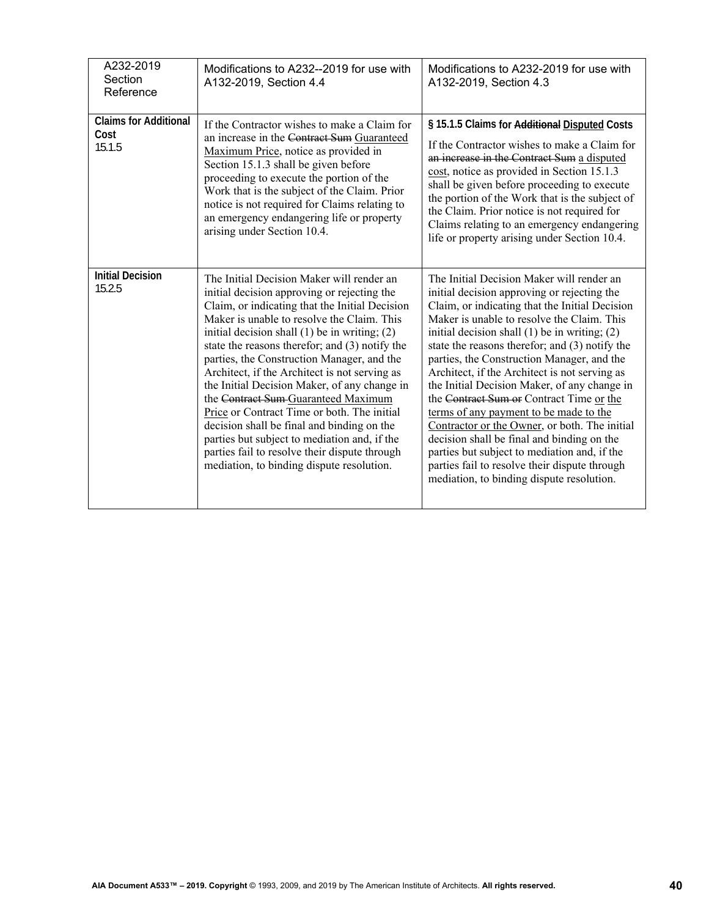| A232-2019 Section Reference | Modifications to A232--2019 for use with A132-2019, Section 4.4 | Modifications to A232-2019 for use with A132-2019, Section 4.3 |
|---|---|---|
| **Claims for Additional Cost** 15.1.5 | If the Contractor wishes to make a Claim for an increase in the ~~Contract Sum~~ <u>Guaranteed Maximum Price</u>, notice as provided in Section 15.1.3 shall be given before proceeding to execute the portion of the Work that is the subject of the Claim. Prior notice is not required for Claims relating to an emergency endangering life or property arising under Section 10.4. | **§ 15.1.5 Claims for ~~Additional~~ <u>Disputed</u> Costs** If the Contractor wishes to make a Claim for ~~an increase in the Contract Sum~~ <u>a disputed cost</u>, notice as provided in Section 15.1.3 shall be given before proceeding to execute the portion of the Work that is the subject of the Claim. Prior notice is not required for Claims relating to an emergency endangering life or property arising under Section 10.4. |
| **Initial Decision** 15.2.5 | The Initial Decision Maker will render an initial decision approving or rejecting the Claim, or indicating that the Initial Decision Maker is unable to resolve the Claim. This initial decision shall (1) be in writing; (2) state the reasons therefor; and (3) notify the parties, the Construction Manager, and the Architect, if the Architect is not serving as the Initial Decision Maker, of any change in the ~~Contract Sum~~ <u>Guaranteed Maximum Price</u> or Contract Time or both. The initial decision shall be final and binding on the parties but subject to mediation and, if the parties fail to resolve their dispute through mediation, to binding dispute resolution. | The Initial Decision Maker will render an initial decision approving or rejecting the Claim, or indicating that the Initial Decision Maker is unable to resolve the Claim. This initial decision shall (1) be in writing; (2) state the reasons therefor; and (3) notify the parties, the Construction Manager, and the Architect, if the Architect is not serving as the Initial Decision Maker, of any change in the ~~Contract Sum or~~ Contract Time <u>or the terms of any payment to be made to the Contractor or the Owner</u>, or both. The initial decision shall be final and binding on the parties but subject to mediation and, if the parties fail to resolve their dispute through mediation, to binding dispute resolution. |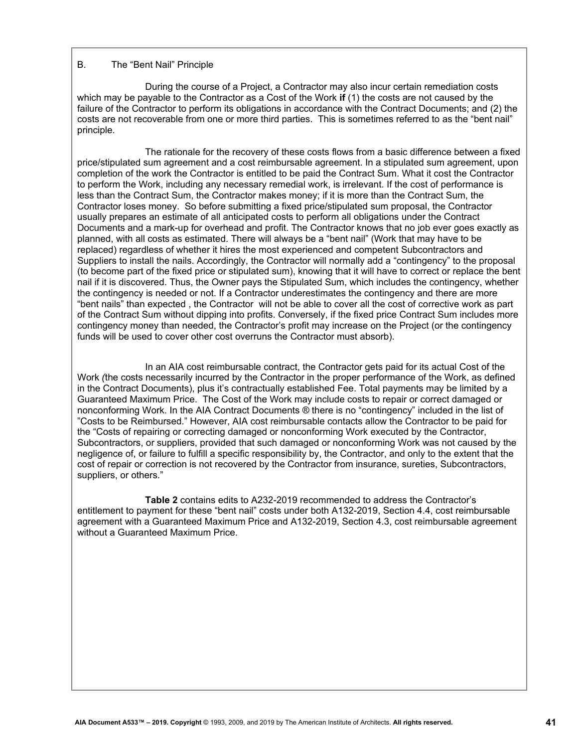## B. The "Bent Nail" Principle

During the course of a Project, a Contractor may also incur certain remediation costs which may be payable to the Contractor as a Cost of the Work **if** (1) the costs are not caused by the failure of the Contractor to perform its obligations in accordance with the Contract Documents; and (2) the costs are not recoverable from one or more third parties. This is sometimes referred to as the "bent nail" principle.

The rationale for the recovery of these costs flows from a basic difference between a fixed price/stipulated sum agreement and a cost reimbursable agreement. In a stipulated sum agreement, upon completion of the work the Contractor is entitled to be paid the Contract Sum. What it cost the Contractor to perform the Work, including any necessary remedial work, is irrelevant. If the cost of performance is less than the Contract Sum, the Contractor makes money; if it is more than the Contract Sum, the Contractor loses money. So before submitting a fixed price/stipulated sum proposal, the Contractor usually prepares an estimate of all anticipated costs to perform all obligations under the Contract Documents and a mark-up for overhead and profit. The Contractor knows that no job ever goes exactly as planned, with all costs as estimated. There will always be a "bent nail" (Work that may have to be replaced) regardless of whether it hires the most experienced and competent Subcontractors and Suppliers to install the nails. Accordingly, the Contractor will normally add a "contingency" to the proposal (to become part of the fixed price or stipulated sum), knowing that it will have to correct or replace the bent nail if it is discovered. Thus, the Owner pays the Stipulated Sum, which includes the contingency, whether the contingency is needed or not. If a Contractor underestimates the contingency and there are more "bent nails" than expected , the Contractor will not be able to cover all the cost of corrective work as part of the Contract Sum without dipping into profits. Conversely, if the fixed price Contract Sum includes more contingency money than needed, the Contractor's profit may increase on the Project (or the contingency funds will be used to cover other cost overruns the Contractor must absorb).

In an AIA cost reimbursable contract, the Contractor gets paid for its actual Cost of the Work *(*the costs necessarily incurred by the Contractor in the proper performance of the Work, as defined in the Contract Documents), plus it's contractually established Fee. Total payments may be limited by a Guaranteed Maximum Price. The Cost of the Work may include costs to repair or correct damaged or nonconforming Work. In the AIA Contract Documents ® there is no "contingency" included in the list of "Costs to be Reimbursed." However, AIA cost reimbursable contacts allow the Contractor to be paid for the "Costs of repairing or correcting damaged or nonconforming Work executed by the Contractor, Subcontractors, or suppliers, provided that such damaged or nonconforming Work was not caused by the negligence of, or failure to fulfill a specific responsibility by, the Contractor, and only to the extent that the cost of repair or correction is not recovered by the Contractor from insurance, sureties, Subcontractors, suppliers, or others."

**Table 2** contains edits to A232-2019 recommended to address the Contractor's entitlement to payment for these "bent nail" costs under both A132-2019, Section 4.4, cost reimbursable agreement with a Guaranteed Maximum Price and A132-2019, Section 4.3, cost reimbursable agreement without a Guaranteed Maximum Price.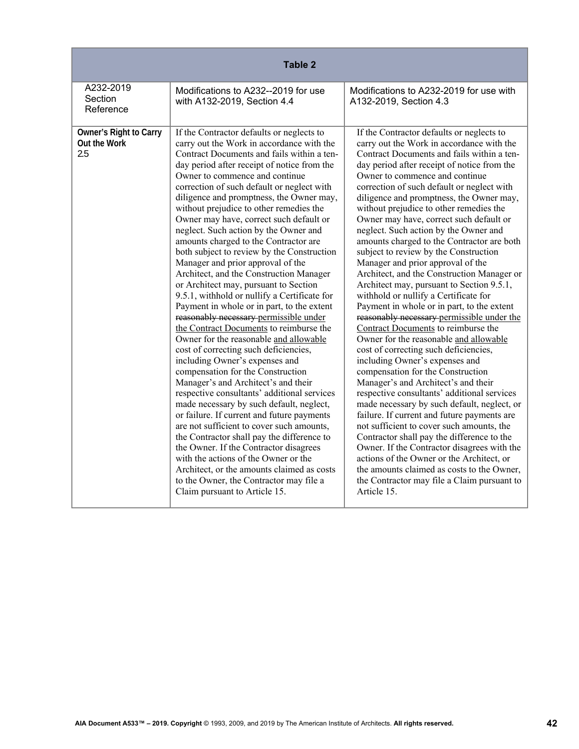| Table 2 | | |
|---|---|---|
| A232-2019 Section Reference | Modifications to A232--2019 for use with A132-2019, Section 4.4 | Modifications to A232-2019 for use with A132-2019, Section 4.3 |
| **Owner's Right to Carry Out the Work** 2.5 | If the Contractor defaults or neglects to carry out the Work in accordance with the Contract Documents and fails within a ten-day period after receipt of notice from the Owner to commence and continue correction of such default or neglect with diligence and promptness, the Owner may, without prejudice to other remedies the Owner may have, correct such default or neglect. Such action by the Owner and amounts charged to the Contractor are both subject to review by the Construction Manager and prior approval of the Architect, and the Construction Manager or Architect may, pursuant to Section 9.5.1, withhold or nullify a Certificate for Payment in whole or in part, to the extent ~~reasonably necessary~~ <u>permissible under the Contract Documents</u> to reimburse the Owner for the reasonable <u>and allowable</u> cost of correcting such deficiencies, including Owner's expenses and compensation for the Construction Manager's and Architect's and their respective consultants' additional services made necessary by such default, neglect, or failure. If current and future payments are not sufficient to cover such amounts, the Contractor shall pay the difference to the Owner. If the Contractor disagrees with the actions of the Owner or the Architect, or the amounts claimed as costs to the Owner, the Contractor may file a Claim pursuant to Article 15. | If the Contractor defaults or neglects to carry out the Work in accordance with the Contract Documents and fails within a ten-day period after receipt of notice from the Owner to commence and continue correction of such default or neglect with diligence and promptness, the Owner may, without prejudice to other remedies the Owner may have, correct such default or neglect. Such action by the Owner and amounts charged to the Contractor are both subject to review by the Construction Manager and prior approval of the Architect, and the Construction Manager or Architect may, pursuant to Section 9.5.1, withhold or nullify a Certificate for Payment in whole or in part, to the extent ~~reasonably necessary~~ <u>permissible under the Contract Documents</u> to reimburse the Owner for the reasonable <u>and allowable</u> cost of correcting such deficiencies, including Owner's expenses and compensation for the Construction Manager's and Architect's and their respective consultants' additional services made necessary by such default, neglect, or failure. If current and future payments are not sufficient to cover such amounts, the Contractor shall pay the difference to the Owner. If the Contractor disagrees with the actions of the Owner or the Architect, or the amounts claimed as costs to the Owner, the Contractor may file a Claim pursuant to Article 15. |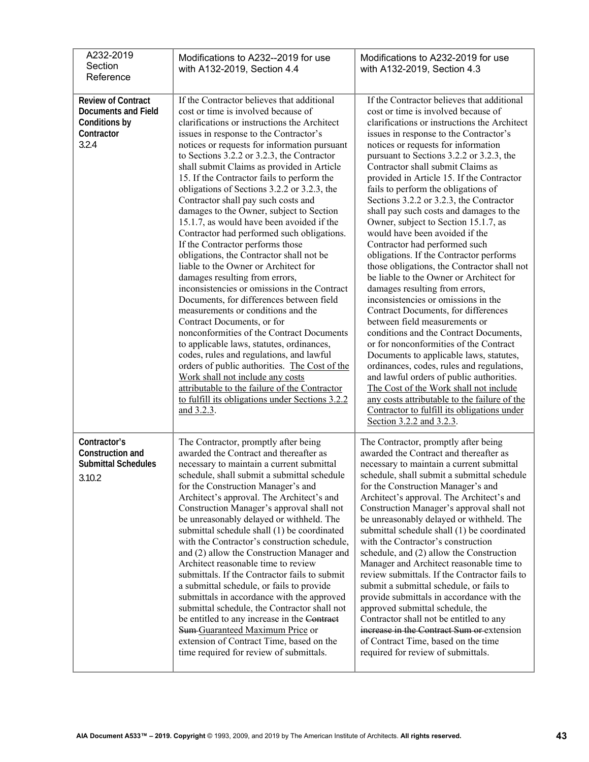| A232-2019 Section Reference | Modifications to A232--2019 for use with A132-2019, Section 4.4 | Modifications to A232-2019 for use with A132-2019, Section 4.3 |
|---|---|---|
| **Review of Contract Documents and Field Conditions by Contractor** 3.2.4 | If the Contractor believes that additional cost or time is involved because of clarifications or instructions the Architect issues in response to the Contractor's notices or requests for information pursuant to Sections 3.2.2 or 3.2.3, the Contractor shall submit Claims as provided in Article 15. If the Contractor fails to perform the obligations of Sections 3.2.2 or 3.2.3, the Contractor shall pay such costs and damages to the Owner, subject to Section 15.1.7, as would have been avoided if the Contractor had performed such obligations. If the Contractor performs those obligations, the Contractor shall not be liable to the Owner or Architect for damages resulting from errors, inconsistencies or omissions in the Contract Documents, for differences between field measurements or conditions and the Contract Documents, or for nonconformities of the Contract Documents to applicable laws, statutes, ordinances, codes, rules and regulations, and lawful orders of public authorities. <u>The Cost of the Work shall not include any costs attributable to the failure of the Contractor to fulfill its obligations under Sections 3.2.2 and 3.2.3</u>. | If the Contractor believes that additional cost or time is involved because of clarifications or instructions the Architect issues in response to the Contractor's notices or requests for information pursuant to Sections 3.2.2 or 3.2.3, the Contractor shall submit Claims as provided in Article 15. If the Contractor fails to perform the obligations of Sections 3.2.2 or 3.2.3, the Contractor shall pay such costs and damages to the Owner, subject to Section 15.1.7, as would have been avoided if the Contractor had performed such obligations. If the Contractor performs those obligations, the Contractor shall not be liable to the Owner or Architect for damages resulting from errors, inconsistencies or omissions in the Contract Documents, for differences between field measurements or conditions and the Contract Documents, or for nonconformities of the Contract Documents to applicable laws, statutes, ordinances, codes, rules and regulations, and lawful orders of public authorities. <u>The Cost of the Work shall not include any costs attributable to the failure of the Contractor to fulfill its obligations under Section 3.2.2 and 3.2.3</u>. |
| **Contractor's Construction and Submittal Schedules** 3.10.2 | The Contractor, promptly after being awarded the Contract and thereafter as necessary to maintain a current submittal schedule, shall submit a submittal schedule for the Construction Manager's and Architect's approval. The Architect's and Construction Manager's approval shall not be unreasonably delayed or withheld. The submittal schedule shall (1) be coordinated with the Contractor's construction schedule, and (2) allow the Construction Manager and Architect reasonable time to review submittals. If the Contractor fails to submit a submittal schedule, or fails to provide submittals in accordance with the approved submittal schedule, the Contractor shall not be entitled to any increase in the ~~Contract Sum~~ <u>Guaranteed Maximum Price</u> or extension of Contract Time, based on the time required for review of submittals. | The Contractor, promptly after being awarded the Contract and thereafter as necessary to maintain a current submittal schedule, shall submit a submittal schedule for the Construction Manager's and Architect's approval. The Architect's and Construction Manager's approval shall not be unreasonably delayed or withheld. The submittal schedule shall (1) be coordinated with the Contractor's construction schedule, and (2) allow the Construction Manager and Architect reasonable time to review submittals. If the Contractor fails to submit a submittal schedule, or fails to provide submittals in accordance with the approved submittal schedule, the Contractor shall not be entitled to any ~~increase in the Contract Sum or~~ extension of Contract Time, based on the time required for review of submittals. |

**AIA Document A533™ – 2019. Copyright** © 1993, 2009, and 2019 by The American Institute of Architects. **All rights reserved.**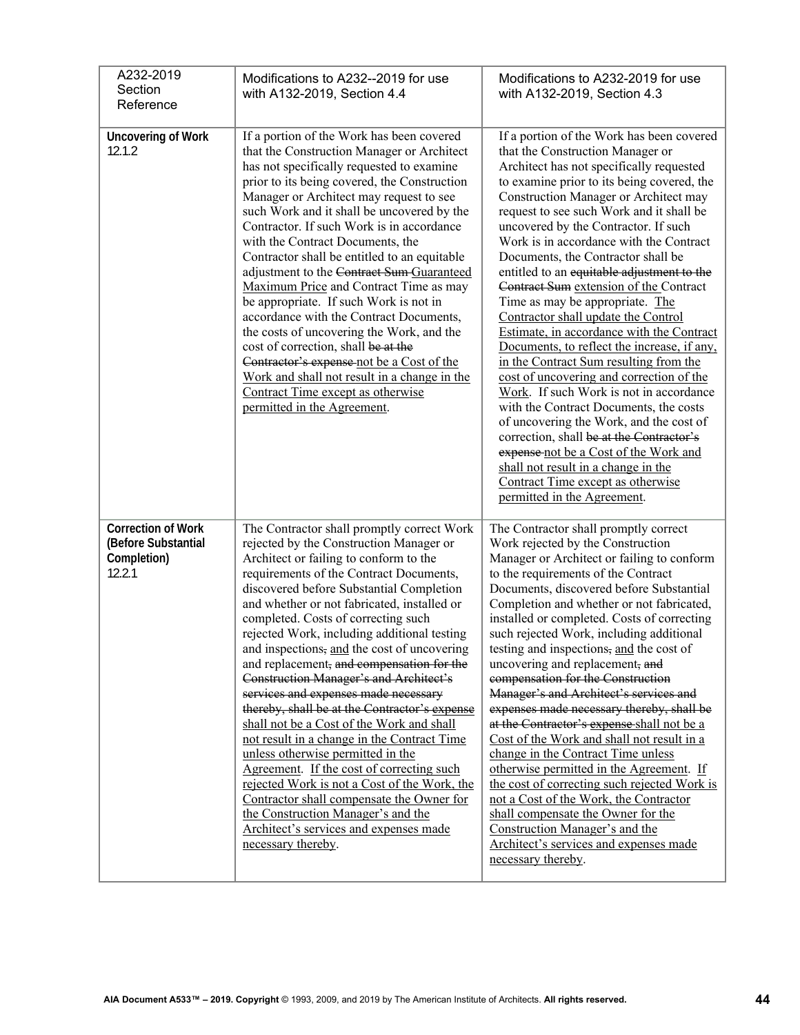| A232-2019 Section Reference | Modifications to A232--2019 for use with A132-2019, Section 4.4 | Modifications to A232-2019 for use with A132-2019, Section 4.3 |
|---|---|---|
| **Uncovering of Work** 12.1.2 | If a portion of the Work has been covered that the Construction Manager or Architect has not specifically requested to examine prior to its being covered, the Construction Manager or Architect may request to see such Work and it shall be uncovered by the Contractor. If such Work is in accordance with the Contract Documents, the Contractor shall be entitled to an equitable adjustment to the ~~Contract Sum~~ Guaranteed Maximum Price and Contract Time as may be appropriate. If such Work is not in accordance with the Contract Documents, the costs of uncovering the Work, and the cost of correction, shall ~~be at the Contractor's expense~~ not be a Cost of the Work and shall not result in a change in the Contract Time except as otherwise permitted in the Agreement. | If a portion of the Work has been covered that the Construction Manager or Architect has not specifically requested to examine prior to its being covered, the Construction Manager or Architect may request to see such Work and it shall be uncovered by the Contractor. If such Work is in accordance with the Contract Documents, the Contractor shall be entitled to an ~~equitable adjustment to the Contract Sum~~ extension of the Contract Time as may be appropriate. The Contractor shall update the Control Estimate, in accordance with the Contract Documents, to reflect the increase, if any, in the Contract Sum resulting from the cost of uncovering and correction of the Work. If such Work is not in accordance with the Contract Documents, the costs of uncovering the Work, and the cost of correction, shall ~~be at the Contractor's expense~~ not be a Cost of the Work and shall not result in a change in the Contract Time except as otherwise permitted in the Agreement. |
| **Correction of Work (Before Substantial Completion)** 12.2.1 | The Contractor shall promptly correct Work rejected by the Construction Manager or Architect or failing to conform to the requirements of the Contract Documents, discovered before Substantial Completion and whether or not fabricated, installed or completed. Costs of correcting such rejected Work, including additional testing and inspections~~,~~ and the cost of uncovering and replacement~~, and compensation for the Construction Manager's and Architect's services and expenses made necessary thereby, shall be at the Contractor's expense~~ shall not be a Cost of the Work and shall not result in a change in the Contract Time unless otherwise permitted in the Agreement. If the cost of correcting such rejected Work is not a Cost of the Work, the Contractor shall compensate the Owner for the Construction Manager's and the Architect's services and expenses made necessary thereby. | The Contractor shall promptly correct Work rejected by the Construction Manager or Architect or failing to conform to the requirements of the Contract Documents, discovered before Substantial Completion and whether or not fabricated, installed or completed. Costs of correcting such rejected Work, including additional testing and inspections~~,~~ and the cost of uncovering and replacement~~, and compensation for the Construction Manager's and Architect's services and expenses made necessary thereby, shall be at the Contractor's expense~~ shall not be a Cost of the Work and shall not result in a change in the Contract Time unless otherwise permitted in the Agreement. If the cost of correcting such rejected Work is not a Cost of the Work, the Contractor shall compensate the Owner for the Construction Manager's and the Architect's services and expenses made necessary thereby. |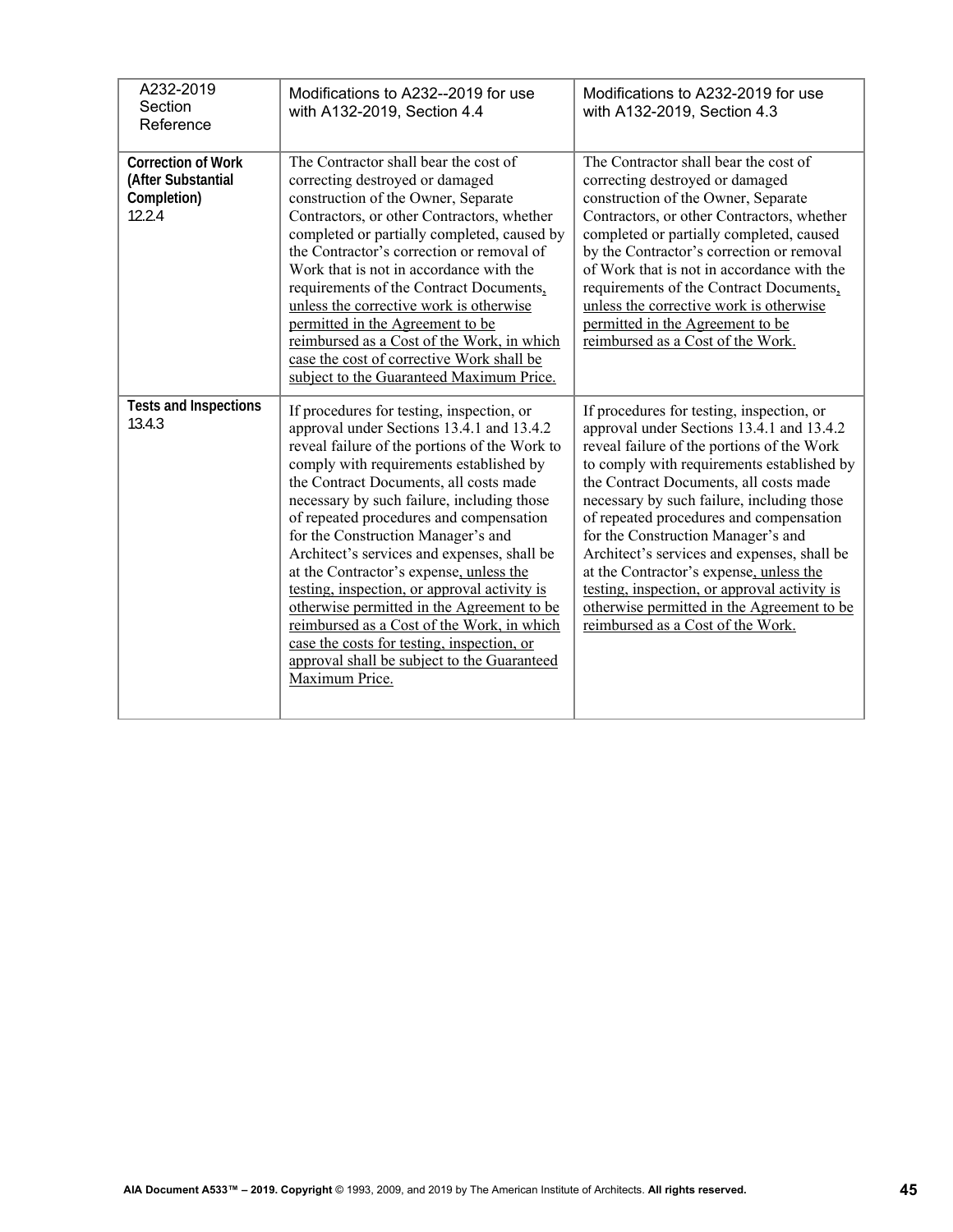| A232-2019 Section Reference | Modifications to A232--2019 for use with A132-2019, Section 4.4 | Modifications to A232-2019 for use with A132-2019, Section 4.3 |
|---|---|---|
| **Correction of Work (After Substantial Completion)** 12.2.4 | The Contractor shall bear the cost of correcting destroyed or damaged construction of the Owner, Separate Contractors, or other Contractors, whether completed or partially completed, caused by the Contractor's correction or removal of Work that is not in accordance with the requirements of the Contract Documents, unless the corrective work is otherwise permitted in the Agreement to be reimbursed as a Cost of the Work, in which case the cost of corrective Work shall be subject to the Guaranteed Maximum Price. | The Contractor shall bear the cost of correcting destroyed or damaged construction of the Owner, Separate Contractors, or other Contractors, whether completed or partially completed, caused by the Contractor's correction or removal of Work that is not in accordance with the requirements of the Contract Documents, unless the corrective work is otherwise permitted in the Agreement to be reimbursed as a Cost of the Work. |
| **Tests and Inspections** 13.4.3 | If procedures for testing, inspection, or approval under Sections 13.4.1 and 13.4.2 reveal failure of the portions of the Work to comply with requirements established by the Contract Documents, all costs made necessary by such failure, including those of repeated procedures and compensation for the Construction Manager's and Architect's services and expenses, shall be at the Contractor's expense, unless the testing, inspection, or approval activity is otherwise permitted in the Agreement to be reimbursed as a Cost of the Work, in which case the costs for testing, inspection, or approval shall be subject to the Guaranteed Maximum Price. | If procedures for testing, inspection, or approval under Sections 13.4.1 and 13.4.2 reveal failure of the portions of the Work to comply with requirements established by the Contract Documents, all costs made necessary by such failure, including those of repeated procedures and compensation for the Construction Manager's and Architect's services and expenses, shall be at the Contractor's expense, unless the testing, inspection, or approval activity is otherwise permitted in the Agreement to be reimbursed as a Cost of the Work. |

**AIA Document A533™ – 2019. Copyright** © 1993, 2009, and 2019 by The American Institute of Architects. **All rights reserved.**